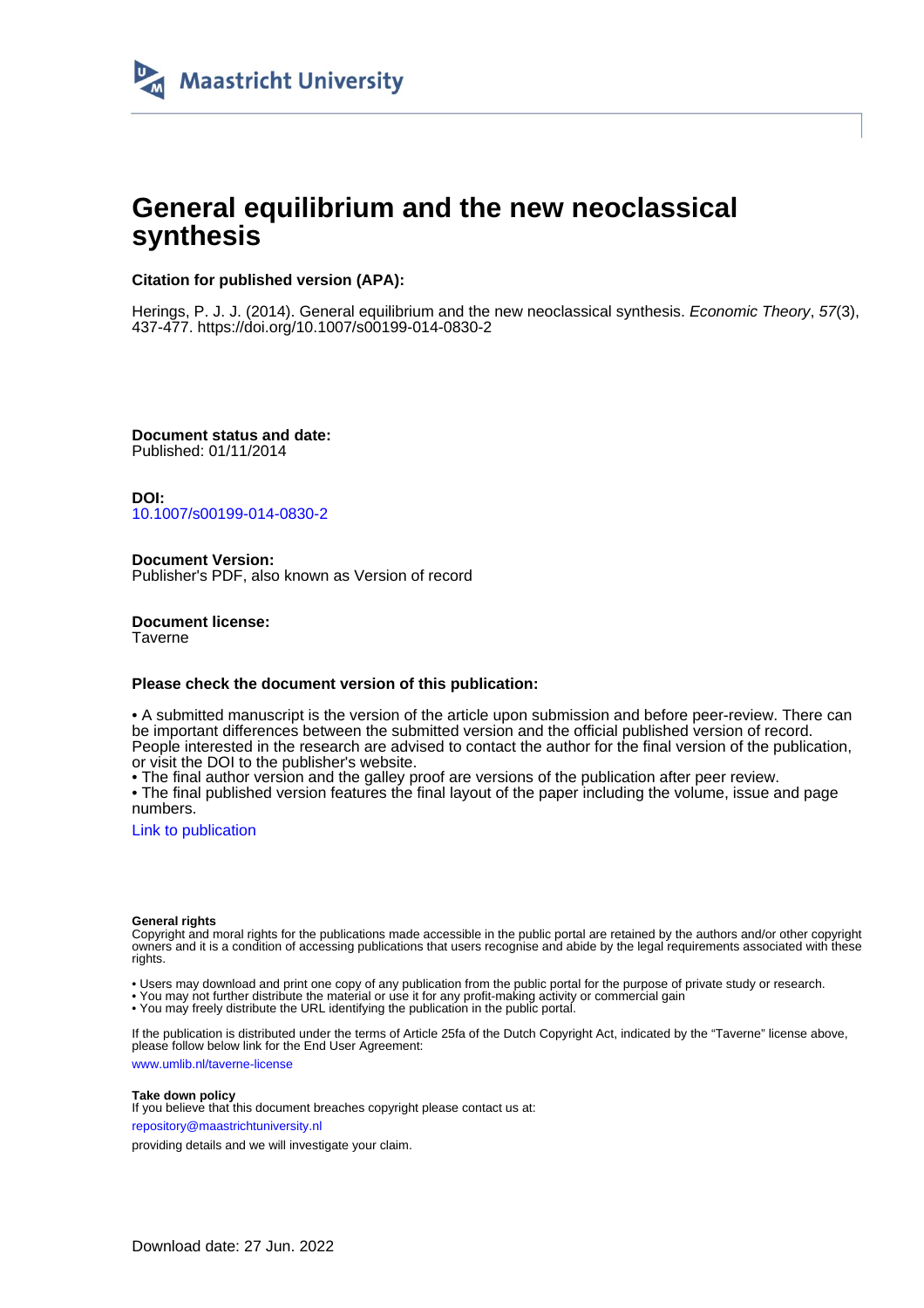Maastricht University

# General equilibrium and the new neoclassical synthesis

**Citation for published version (APA):**

Herings, P. J. J. (2014). General equilibrium and the new neoclassical synthesis. *Economic Theory*, *57*(3), 437-477. https://doi.org/10.1007/s00199-014-0830-2

**Document status and date:**
Published: 01/11/2014

**DOI:**
10.1007/s00199-014-0830-2

**Document Version:**
Publisher's PDF, also known as Version of record

**Document license:**
Taverne

**Please check the document version of this publication:**

• A submitted manuscript is the version of the article upon submission and before peer-review. There can be important differences between the submitted version and the official published version of record. People interested in the research are advised to contact the author for the final version of the publication, or visit the DOI to the publisher's website.
• The final author version and the galley proof are versions of the publication after peer review.
• The final published version features the final layout of the paper including the volume, issue and page numbers.

Link to publication

**General rights**
Copyright and moral rights for the publications made accessible in the public portal are retained by the authors and/or other copyright owners and it is a condition of accessing publications that users recognise and abide by the legal requirements associated with these rights.

• Users may download and print one copy of any publication from the public portal for the purpose of private study or research.
• You may not further distribute the material or use it for any profit-making activity or commercial gain
• You may freely distribute the URL identifying the publication in the public portal.

If the publication is distributed under the terms of Article 25fa of the Dutch Copyright Act, indicated by the "Taverne" license above, please follow below link for the End User Agreement:

www.umlib.nl/taverne-license

**Take down policy**
If you believe that this document breaches copyright please contact us at:

repository@maastrichtuniversity.nl

providing details and we will investigate your claim.

Download date: 27 Jun. 2022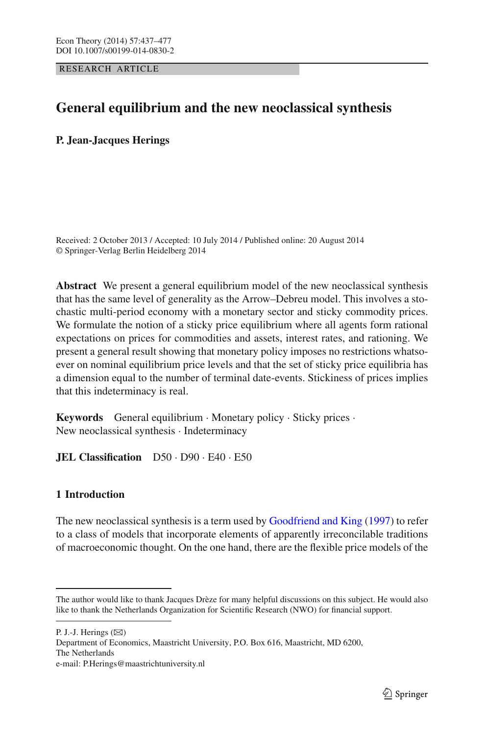Econ Theory (2014) 57:437–477
DOI 10.1007/s00199-014-0830-2

RESEARCH ARTICLE

# General equilibrium and the new neoclassical synthesis

**P. Jean-Jacques Herings**

Received: 2 October 2013 / Accepted: 10 July 2014 / Published online: 20 August 2014
© Springer-Verlag Berlin Heidelberg 2014

**Abstract** We present a general equilibrium model of the new neoclassical synthesis that has the same level of generality as the Arrow–Debreu model. This involves a stochastic multi-period economy with a monetary sector and sticky commodity prices. We formulate the notion of a sticky price equilibrium where all agents form rational expectations on prices for commodities and assets, interest rates, and rationing. We present a general result showing that monetary policy imposes no restrictions whatsoever on nominal equilibrium price levels and that the set of sticky price equilibria has a dimension equal to the number of terminal date-events. Stickiness of prices implies that this indeterminacy is real.

**Keywords** General equilibrium · Monetary policy · Sticky prices · New neoclassical synthesis · Indeterminacy

**JEL Classification** D50 · D90 · E40 · E50

## 1 Introduction

The new neoclassical synthesis is a term used by Goodfriend and King (1997) to refer to a class of models that incorporate elements of apparently irreconcilable traditions of macroeconomic thought. On the one hand, there are the flexible price models of the

---

The author would like to thank Jacques Drèze for many helpful discussions on this subject. He would also like to thank the Netherlands Organization for Scientific Research (NWO) for financial support.

P. J.-J. Herings (✉)
Department of Economics, Maastricht University, P.O. Box 616, Maastricht, MD 6200, The Netherlands
e-mail: P.Herings@maastrichtuniversity.nl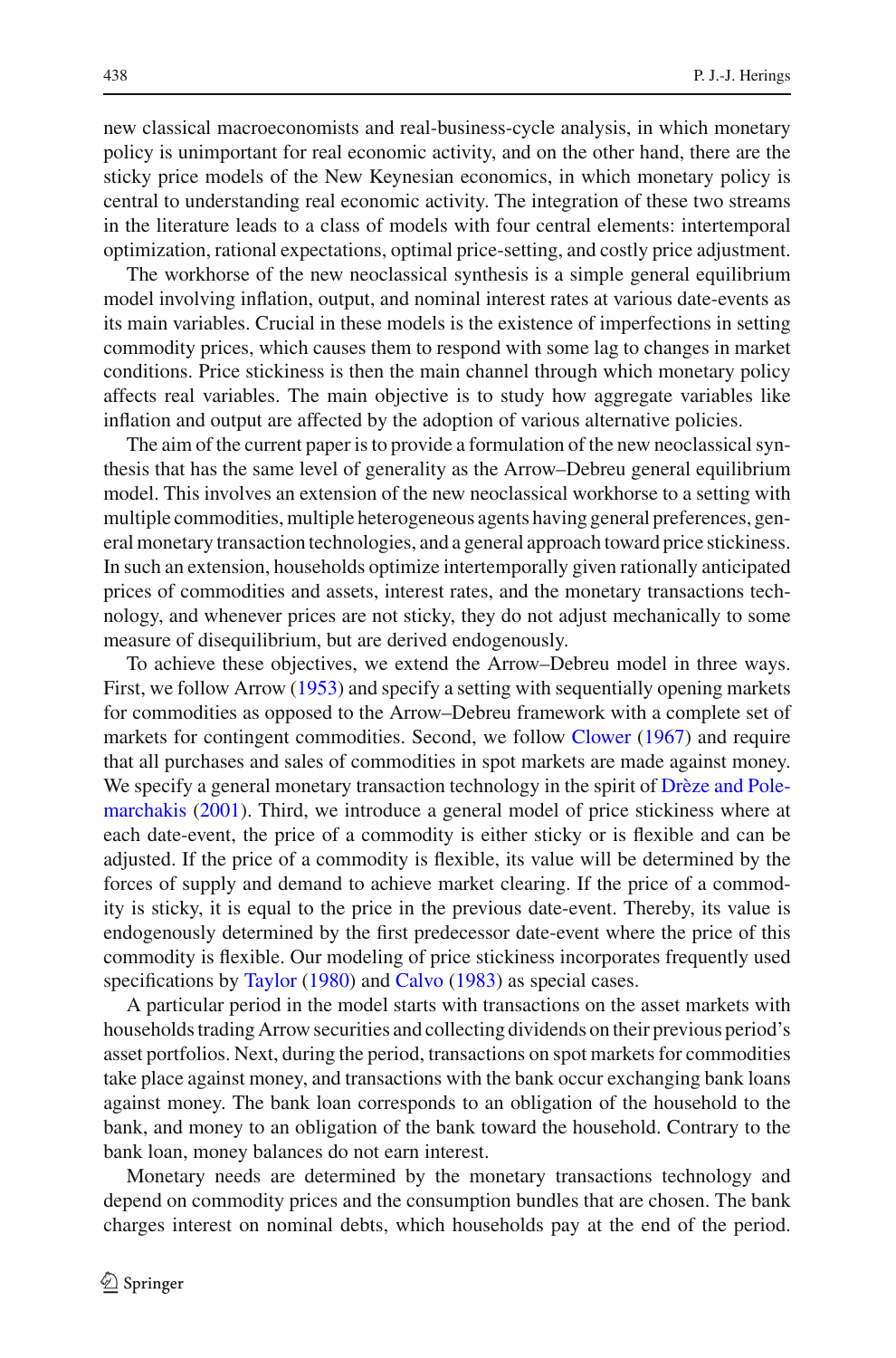new classical macroeconomists and real-business-cycle analysis, in which monetary policy is unimportant for real economic activity, and on the other hand, there are the sticky price models of the New Keynesian economics, in which monetary policy is central to understanding real economic activity. The integration of these two streams in the literature leads to a class of models with four central elements: intertemporal optimization, rational expectations, optimal price-setting, and costly price adjustment.

The workhorse of the new neoclassical synthesis is a simple general equilibrium model involving inflation, output, and nominal interest rates at various date-events as its main variables. Crucial in these models is the existence of imperfections in setting commodity prices, which causes them to respond with some lag to changes in market conditions. Price stickiness is then the main channel through which monetary policy affects real variables. The main objective is to study how aggregate variables like inflation and output are affected by the adoption of various alternative policies.

The aim of the current paper is to provide a formulation of the new neoclassical synthesis that has the same level of generality as the Arrow–Debreu general equilibrium model. This involves an extension of the new neoclassical workhorse to a setting with multiple commodities, multiple heterogeneous agents having general preferences, general monetary transaction technologies, and a general approach toward price stickiness. In such an extension, households optimize intertemporally given rationally anticipated prices of commodities and assets, interest rates, and the monetary transactions technology, and whenever prices are not sticky, they do not adjust mechanically to some measure of disequilibrium, but are derived endogenously.

To achieve these objectives, we extend the Arrow–Debreu model in three ways. First, we follow Arrow (1953) and specify a setting with sequentially opening markets for commodities as opposed to the Arrow–Debreu framework with a complete set of markets for contingent commodities. Second, we follow Clower (1967) and require that all purchases and sales of commodities in spot markets are made against money. We specify a general monetary transaction technology in the spirit of Drèze and Polemarchakis (2001). Third, we introduce a general model of price stickiness where at each date-event, the price of a commodity is either sticky or is flexible and can be adjusted. If the price of a commodity is flexible, its value will be determined by the forces of supply and demand to achieve market clearing. If the price of a commodity is sticky, it is equal to the price in the previous date-event. Thereby, its value is endogenously determined by the first predecessor date-event where the price of this commodity is flexible. Our modeling of price stickiness incorporates frequently used specifications by Taylor (1980) and Calvo (1983) as special cases.

A particular period in the model starts with transactions on the asset markets with households trading Arrow securities and collecting dividends on their previous period's asset portfolios. Next, during the period, transactions on spot markets for commodities take place against money, and transactions with the bank occur exchanging bank loans against money. The bank loan corresponds to an obligation of the household to the bank, and money to an obligation of the bank toward the household. Contrary to the bank loan, money balances do not earn interest.

Monetary needs are determined by the monetary transactions technology and depend on commodity prices and the consumption bundles that are chosen. The bank charges interest on nominal debts, which households pay at the end of the period.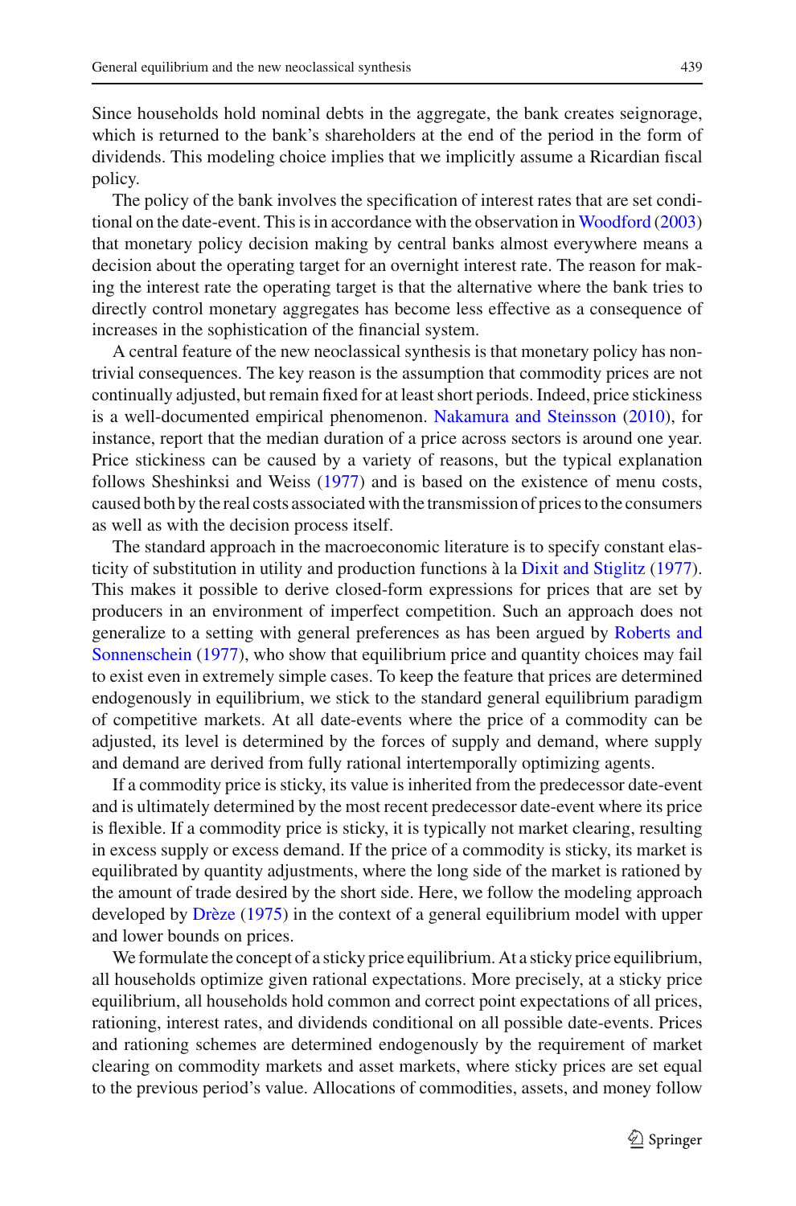Since households hold nominal debts in the aggregate, the bank creates seignorage, which is returned to the bank's shareholders at the end of the period in the form of dividends. This modeling choice implies that we implicitly assume a Ricardian fiscal policy.

The policy of the bank involves the specification of interest rates that are set conditional on the date-event. This is in accordance with the observation in Woodford (2003) that monetary policy decision making by central banks almost everywhere means a decision about the operating target for an overnight interest rate. The reason for making the interest rate the operating target is that the alternative where the bank tries to directly control monetary aggregates has become less effective as a consequence of increases in the sophistication of the financial system.

A central feature of the new neoclassical synthesis is that monetary policy has nontrivial consequences. The key reason is the assumption that commodity prices are not continually adjusted, but remain fixed for at least short periods. Indeed, price stickiness is a well-documented empirical phenomenon. Nakamura and Steinsson (2010), for instance, report that the median duration of a price across sectors is around one year. Price stickiness can be caused by a variety of reasons, but the typical explanation follows Sheshinksi and Weiss (1977) and is based on the existence of menu costs, caused both by the real costs associated with the transmission of prices to the consumers as well as with the decision process itself.

The standard approach in the macroeconomic literature is to specify constant elasticity of substitution in utility and production functions à la Dixit and Stiglitz (1977). This makes it possible to derive closed-form expressions for prices that are set by producers in an environment of imperfect competition. Such an approach does not generalize to a setting with general preferences as has been argued by Roberts and Sonnenschein (1977), who show that equilibrium price and quantity choices may fail to exist even in extremely simple cases. To keep the feature that prices are determined endogenously in equilibrium, we stick to the standard general equilibrium paradigm of competitive markets. At all date-events where the price of a commodity can be adjusted, its level is determined by the forces of supply and demand, where supply and demand are derived from fully rational intertemporally optimizing agents.

If a commodity price is sticky, its value is inherited from the predecessor date-event and is ultimately determined by the most recent predecessor date-event where its price is flexible. If a commodity price is sticky, it is typically not market clearing, resulting in excess supply or excess demand. If the price of a commodity is sticky, its market is equilibrated by quantity adjustments, where the long side of the market is rationed by the amount of trade desired by the short side. Here, we follow the modeling approach developed by Drèze (1975) in the context of a general equilibrium model with upper and lower bounds on prices.

We formulate the concept of a sticky price equilibrium. At a sticky price equilibrium, all households optimize given rational expectations. More precisely, at a sticky price equilibrium, all households hold common and correct point expectations of all prices, rationing, interest rates, and dividends conditional on all possible date-events. Prices and rationing schemes are determined endogenously by the requirement of market clearing on commodity markets and asset markets, where sticky prices are set equal to the previous period's value. Allocations of commodities, assets, and money follow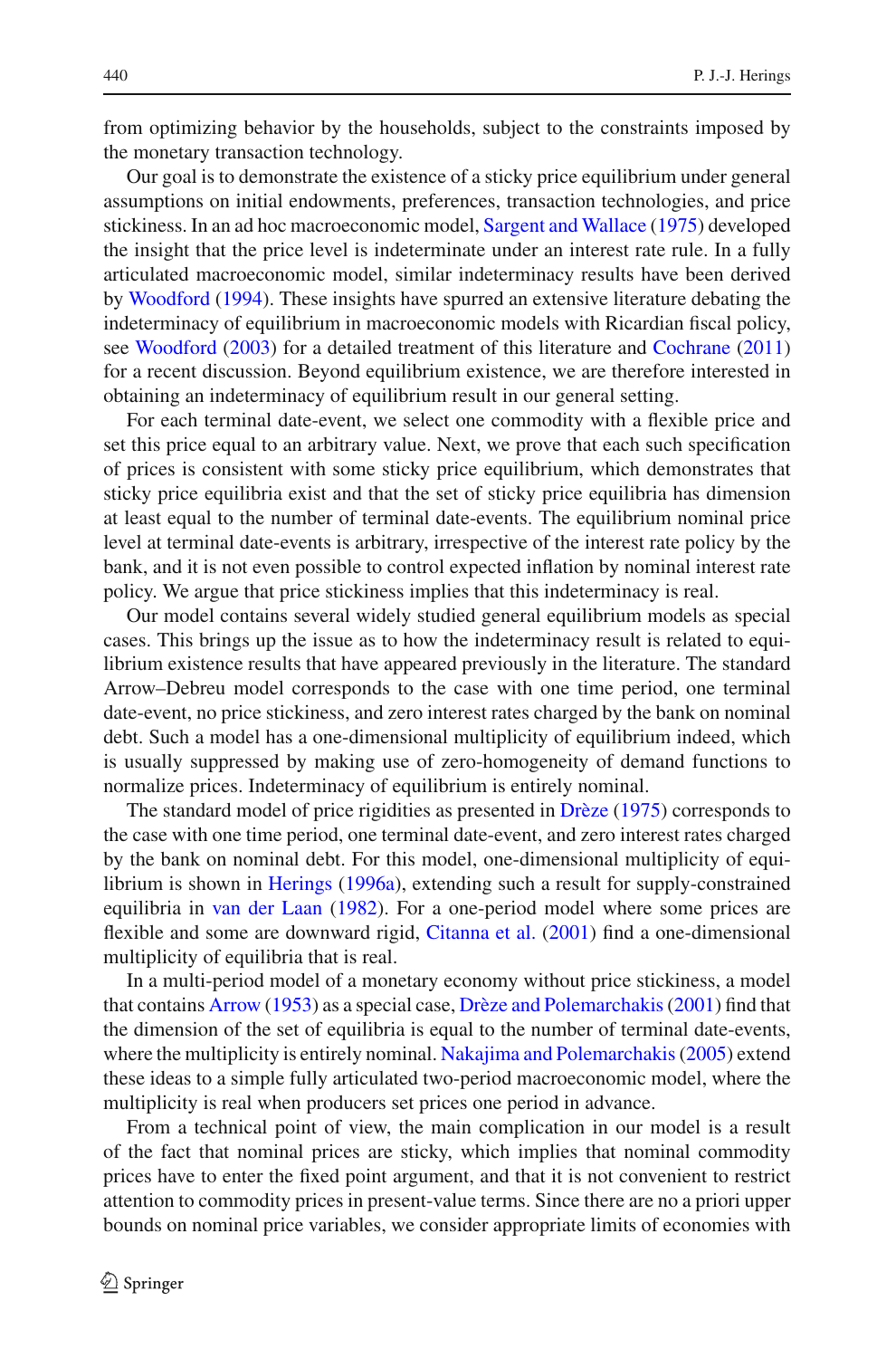from optimizing behavior by the households, subject to the constraints imposed by the monetary transaction technology.

Our goal is to demonstrate the existence of a sticky price equilibrium under general assumptions on initial endowments, preferences, transaction technologies, and price stickiness. In an ad hoc macroeconomic model, Sargent and Wallace (1975) developed the insight that the price level is indeterminate under an interest rate rule. In a fully articulated macroeconomic model, similar indeterminacy results have been derived by Woodford (1994). These insights have spurred an extensive literature debating the indeterminacy of equilibrium in macroeconomic models with Ricardian fiscal policy, see Woodford (2003) for a detailed treatment of this literature and Cochrane (2011) for a recent discussion. Beyond equilibrium existence, we are therefore interested in obtaining an indeterminacy of equilibrium result in our general setting.

For each terminal date-event, we select one commodity with a flexible price and set this price equal to an arbitrary value. Next, we prove that each such specification of prices is consistent with some sticky price equilibrium, which demonstrates that sticky price equilibria exist and that the set of sticky price equilibria has dimension at least equal to the number of terminal date-events. The equilibrium nominal price level at terminal date-events is arbitrary, irrespective of the interest rate policy by the bank, and it is not even possible to control expected inflation by nominal interest rate policy. We argue that price stickiness implies that this indeterminacy is real.

Our model contains several widely studied general equilibrium models as special cases. This brings up the issue as to how the indeterminacy result is related to equilibrium existence results that have appeared previously in the literature. The standard Arrow–Debreu model corresponds to the case with one time period, one terminal date-event, no price stickiness, and zero interest rates charged by the bank on nominal debt. Such a model has a one-dimensional multiplicity of equilibrium indeed, which is usually suppressed by making use of zero-homogeneity of demand functions to normalize prices. Indeterminacy of equilibrium is entirely nominal.

The standard model of price rigidities as presented in Drèze (1975) corresponds to the case with one time period, one terminal date-event, and zero interest rates charged by the bank on nominal debt. For this model, one-dimensional multiplicity of equilibrium is shown in Herings (1996a), extending such a result for supply-constrained equilibria in van der Laan (1982). For a one-period model where some prices are flexible and some are downward rigid, Citanna et al. (2001) find a one-dimensional multiplicity of equilibria that is real.

In a multi-period model of a monetary economy without price stickiness, a model that contains Arrow (1953) as a special case, Drèze and Polemarchakis (2001) find that the dimension of the set of equilibria is equal to the number of terminal date-events, where the multiplicity is entirely nominal. Nakajima and Polemarchakis (2005) extend these ideas to a simple fully articulated two-period macroeconomic model, where the multiplicity is real when producers set prices one period in advance.

From a technical point of view, the main complication in our model is a result of the fact that nominal prices are sticky, which implies that nominal commodity prices have to enter the fixed point argument, and that it is not convenient to restrict attention to commodity prices in present-value terms. Since there are no a priori upper bounds on nominal price variables, we consider appropriate limits of economies with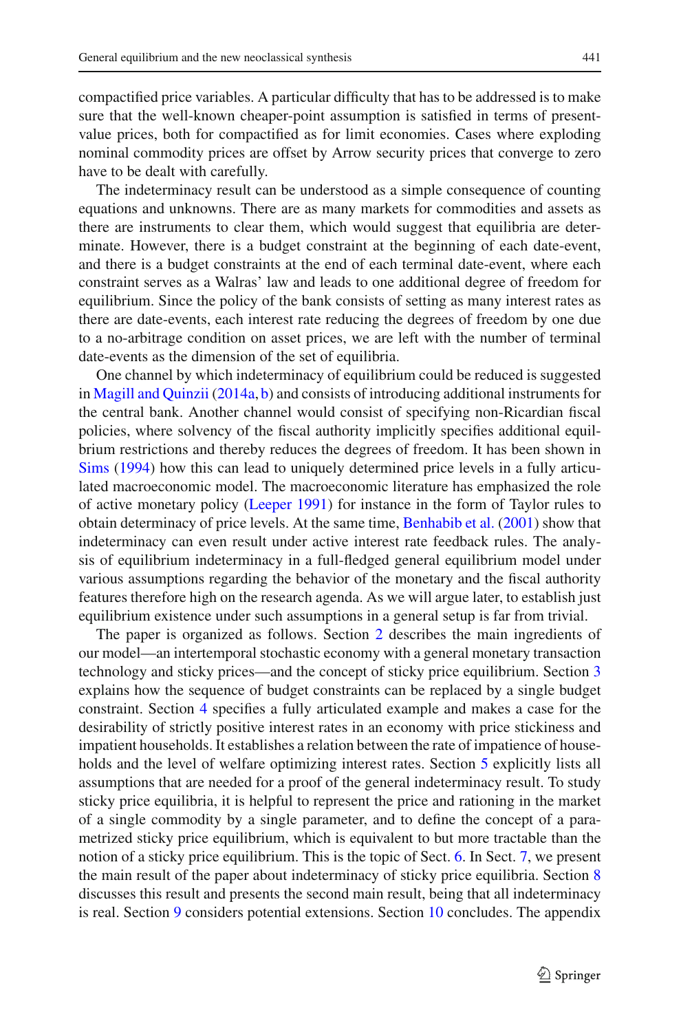compactified price variables. A particular difficulty that has to be addressed is to make sure that the well-known cheaper-point assumption is satisfied in terms of present-value prices, both for compactified as for limit economies. Cases where exploding nominal commodity prices are offset by Arrow security prices that converge to zero have to be dealt with carefully.

The indeterminacy result can be understood as a simple consequence of counting equations and unknowns. There are as many markets for commodities and assets as there are instruments to clear them, which would suggest that equilibria are determinate. However, there is a budget constraint at the beginning of each date-event, and there is a budget constraints at the end of each terminal date-event, where each constraint serves as a Walras' law and leads to one additional degree of freedom for equilibrium. Since the policy of the bank consists of setting as many interest rates as there are date-events, each interest rate reducing the degrees of freedom by one due to a no-arbitrage condition on asset prices, we are left with the number of terminal date-events as the dimension of the set of equilibria.

One channel by which indeterminacy of equilibrium could be reduced is suggested in Magill and Quinzii (2014a, b) and consists of introducing additional instruments for the central bank. Another channel would consist of specifying non-Ricardian fiscal policies, where solvency of the fiscal authority implicitly specifies additional equilibrium restrictions and thereby reduces the degrees of freedom. It has been shown in Sims (1994) how this can lead to uniquely determined price levels in a fully articulated macroeconomic model. The macroeconomic literature has emphasized the role of active monetary policy (Leeper 1991) for instance in the form of Taylor rules to obtain determinacy of price levels. At the same time, Benhabib et al. (2001) show that indeterminacy can even result under active interest rate feedback rules. The analysis of equilibrium indeterminacy in a full-fledged general equilibrium model under various assumptions regarding the behavior of the monetary and the fiscal authority features therefore high on the research agenda. As we will argue later, to establish just equilibrium existence under such assumptions in a general setup is far from trivial.

The paper is organized as follows. Section 2 describes the main ingredients of our model—an intertemporal stochastic economy with a general monetary transaction technology and sticky prices—and the concept of sticky price equilibrium. Section 3 explains how the sequence of budget constraints can be replaced by a single budget constraint. Section 4 specifies a fully articulated example and makes a case for the desirability of strictly positive interest rates in an economy with price stickiness and impatient households. It establishes a relation between the rate of impatience of households and the level of welfare optimizing interest rates. Section 5 explicitly lists all assumptions that are needed for a proof of the general indeterminacy result. To study sticky price equilibria, it is helpful to represent the price and rationing in the market of a single commodity by a single parameter, and to define the concept of a parametrized sticky price equilibrium, which is equivalent to but more tractable than the notion of a sticky price equilibrium. This is the topic of Sect. 6. In Sect. 7, we present the main result of the paper about indeterminacy of sticky price equilibria. Section 8 discusses this result and presents the second main result, being that all indeterminacy is real. Section 9 considers potential extensions. Section 10 concludes. The appendix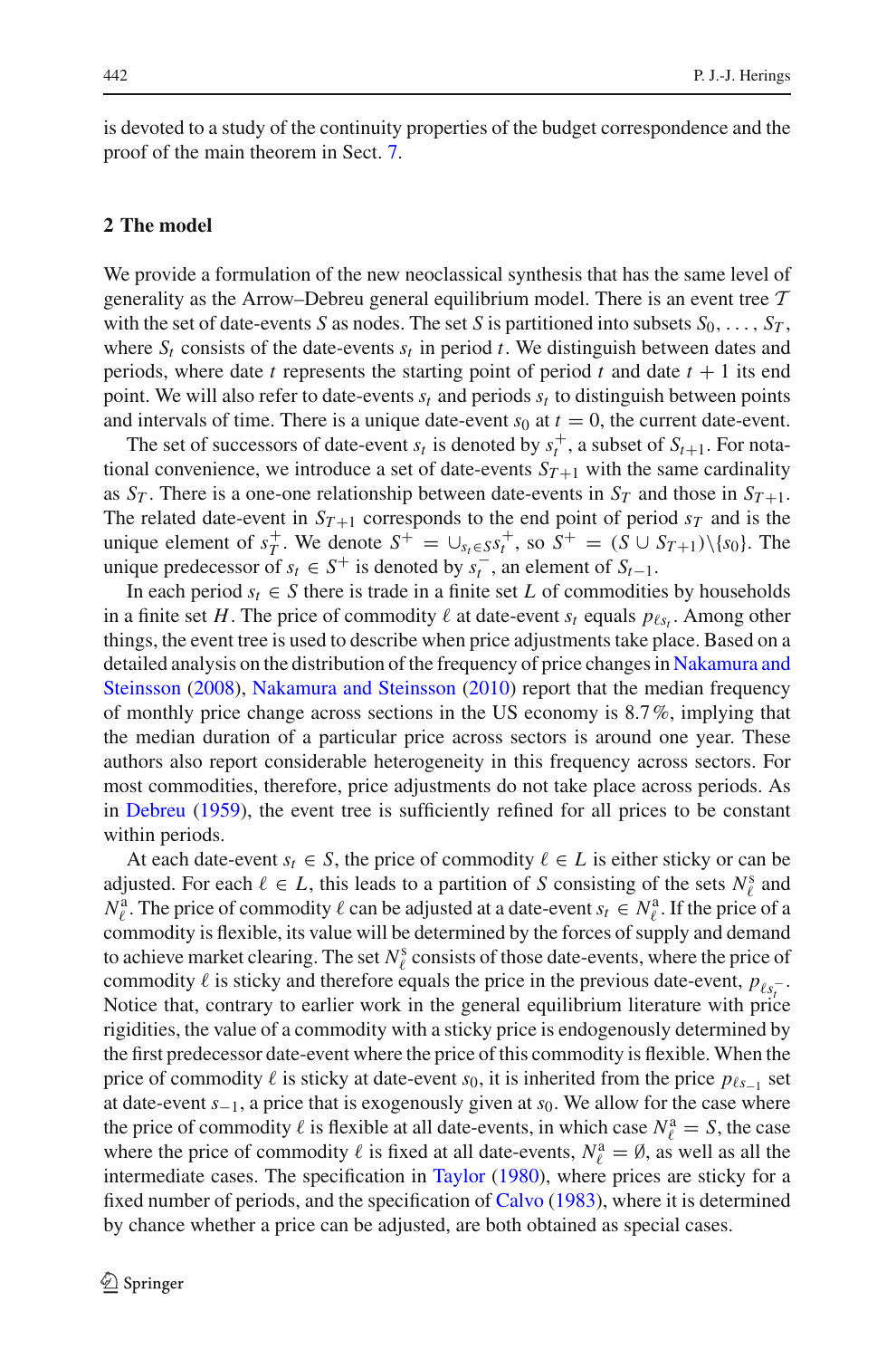is devoted to a study of the continuity properties of the budget correspondence and the proof of the main theorem in Sect. 7.

## 2 The model

We provide a formulation of the new neoclassical synthesis that has the same level of generality as the Arrow–Debreu general equilibrium model. There is an event tree $\mathcal{T}$ with the set of date-events $S$ as nodes. The set $S$ is partitioned into subsets $S_0, \ldots, S_T$, where $S_t$ consists of the date-events $s_t$ in period $t$. We distinguish between dates and periods, where date $t$ represents the starting point of period $t$ and date $t+1$ its end point. We will also refer to date-events $s_t$ and periods $s_t$ to distinguish between points and intervals of time. There is a unique date-event $s_0$ at $t = 0$, the current date-event.

The set of successors of date-event $s_t$ is denoted by $s_t^+$, a subset of $S_{t+1}$. For notational convenience, we introduce a set of date-events $S_{T+1}$ with the same cardinality as $S_T$. There is a one-one relationship between date-events in $S_T$ and those in $S_{T+1}$. The related date-event in $S_{T+1}$ corresponds to the end point of period $s_T$ and is the unique element of $s_T^+$. We denote $S^+ = \cup_{s_t \in S} s_t^+$, so $S^+ = (S \cup S_{T+1}) \backslash \{s_0\}$. The unique predecessor of $s_t \in S^+$ is denoted by $s_t^-$, an element of $S_{t-1}$.

In each period $s_t \in S$ there is trade in a finite set $L$ of commodities by households in a finite set $H$. The price of commodity $\ell$ at date-event $s_t$ equals $p_{\ell s_t}$. Among other things, the event tree is used to describe when price adjustments take place. Based on a detailed analysis on the distribution of the frequency of price changes in Nakamura and Steinsson (2008), Nakamura and Steinsson (2010) report that the median frequency of monthly price change across sections in the US economy is 8.7 %, implying that the median duration of a particular price across sectors is around one year. These authors also report considerable heterogeneity in this frequency across sectors. For most commodities, therefore, price adjustments do not take place across periods. As in Debreu (1959), the event tree is sufficiently refined for all prices to be constant within periods.

At each date-event $s_t \in S$, the price of commodity $\ell \in L$ is either sticky or can be adjusted. For each $\ell \in L$, this leads to a partition of $S$ consisting of the sets $N_\ell^{\mathrm{s}}$ and $N_\ell^{\mathrm{a}}$. The price of commodity $\ell$ can be adjusted at a date-event $s_t \in N_\ell^{\mathrm{a}}$. If the price of a commodity is flexible, its value will be determined by the forces of supply and demand to achieve market clearing. The set $N_\ell^{\mathrm{s}}$ consists of those date-events, where the price of commodity $\ell$ is sticky and therefore equals the price in the previous date-event, $p_{\ell s_t^-}$. Notice that, contrary to earlier work in the general equilibrium literature with price rigidities, the value of a commodity with a sticky price is endogenously determined by the first predecessor date-event where the price of this commodity is flexible. When the price of commodity $\ell$ is sticky at date-event $s_0$, it is inherited from the price $p_{\ell s_{-1}}$ set at date-event $s_{-1}$, a price that is exogenously given at $s_0$. We allow for the case where the price of commodity $\ell$ is flexible at all date-events, in which case $N_\ell^{\mathrm{a}} = S$, the case where the price of commodity $\ell$ is fixed at all date-events, $N_\ell^{\mathrm{a}} = \emptyset$, as well as all the intermediate cases. The specification in Taylor (1980), where prices are sticky for a fixed number of periods, and the specification of Calvo (1983), where it is determined by chance whether a price can be adjusted, are both obtained as special cases.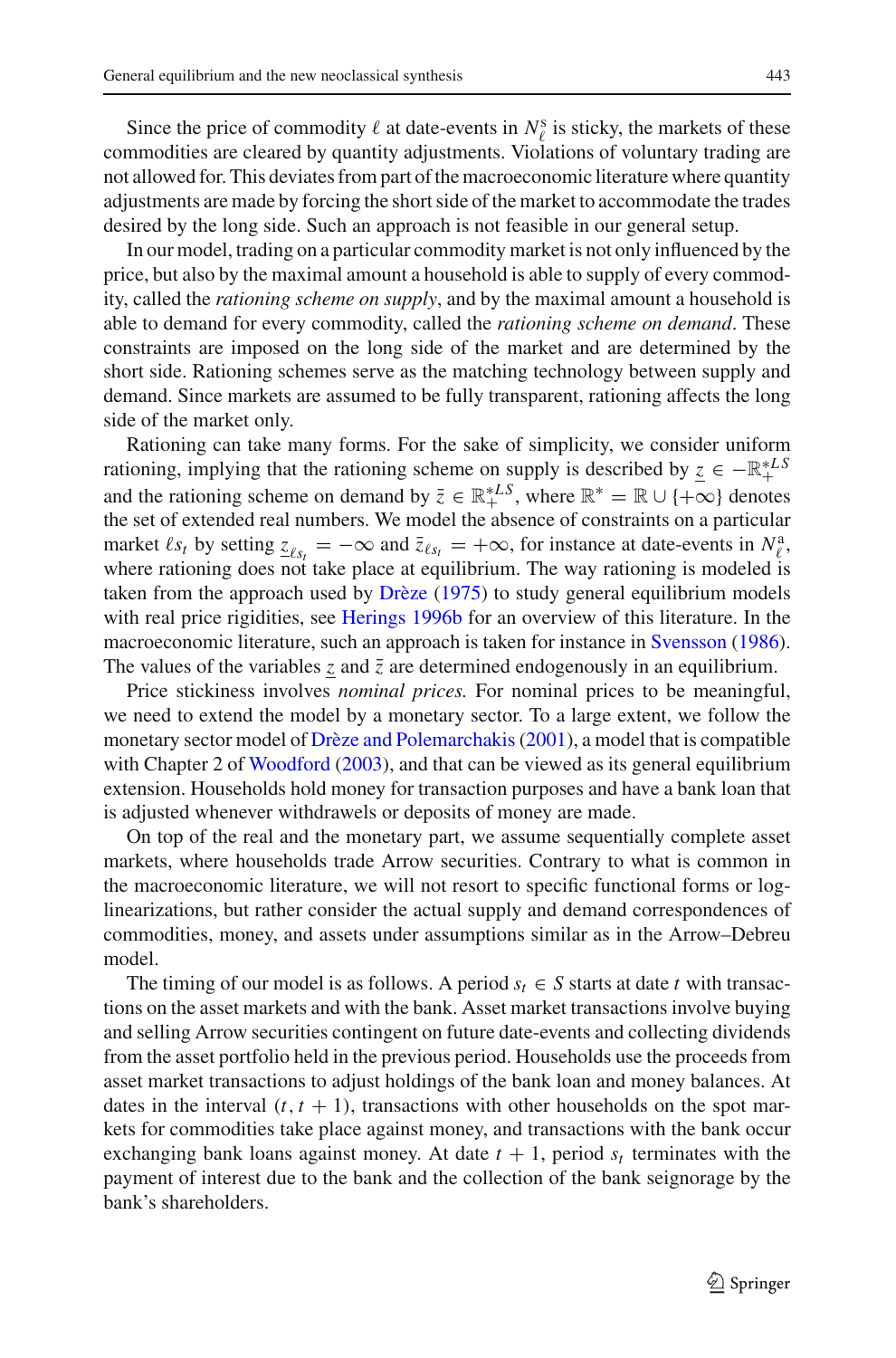Since the price of commodity $\ell$ at date-events in $N^{\mathrm{s}}_{\ell}$ is sticky, the markets of these commodities are cleared by quantity adjustments. Violations of voluntary trading are not allowed for. This deviates from part of the macroeconomic literature where quantity adjustments are made by forcing the short side of the market to accommodate the trades desired by the long side. Such an approach is not feasible in our general setup.

In our model, trading on a particular commodity market is not only influenced by the price, but also by the maximal amount a household is able to supply of every commodity, called the *rationing scheme on supply*, and by the maximal amount a household is able to demand for every commodity, called the *rationing scheme on demand*. These constraints are imposed on the long side of the market and are determined by the short side. Rationing schemes serve as the matching technology between supply and demand. Since markets are assumed to be fully transparent, rationing affects the long side of the market only.

Rationing can take many forms. For the sake of simplicity, we consider uniform rationing, implying that the rationing scheme on supply is described by $\underline{z} \in -\mathbb{R}^{*LS}_{+}$ and the rationing scheme on demand by $\bar{z} \in \mathbb{R}^{*LS}_{+}$, where $\mathbb{R}^{*} = \mathbb{R} \cup \{+\infty\}$ denotes the set of extended real numbers. We model the absence of constraints on a particular market $\ell s_t$ by setting $\underline{z}_{\ell s_t} = -\infty$ and $\bar{z}_{\ell s_t} = +\infty$, for instance at date-events in $N^{\mathrm{a}}_{\ell}$, where rationing does not take place at equilibrium. The way rationing is modeled is taken from the approach used by Drèze (1975) to study general equilibrium models with real price rigidities, see Herings 1996b for an overview of this literature. In the macroeconomic literature, such an approach is taken for instance in Svensson (1986). The values of the variables $\underline{z}$ and $\bar{z}$ are determined endogenously in an equilibrium.

Price stickiness involves *nominal prices.* For nominal prices to be meaningful, we need to extend the model by a monetary sector. To a large extent, we follow the monetary sector model of Drèze and Polemarchakis (2001), a model that is compatible with Chapter 2 of Woodford (2003), and that can be viewed as its general equilibrium extension. Households hold money for transaction purposes and have a bank loan that is adjusted whenever withdrawels or deposits of money are made.

On top of the real and the monetary part, we assume sequentially complete asset markets, where households trade Arrow securities. Contrary to what is common in the macroeconomic literature, we will not resort to specific functional forms or log-linearizations, but rather consider the actual supply and demand correspondences of commodities, money, and assets under assumptions similar as in the Arrow–Debreu model.

The timing of our model is as follows. A period $s_t \in S$ starts at date $t$ with transactions on the asset markets and with the bank. Asset market transactions involve buying and selling Arrow securities contingent on future date-events and collecting dividends from the asset portfolio held in the previous period. Households use the proceeds from asset market transactions to adjust holdings of the bank loan and money balances. At dates in the interval $(t, t+1)$, transactions with other households on the spot markets for commodities take place against money, and transactions with the bank occur exchanging bank loans against money. At date $t+1$, period $s_t$ terminates with the payment of interest due to the bank and the collection of the bank seignorage by the bank's shareholders.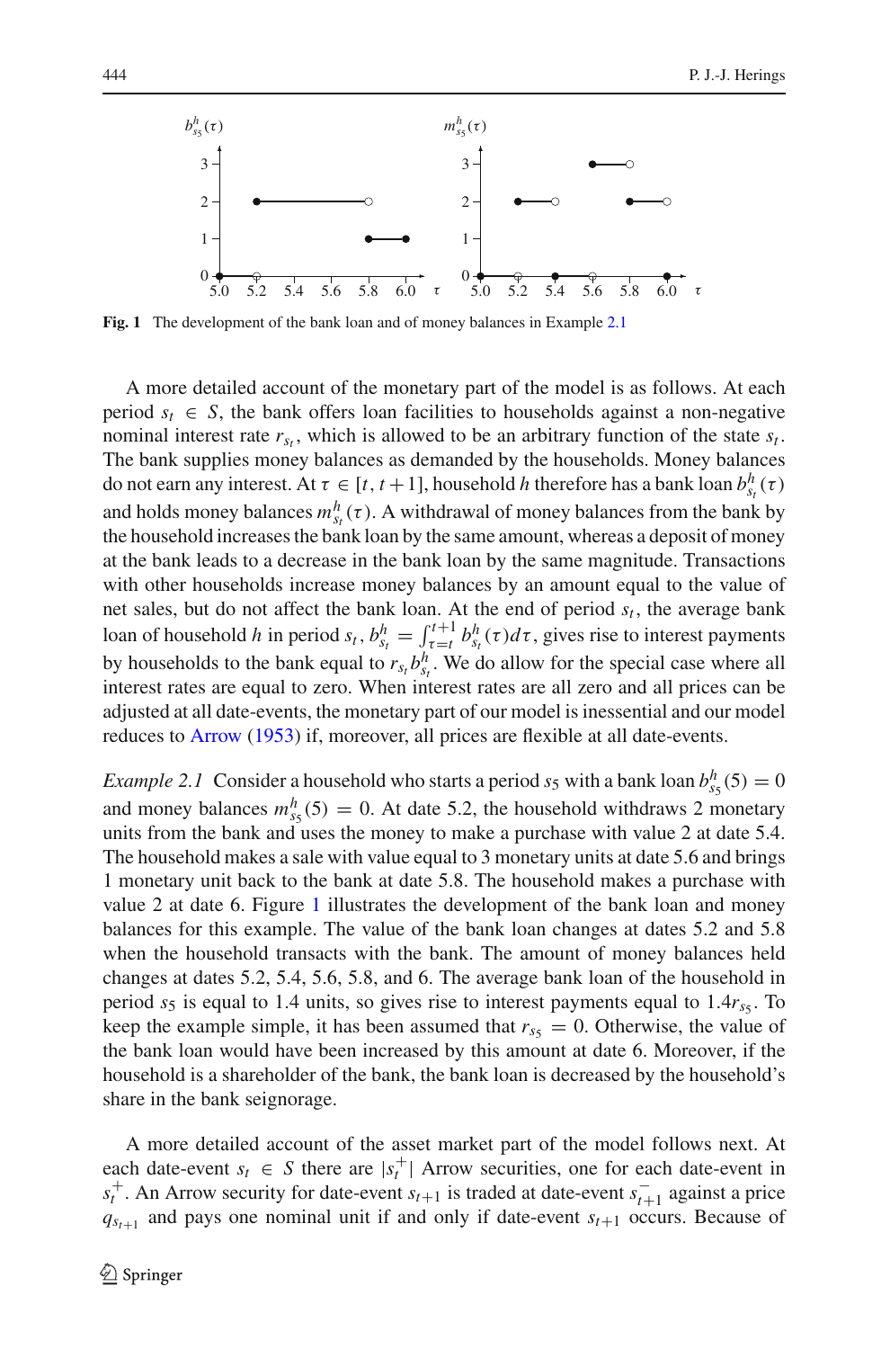Fig. 1 The development of the bank loan and of money balances in Example 2.1

A more detailed account of the monetary part of the model is as follows. At each period $s_t \in S$, the bank offers loan facilities to households against a non-negative nominal interest rate $r_{s_t}$, which is allowed to be an arbitrary function of the state $s_t$. The bank supplies money balances as demanded by the households. Money balances do not earn any interest. At $\tau \in [t, t+1]$, household $h$ therefore has a bank loan $b^h_{s_t}(\tau)$ and holds money balances $m^h_{s_t}(\tau)$. A withdrawal of money balances from the bank by the household increases the bank loan by the same amount, whereas a deposit of money at the bank leads to a decrease in the bank loan by the same magnitude. Transactions with other households increase money balances by an amount equal to the value of net sales, but do not affect the bank loan. At the end of period $s_t$, the average bank loan of household $h$ in period $s_t$, $b^h_{s_t} = \int_{\tau=t}^{t+1} b^h_{s_t}(\tau)d\tau$, gives rise to interest payments by households to the bank equal to $r_{s_t} b^h_{s_t}$. We do allow for the special case where all interest rates are equal to zero. When interest rates are all zero and all prices can be adjusted at all date-events, the monetary part of our model is inessential and our model reduces to Arrow (1953) if, moreover, all prices are flexible at all date-events.

*Example 2.1* Consider a household who starts a period $s_5$ with a bank loan $b^h_{s_5}(5) = 0$ and money balances $m^h_{s_5}(5) = 0$. At date 5.2, the household withdraws 2 monetary units from the bank and uses the money to make a purchase with value 2 at date 5.4. The household makes a sale with value equal to 3 monetary units at date 5.6 and brings 1 monetary unit back to the bank at date 5.8. The household makes a purchase with value 2 at date 6. Figure 1 illustrates the development of the bank loan and money balances for this example. The value of the bank loan changes at dates 5.2 and 5.8 when the household transacts with the bank. The amount of money balances held changes at dates 5.2, 5.4, 5.6, 5.8, and 6. The average bank loan of the household in period $s_5$ is equal to 1.4 units, so gives rise to interest payments equal to $1.4 r_{s_5}$. To keep the example simple, it has been assumed that $r_{s_5} = 0$. Otherwise, the value of the bank loan would have been increased by this amount at date 6. Moreover, if the household is a shareholder of the bank, the bank loan is decreased by the household's share in the bank seignorage.

A more detailed account of the asset market part of the model follows next. At each date-event $s_t \in S$ there are $|s^+_t|$ Arrow securities, one for each date-event in $s^+_t$. An Arrow security for date-event $s_{t+1}$ is traded at date-event $s^-_{t+1}$ against a price $q_{s_{t+1}}$ and pays one nominal unit if and only if date-event $s_{t+1}$ occurs. Because of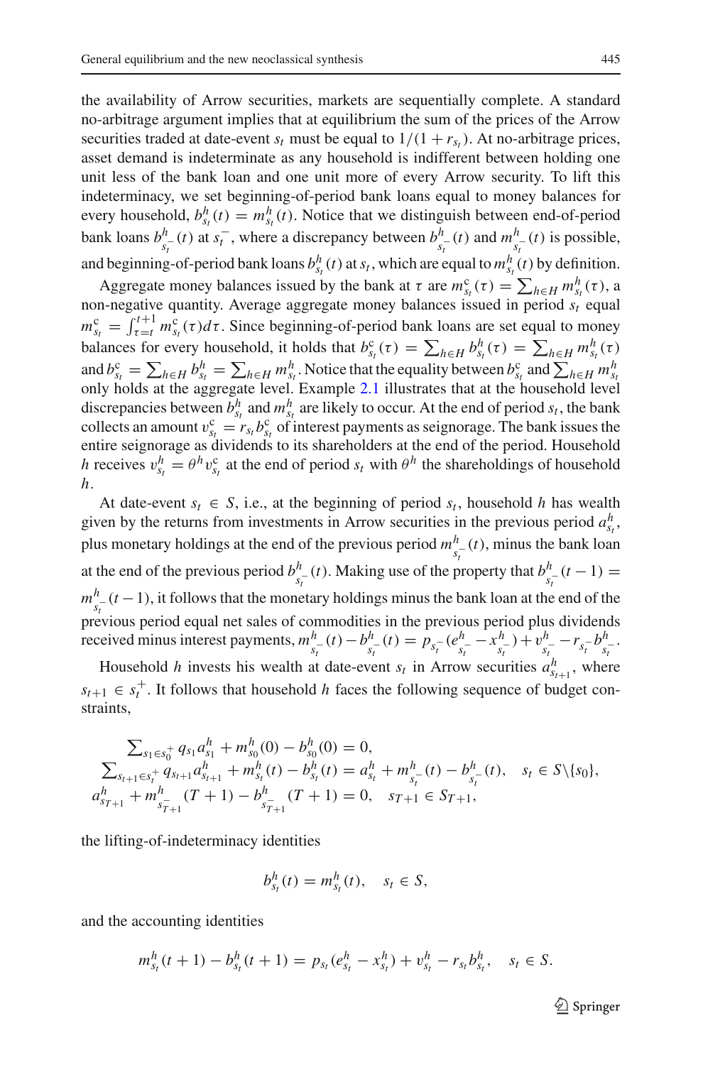the availability of Arrow securities, markets are sequentially complete. A standard no-arbitrage argument implies that at equilibrium the sum of the prices of the Arrow securities traded at date-event $s_t$ must be equal to $1/(1 + r_{s_t})$. At no-arbitrage prices, asset demand is indeterminate as any household is indifferent between holding one unit less of the bank loan and one unit more of every Arrow security. To lift this indeterminacy, we set beginning-of-period bank loans equal to money balances for every household, $b^h_{s_t}(t) = m^h_{s_t}(t)$. Notice that we distinguish between end-of-period bank loans $b^h_{s_t^-}(t)$ at $s_t^-$, where a discrepancy between $b^h_{s_t^-}(t)$ and $m^h_{s_t^-}(t)$ is possible, and beginning-of-period bank loans $b^h_{s_t}(t)$ at $s_t$, which are equal to $m^h_{s_t}(t)$ by definition.

Aggregate money balances issued by the bank at $\tau$ are $m^c_{s_t}(\tau) = \sum_{h \in H} m^h_{s_t}(\tau)$, a non-negative quantity. Average aggregate money balances issued in period $s_t$ equal $m^c_{s_t} = \int_{\tau=t}^{t+1} m^c_{s_t}(\tau)d\tau$. Since beginning-of-period bank loans are set equal to money balances for every household, it holds that $b^c_{s_t}(\tau) = \sum_{h \in H} b^h_{s_t}(\tau) = \sum_{h \in H} m^h_{s_t}(\tau)$ and $b^c_{s_t} = \sum_{h \in H} b^h_{s_t} = \sum_{h \in H} m^h_{s_t}$. Notice that the equality between $b^c_{s_t}$ and $\sum_{h \in H} m^h_{s_t}$ only holds at the aggregate level. Example 2.1 illustrates that at the household level discrepancies between $b^h_{s_t}$ and $m^h_{s_t}$ are likely to occur. At the end of period $s_t$, the bank collects an amount $v^c_{s_t} = r_{s_t} b^c_{s_t}$ of interest payments as seignorage. The bank issues the entire seignorage as dividends to its shareholders at the end of the period. Household $h$ receives $v^h_{s_t} = \theta^h v^c_{s_t}$ at the end of period $s_t$ with $\theta^h$ the shareholdings of household $h$.

At date-event $s_t \in S$, i.e., at the beginning of period $s_t$, household $h$ has wealth given by the returns from investments in Arrow securities in the previous period $a^h_{s_t}$, plus monetary holdings at the end of the previous period $m^h_{s_t^-}(t)$, minus the bank loan at the end of the previous period $b^h_{s_t^-}(t)$. Making use of the property that $b^h_{s_t^-}(t-1) = m^h_{s_t^-}(t-1)$, it follows that the monetary holdings minus the bank loan at the end of the previous period equal net sales of commodities in the previous period plus dividends received minus interest payments, $m^h_{s_t^-}(t) - b^h_{s_t^-}(t) = p_{s_t^-}(e^h_{s_t^-} - x^h_{s_t^-}) + v^h_{s_t^-} - r_{s_t^-} b^h_{s_t^-}$.

Household $h$ invests his wealth at date-event $s_t$ in Arrow securities $a^h_{s_{t+1}}$, where $s_{t+1} \in s_t^+$. It follows that household $h$ faces the following sequence of budget constraints,

$$
\begin{aligned}
\textstyle\sum_{s_1 \in s_0^+} q_{s_1} a^h_{s_1} + m^h_{s_0}(0) - b^h_{s_0}(0) &= 0, \\
\textstyle\sum_{s_{t+1} \in s_t^+} q_{s_{t+1}} a^h_{s_{t+1}} + m^h_{s_t}(t) - b^h_{s_t}(t) &= a^h_{s_t} + m^h_{s_t^-}(t) - b^h_{s_t^-}(t), \quad s_t \in S \backslash \{s_0\}, \\
a^h_{s_{T+1}} + m^h_{s_{T+1}^-}(T+1) - b^h_{s_{T+1}^-}(T+1) &= 0, \quad s_{T+1} \in S_{T+1},
\end{aligned}
$$

the lifting-of-indeterminacy identities

$$
b^h_{s_t}(t) = m^h_{s_t}(t), \quad s_t \in S,
$$

and the accounting identities

$$
m^h_{s_t}(t+1) - b^h_{s_t}(t+1) = p_{s_t}(e^h_{s_t} - x^h_{s_t}) + v^h_{s_t} - r_{s_t} b^h_{s_t}, \quad s_t \in S.
$$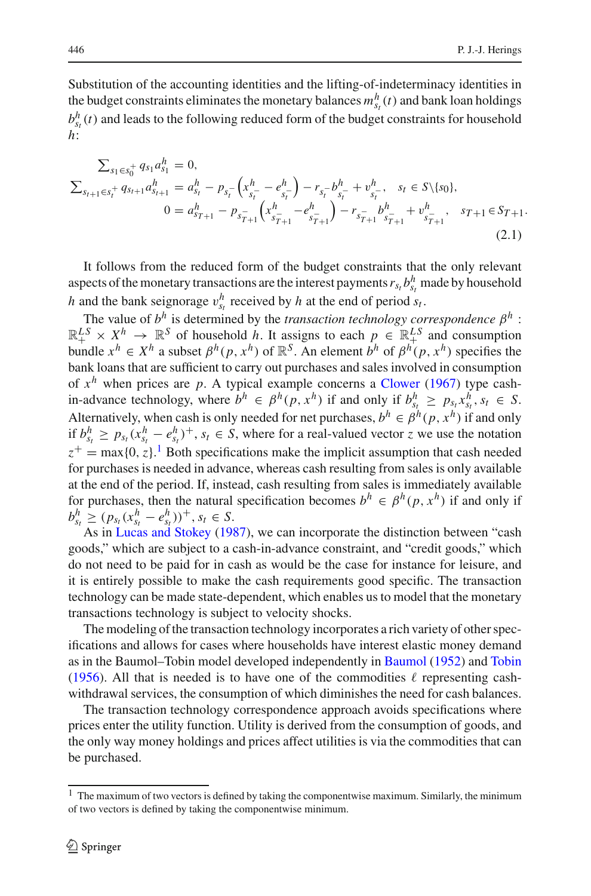Substitution of the accounting identities and the lifting-of-indeterminacy identities in the budget constraints eliminates the monetary balances $m^h_{s_t}(t)$ and bank loan holdings $b^h_{s_t}(t)$ and leads to the following reduced form of the budget constraints for household $h$:

$$
\begin{aligned}
\textstyle\sum_{s_1 \in s_0^+} q_{s_1} a^h_{s_1} &= 0, \\
\textstyle\sum_{s_{t+1} \in s_t^+} q_{s_{t+1}} a^h_{s_{t+1}} &= a^h_{s_t} - p_{s_t^-}\left(x^h_{s_t^-} - e^h_{s_t^-}\right) - r_{s_t^-} b^h_{s_t^-} + v^h_{s_t^-}, \quad s_t \in S \backslash \{s_0\}, \\
0 &= a^h_{s_{T+1}} - p_{s_{T+1}^-}\left(x^h_{s_{T+1}^-} - e^h_{s_{T+1}^-}\right) - r_{s_{T+1}^-} b^h_{s_{T+1}^-} + v^h_{s_{T+1}^-}, \quad s_{T+1} \in S_{T+1}.
\end{aligned}
\tag{2.1}
$$

It follows from the reduced form of the budget constraints that the only relevant aspects of the monetary transactions are the interest payments $r_{s_t} b^h_{s_t}$ made by household $h$ and the bank seignorage $v^h_{s_t}$ received by $h$ at the end of period $s_t$.

The value of $b^h$ is determined by the *transaction technology correspondence* $\beta^h : \mathbb{R}^{LS}_+ \times X^h \to \mathbb{R}^S$ of household $h$. It assigns to each $p \in \mathbb{R}^{LS}_+$ and consumption bundle $x^h \in X^h$ a subset $\beta^h(p, x^h)$ of $\mathbb{R}^S$. An element $b^h$ of $\beta^h(p, x^h)$ specifies the bank loans that are sufficient to carry out purchases and sales involved in consumption of $x^h$ when prices are $p$. A typical example concerns a Clower (1967) type cash-in-advance technology, where $b^h \in \beta^h(p, x^h)$ if and only if $b^h_{s_t} \geq p_{s_t} x^h_{s_t}, s_t \in S$. Alternatively, when cash is only needed for net purchases, $b^h \in \beta^h(p, x^h)$ if and only if $b^h_{s_t} \geq p_{s_t}(x^h_{s_t} - e^h_{s_t})^+, s_t \in S$, where for a real-valued vector $z$ we use the notation $z^+ = \max\{0, z\}$.[1] Both specifications make the implicit assumption that cash needed for purchases is needed in advance, whereas cash resulting from sales is only available at the end of the period. If, instead, cash resulting from sales is immediately available for purchases, then the natural specification becomes $b^h \in \beta^h(p, x^h)$ if and only if $b^h_{s_t} \geq (p_{s_t}(x^h_{s_t} - e^h_{s_t}))^+, s_t \in S$.

As in Lucas and Stokey (1987), we can incorporate the distinction between "cash goods," which are subject to a cash-in-advance constraint, and "credit goods," which do not need to be paid for in cash as would be the case for instance for leisure, and it is entirely possible to make the cash requirements good specific. The transaction technology can be made state-dependent, which enables us to model that the monetary transactions technology is subject to velocity shocks.

The modeling of the transaction technology incorporates a rich variety of other specifications and allows for cases where households have interest elastic money demand as in the Baumol–Tobin model developed independently in Baumol (1952) and Tobin (1956). All that is needed is to have one of the commodities $\ell$ representing cash-withdrawal services, the consumption of which diminishes the need for cash balances.

The transaction technology correspondence approach avoids specifications where prices enter the utility function. Utility is derived from the consumption of goods, and the only way money holdings and prices affect utilities is via the commodities that can be purchased.

---

[1] The maximum of two vectors is defined by taking the componentwise maximum. Similarly, the minimum of two vectors is defined by taking the componentwise minimum.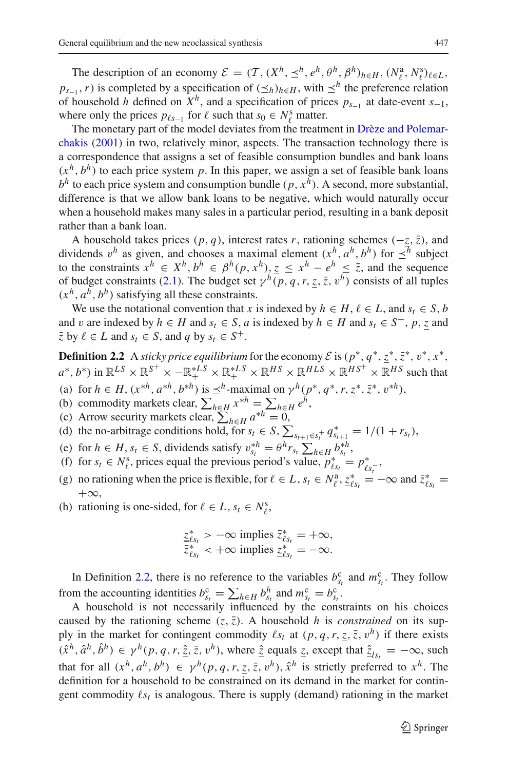The description of an economy $\mathcal{E} = (\mathcal{T}, (X^h, \preceq^h, e^h, \theta^h, \beta^h)_{h\in H}, (N^{\mathrm{a}}_\ell, N^{\mathrm{s}}_\ell)_{\ell\in L}, p_{s_{-1}}, r)$ is completed by a specification of $(\preceq_h)_{h\in H}$, with $\preceq^h$ the preference relation of household $h$ defined on $X^h$, and a specification of prices $p_{s_{-1}}$ at date-event $s_{-1}$, where only the prices $p_{\ell s_{-1}}$ for $\ell$ such that $s_0 \in N^{\mathrm{s}}_\ell$ matter.

The monetary part of the model deviates from the treatment in Drèze and Polemarchakis (2001) in two, relatively minor, aspects. The transaction technology there is a correspondence that assigns a set of feasible consumption bundles and bank loans $(x^h, b^h)$ to each price system $p$. In this paper, we assign a set of feasible bank loans $b^h$ to each price system and consumption bundle $(p, x^h)$. A second, more substantial, difference is that we allow bank loans to be negative, which would naturally occur when a household makes many sales in a particular period, resulting in a bank deposit rather than a bank loan.

A household takes prices $(p, q)$, interest rates $r$, rationing schemes $(-\underline{z}, \bar{z})$, and dividends $v^h$ as given, and chooses a maximal element $(x^h, a^h, b^h)$ for $\preceq^h$ subject to the constraints $x^h \in X^h, b^h \in \beta^h(p, x^h), \underline{z} \leq x^h - e^h \leq \bar{z}$, and the sequence of budget constraints (2.1). The budget set $\gamma^h(p, q, r, \underline{z}, \bar{z}, v^h)$ consists of all tuples $(x^h, a^h, b^h)$ satisfying all these constraints.

We use the notational convention that $x$ is indexed by $h \in H$, $\ell \in L$, and $s_t \in S$, $b$ and $v$ are indexed by $h \in H$ and $s_t \in S$, $a$ is indexed by $h \in H$ and $s_t \in S^+$, $p$, $\underline{z}$ and $\bar{z}$ by $\ell \in L$ and $s_t \in S$, and $q$ by $s_t \in S^+$.

**Definition 2.2** A *sticky price equilibrium* for the economy $\mathcal{E}$ is $(p^*, q^*, \underline{z}^*, \bar{z}^*, v^*, x^*, a^*, b^*)$ in $\mathbb{R}^{LS} \times \mathbb{R}^{S^+} \times -\mathbb{R}^{*LS}_+ \times \mathbb{R}^{*LS}_+ \times \mathbb{R}^{HS} \times \mathbb{R}^{HLS} \times \mathbb{R}^{HS^+} \times \mathbb{R}^{HS}$ such that

(a) for $h \in H$, $(x^{*h}, a^{*h}, b^{*h})$ is $\preceq^h$-maximal on $\gamma^h(p^*, q^*, r, \underline{z}^*, \bar{z}^*, v^{*h})$,

(b) commodity markets clear, $\sum_{h\in H} x^{*h} = \sum_{h\in H} e^h$,

(c) Arrow security markets clear, $\sum_{h\in H} a^{*h} = 0$,

(d) the no-arbitrage conditions hold, for $s_t \in S$, $\sum_{s_{t+1}\in s_t^+} q^*_{s_{t+1}} = 1/(1 + r_{s_t})$,

(e) for $h \in H$, $s_t \in S$, dividends satisfy $v^{*h}_{s_t} = \theta^h r_{s_t} \sum_{h\in H} b^{*h}_{s_t}$,

(f) for $s_t \in N^{\mathrm{s}}_\ell$, prices equal the previous period's value, $p^*_{\ell s_t} = p^*_{\ell s_t^-}$,

(g) no rationing when the price is flexible, for $\ell \in L$, $s_t \in N^{\mathrm{a}}_\ell$, $\underline{z}^*_{\ell s_t} = -\infty$ and $\bar{z}^*_{\ell s_t} = +\infty$,

(h) rationing is one-sided, for $\ell \in L$, $s_t \in N^{\mathrm{s}}_\ell$,

$$\underline{z}^*_{\ell s_t} > -\infty \text{ implies } \bar{z}^*_{\ell s_t} = +\infty,$$
$$\bar{z}^*_{\ell s_t} < +\infty \text{ implies } \underline{z}^*_{\ell s_t} = -\infty.$$

In Definition 2.2, there is no reference to the variables $b^{\mathrm{c}}_{s_t}$ and $m^{\mathrm{c}}_{s_t}$. They follow from the accounting identities $b^{\mathrm{c}}_{s_t} = \sum_{h\in H} b^h_{s_t}$ and $m^{\mathrm{c}}_{s_t} = b^{\mathrm{c}}_{s_t}$.

A household is not necessarily influenced by the constraints on his choices caused by the rationing scheme $(\underline{z}, \bar{z})$. A household $h$ is *constrained* on its supply in the market for contingent commodity $\ell s_t$ at $(p, q, r, \underline{z}, \bar{z}, v^h)$ if there exists $(\hat{x}^h, \hat{a}^h, \hat{b}^h) \in \gamma^h(p, q, r, \hat{\underline{z}}, \bar{z}, v^h)$, where $\hat{\underline{z}}$ equals $\underline{z}$, except that $\hat{\underline{z}}_{ls_t} = -\infty$, such that for all $(x^h, a^h, b^h) \in \gamma^h(p, q, r, \underline{z}, \bar{z}, v^h)$, $\hat{x}^h$ is strictly preferred to $x^h$. The definition for a household to be constrained on its demand in the market for contingent commodity $\ell s_t$ is analogous. There is supply (demand) rationing in the market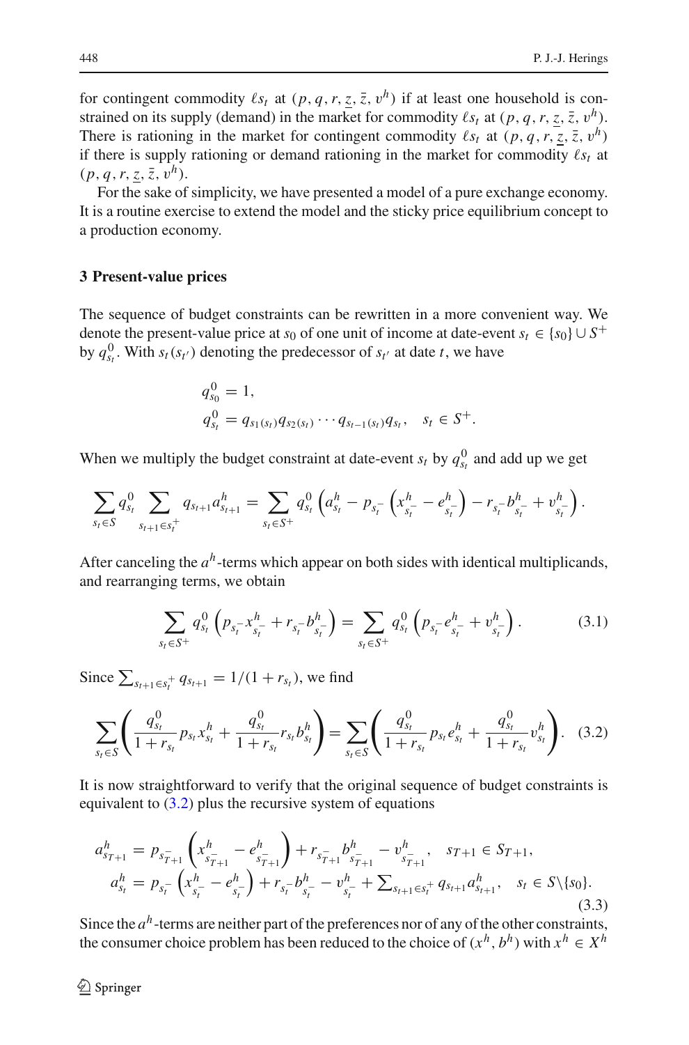for contingent commodity $\ell s_t$ at $(p, q, r, \underline{z}, \bar{z}, v^h)$ if at least one household is constrained on its supply (demand) in the market for commodity $\ell s_t$ at $(p, q, r, \underline{z}, \bar{z}, v^h)$. There is rationing in the market for contingent commodity $\ell s_t$ at $(p, q, r, \underline{z}, \bar{z}, v^h)$ if there is supply rationing or demand rationing in the market for commodity $\ell s_t$ at $(p, q, r, \underline{z}, \bar{z}, v^h)$.

For the sake of simplicity, we have presented a model of a pure exchange economy. It is a routine exercise to extend the model and the sticky price equilibrium concept to a production economy.

### 3 Present-value prices

The sequence of budget constraints can be rewritten in a more convenient way. We denote the present-value price at $s_0$ of one unit of income at date-event $s_t \in \{s_0\} \cup S^+$ by $q^0_{s_t}$. With $s_t(s_{t'})$ denoting the predecessor of $s_{t'}$ at date $t$, we have

$$
\begin{aligned}
q^0_{s_0} &= 1, \\
q^0_{s_t} &= q_{s_1(s_t)} q_{s_2(s_t)} \cdots q_{s_{t-1}(s_t)} q_{s_t}, \quad s_t \in S^+.
\end{aligned}
$$

When we multiply the budget constraint at date-event $s_t$ by $q^0_{s_t}$ and add up we get

$$
\sum_{s_t \in S} q^0_{s_t} \sum_{s_{t+1} \in s_t^+} q_{s_{t+1}} a^h_{s_{t+1}} = \sum_{s_t \in S^+} q^0_{s_t} \left( a^h_{s_t} - p_{s_t^-} \left( x^h_{s_t^-} - e^h_{s_t^-} \right) - r_{s_t^-} b^h_{s_t^-} + v^h_{s_t^-} \right).
$$

After canceling the $a^h$-terms which appear on both sides with identical multiplicands, and rearranging terms, we obtain

$$
\sum_{s_t \in S^+} q^0_{s_t} \left( p_{s_t^-} x^h_{s_t^-} + r_{s_t^-} b^h_{s_t^-} \right) = \sum_{s_t \in S^+} q^0_{s_t} \left( p_{s_t^-} e^h_{s_t^-} + v^h_{s_t^-} \right). \tag{3.1}
$$

Since $\sum_{s_{t+1} \in s_t^+} q_{s_{t+1}} = 1/(1 + r_{s_t})$, we find

$$
\sum_{s_t \in S} \left( \frac{q^0_{s_t}}{1 + r_{s_t}} p_{s_t} x^h_{s_t} + \frac{q^0_{s_t}}{1 + r_{s_t}} r_{s_t} b^h_{s_t} \right) = \sum_{s_t \in S} \left( \frac{q^0_{s_t}}{1 + r_{s_t}} p_{s_t} e^h_{s_t} + \frac{q^0_{s_t}}{1 + r_{s_t}} v^h_{s_t} \right). \tag{3.2}
$$

It is now straightforward to verify that the original sequence of budget constraints is equivalent to (3.2) plus the recursive system of equations

$$
\begin{aligned}
a^h_{s_{T+1}} &= p_{s_{T+1}^-} \left( x^h_{s_{T+1}^-} - e^h_{s_{T+1}^-} \right) + r_{s_{T+1}^-} b^h_{s_{T+1}^-} - v^h_{s_{T+1}^-}, \quad s_{T+1} \in S_{T+1}, \\
a^h_{s_t} &= p_{s_t^-} \left( x^h_{s_t^-} - e^h_{s_t^-} \right) + r_{s_t^-} b^h_{s_t^-} - v^h_{s_t^-} + \textstyle\sum_{s_{t+1} \in s_t^+} q_{s_{t+1}} a^h_{s_{t+1}}, \quad s_t \in S \backslash \{s_0\}.
\end{aligned} \tag{3.3}
$$

Since the $a^h$-terms are neither part of the preferences nor of any of the other constraints, the consumer choice problem has been reduced to the choice of $(x^h, b^h)$ with $x^h \in X^h$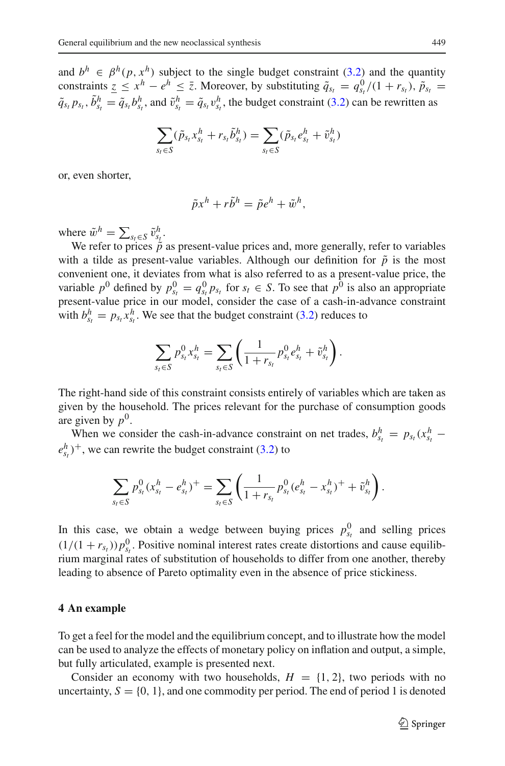and $b^h \in \beta^h(p, x^h)$ subject to the single budget constraint (3.2) and the quantity constraints $\underline{z} \leq x^h - e^h \leq \bar{z}$. Moreover, by substituting $\tilde{q}_{s_t} = q^0_{s_t}/(1 + r_{s_t})$, $\tilde{p}_{s_t} = \tilde{q}_{s_t} p_{s_t}$, $\tilde{b}^h_{s_t} = \tilde{q}_{s_t} b^h_{s_t}$, and $\tilde{v}^h_{s_t} = \tilde{q}_{s_t} v^h_{s_t}$, the budget constraint (3.2) can be rewritten as

$$\sum_{s_t \in S} (\tilde{p}_{s_t} x^h_{s_t} + r_{s_t} \tilde{b}^h_{s_t}) = \sum_{s_t \in S} (\tilde{p}_{s_t} e^h_{s_t} + \tilde{v}^h_{s_t})$$

or, even shorter,

$$\tilde{p} x^h + r \tilde{b}^h = \tilde{p} e^h + \tilde{w}^h,$$

where $\tilde{w}^h = \sum_{s_t \in S} \tilde{v}^h_{s_t}$.

We refer to prices $\tilde{p}$ as present-value prices and, more generally, refer to variables with a tilde as present-value variables. Although our definition for $\tilde{p}$ is the most convenient one, it deviates from what is also referred to as a present-value price, the variable $p^0$ defined by $p^0_{s_t} = q^0_{s_t} p_{s_t}$ for $s_t \in S$. To see that $p^0$ is also an appropriate present-value price in our model, consider the case of a cash-in-advance constraint with $b^h_{s_t} = p_{s_t} x^h_{s_t}$. We see that the budget constraint (3.2) reduces to

$$\sum_{s_t \in S} p^0_{s_t} x^h_{s_t} = \sum_{s_t \in S} \left( \frac{1}{1 + r_{s_t}} p^0_{s_t} e^h_{s_t} + \tilde{v}^h_{s_t} \right).$$

The right-hand side of this constraint consists entirely of variables which are taken as given by the household. The prices relevant for the purchase of consumption goods are given by $p^0$.

When we consider the cash-in-advance constraint on net trades, $b^h_{s_t} = p_{s_t}(x^h_{s_t} - e^h_{s_t})^+$, we can rewrite the budget constraint (3.2) to

$$\sum_{s_t \in S} p^0_{s_t} (x^h_{s_t} - e^h_{s_t})^+ = \sum_{s_t \in S} \left( \frac{1}{1 + r_{s_t}} p^0_{s_t} (e^h_{s_t} - x^h_{s_t})^+ + \tilde{v}^h_{s_t} \right).$$

In this case, we obtain a wedge between buying prices $p^0_{s_t}$ and selling prices $(1/(1 + r_{s_t}))p^0_{s_t}$. Positive nominal interest rates create distortions and cause equilibrium marginal rates of substitution of households to differ from one another, thereby leading to absence of Pareto optimality even in the absence of price stickiness.

## 4 An example

To get a feel for the model and the equilibrium concept, and to illustrate how the model can be used to analyze the effects of monetary policy on inflation and output, a simple, but fully articulated, example is presented next.

Consider an economy with two households, $H = \{1, 2\}$, two periods with no uncertainty, $S = \{0, 1\}$, and one commodity per period. The end of period 1 is denoted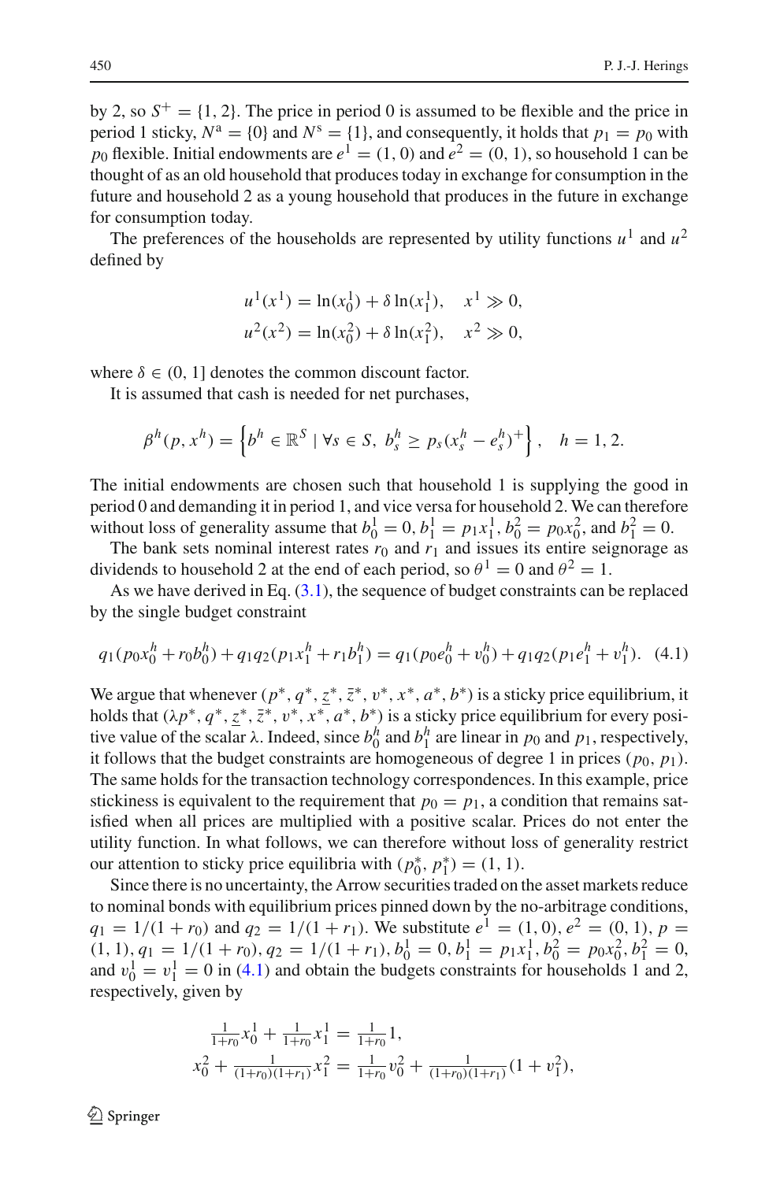by 2, so $S^+ = \{1, 2\}$. The price in period 0 is assumed to be flexible and the price in period 1 sticky, $N^{\mathrm{a}} = \{0\}$ and $N^{\mathrm{s}} = \{1\}$, and consequently, it holds that $p_1 = p_0$ with $p_0$ flexible. Initial endowments are $e^1 = (1, 0)$ and $e^2 = (0, 1)$, so household 1 can be thought of as an old household that produces today in exchange for consumption in the future and household 2 as a young household that produces in the future in exchange for consumption today.

The preferences of the households are represented by utility functions $u^1$ and $u^2$ defined by

$$u^1(x^1) = \ln(x_0^1) + \delta \ln(x_1^1), \quad x^1 \gg 0,$$
$$u^2(x^2) = \ln(x_0^2) + \delta \ln(x_1^2), \quad x^2 \gg 0,$$

where $\delta \in (0, 1]$ denotes the common discount factor.

It is assumed that cash is needed for net purchases,

$$\beta^h(p, x^h) = \left\{ b^h \in \mathbb{R}^S \mid \forall s \in S,\ b_s^h \geq p_s(x_s^h - e_s^h)^+ \right\}, \quad h = 1, 2.$$

The initial endowments are chosen such that household 1 is supplying the good in period 0 and demanding it in period 1, and vice versa for household 2. We can therefore without loss of generality assume that $b_0^1 = 0$, $b_1^1 = p_1 x_1^1$, $b_0^2 = p_0 x_0^2$, and $b_1^2 = 0$.

The bank sets nominal interest rates $r_0$ and $r_1$ and issues its entire seignorage as dividends to household 2 at the end of each period, so $\theta^1 = 0$ and $\theta^2 = 1$.

As we have derived in Eq. (3.1), the sequence of budget constraints can be replaced by the single budget constraint

$$q_1(p_0 x_0^h + r_0 b_0^h) + q_1 q_2(p_1 x_1^h + r_1 b_1^h) = q_1(p_0 e_0^h + v_0^h) + q_1 q_2(p_1 e_1^h + v_1^h). \quad (4.1)$$

We argue that whenever $(p^*, q^*, \underline{z}^*, \bar{z}^*, v^*, x^*, a^*, b^*)$ is a sticky price equilibrium, it holds that $(\lambda p^*, q^*, \underline{z}^*, \bar{z}^*, v^*, x^*, a^*, b^*)$ is a sticky price equilibrium for every positive value of the scalar $\lambda$. Indeed, since $b_0^h$ and $b_1^h$ are linear in $p_0$ and $p_1$, respectively, it follows that the budget constraints are homogeneous of degree 1 in prices $(p_0, p_1)$. The same holds for the transaction technology correspondences. In this example, price stickiness is equivalent to the requirement that $p_0 = p_1$, a condition that remains satisfied when all prices are multiplied with a positive scalar. Prices do not enter the utility function. In what follows, we can therefore without loss of generality restrict our attention to sticky price equilibria with $(p_0^*, p_1^*) = (1, 1)$.

Since there is no uncertainty, the Arrow securities traded on the asset markets reduce to nominal bonds with equilibrium prices pinned down by the no-arbitrage conditions, $q_1 = 1/(1 + r_0)$ and $q_2 = 1/(1 + r_1)$. We substitute $e^1 = (1, 0)$, $e^2 = (0, 1)$, $p = (1, 1)$, $q_1 = 1/(1 + r_0)$, $q_2 = 1/(1 + r_1)$, $b_0^1 = 0$, $b_1^1 = p_1 x_1^1$, $b_0^2 = p_0 x_0^2$, $b_1^2 = 0$, and $v_0^1 = v_1^1 = 0$ in (4.1) and obtain the budgets constraints for households 1 and 2, respectively, given by

$$\tfrac{1}{1+r_0} x_0^1 + \tfrac{1}{1+r_0} x_1^1 = \tfrac{1}{1+r_0} 1,$$
$$x_0^2 + \tfrac{1}{(1+r_0)(1+r_1)} x_1^2 = \tfrac{1}{1+r_0} v_0^2 + \tfrac{1}{(1+r_0)(1+r_1)} (1 + v_1^2),$$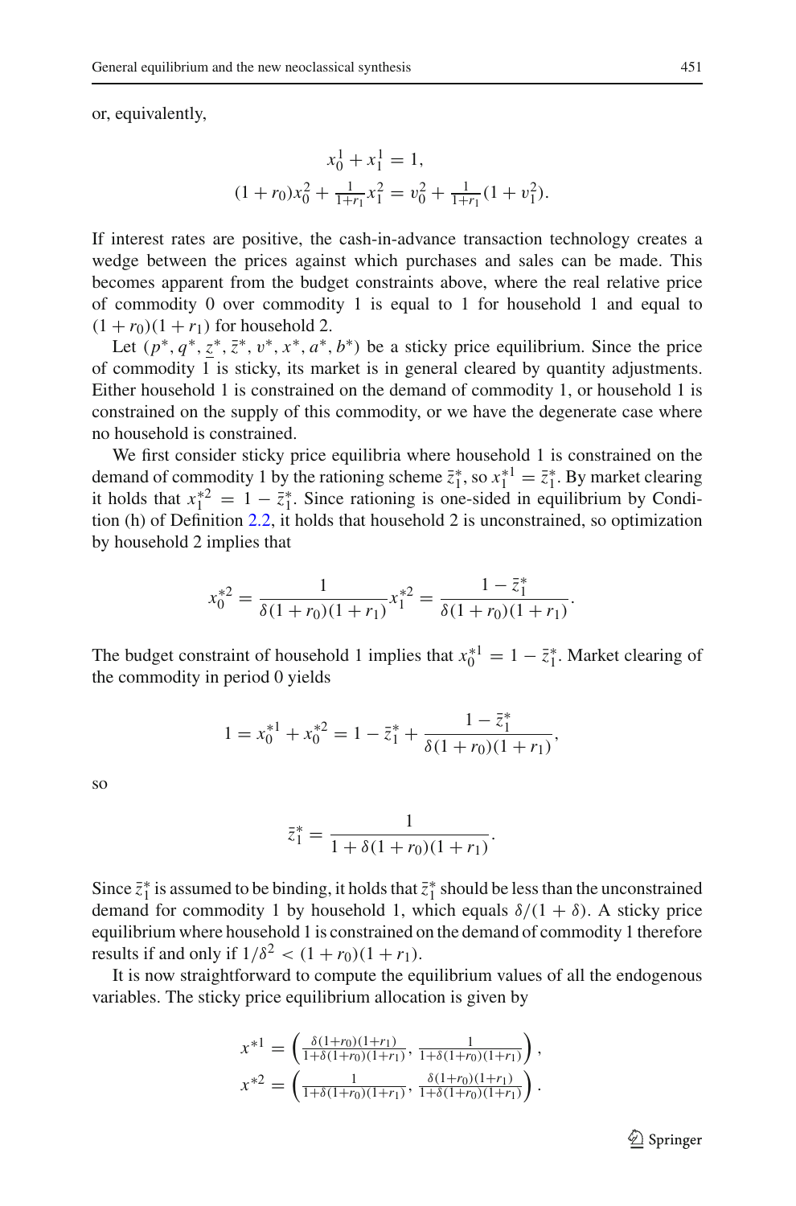or, equivalently,

$$
\begin{gathered}
x_0^1 + x_1^1 = 1, \\
(1 + r_0)x_0^2 + \tfrac{1}{1+r_1}x_1^2 = v_0^2 + \tfrac{1}{1+r_1}(1 + v_1^2).
\end{gathered}
$$

If interest rates are positive, the cash-in-advance transaction technology creates a wedge between the prices against which purchases and sales can be made. This becomes apparent from the budget constraints above, where the real relative price of commodity 0 over commodity 1 is equal to 1 for household 1 and equal to $(1 + r_0)(1 + r_1)$ for household 2.

Let $(p^*, q^*, \underline{z}^*, \bar{z}^*, v^*, x^*, a^*, b^*)$ be a sticky price equilibrium. Since the price of commodity 1 is sticky, its market is in general cleared by quantity adjustments. Either household 1 is constrained on the demand of commodity 1, or household 1 is constrained on the supply of this commodity, or we have the degenerate case where no household is constrained.

We first consider sticky price equilibria where household 1 is constrained on the demand of commodity 1 by the rationing scheme $\bar{z}_1^*$, so $x_1^{*1} = \bar{z}_1^*$. By market clearing it holds that $x_1^{*2} = 1 - \bar{z}_1^*$. Since rationing is one-sided in equilibrium by Condition (h) of Definition 2.2, it holds that household 2 is unconstrained, so optimization by household 2 implies that

$$
x_0^{*2} = \frac{1}{\delta(1 + r_0)(1 + r_1)}x_1^{*2} = \frac{1 - \bar{z}_1^*}{\delta(1 + r_0)(1 + r_1)}.
$$

The budget constraint of household 1 implies that $x_0^{*1} = 1 - \bar{z}_1^*$. Market clearing of the commodity in period 0 yields

$$
1 = x_0^{*1} + x_0^{*2} = 1 - \bar{z}_1^* + \frac{1 - \bar{z}_1^*}{\delta(1 + r_0)(1 + r_1)},
$$

so

$$
\bar{z}_1^* = \frac{1}{1 + \delta(1 + r_0)(1 + r_1)}.
$$

Since $\bar{z}_1^*$ is assumed to be binding, it holds that $\bar{z}_1^*$ should be less than the unconstrained demand for commodity 1 by household 1, which equals $\delta/(1 + \delta)$. A sticky price equilibrium where household 1 is constrained on the demand of commodity 1 therefore results if and only if $1/\delta^2 < (1 + r_0)(1 + r_1)$.

It is now straightforward to compute the equilibrium values of all the endogenous variables. The sticky price equilibrium allocation is given by

$$
\begin{aligned}
x^{*1} &= \left( \tfrac{\delta(1+r_0)(1+r_1)}{1+\delta(1+r_0)(1+r_1)}, \tfrac{1}{1+\delta(1+r_0)(1+r_1)} \right), \\
x^{*2} &= \left( \tfrac{1}{1+\delta(1+r_0)(1+r_1)}, \tfrac{\delta(1+r_0)(1+r_1)}{1+\delta(1+r_0)(1+r_1)} \right).
\end{aligned}
$$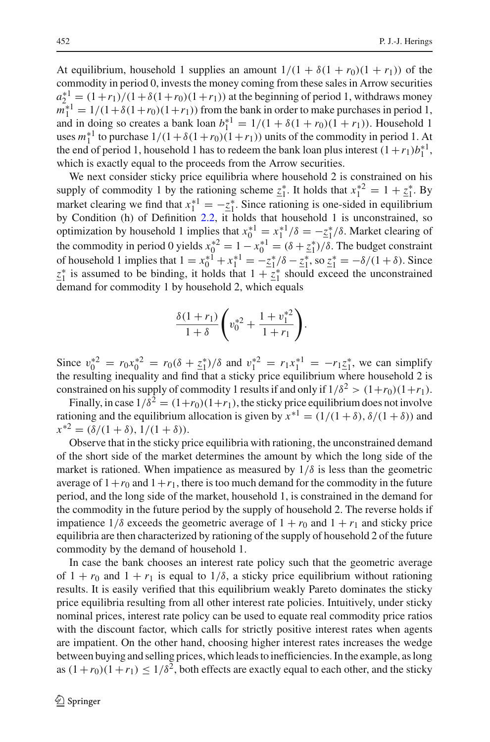At equilibrium, household 1 supplies an amount $1/(1 + \delta(1 + r_0)(1 + r_1))$ of the commodity in period 0, invests the money coming from these sales in Arrow securities $a_2^{*1} = (1+r_1)/(1+\delta(1+r_0)(1+r_1))$ at the beginning of period 1, withdraws money $m_1^{*1} = 1/(1+\delta(1+r_0)(1+r_1))$ from the bank in order to make purchases in period 1, and in doing so creates a bank loan $b_1^{*1} = 1/(1 + \delta(1 + r_0)(1 + r_1))$. Household 1 uses $m_1^{*1}$ to purchase $1/(1+\delta(1+r_0)(1+r_1))$ units of the commodity in period 1. At the end of period 1, household 1 has to redeem the bank loan plus interest $(1+r_1)b_1^{*1}$, which is exactly equal to the proceeds from the Arrow securities.

We next consider sticky price equilibria where household 2 is constrained on his supply of commodity 1 by the rationing scheme $\underline{z}_1^*$. It holds that $x_1^{*2} = 1 + \underline{z}_1^*$. By market clearing we find that $x_1^{*1} = -\underline{z}_1^*$. Since rationing is one-sided in equilibrium by Condition (h) of Definition 2.2, it holds that household 1 is unconstrained, so optimization by household 1 implies that $x_0^{*1} = x_1^{*1}/\delta = -\underline{z}_1^*/\delta$. Market clearing of the commodity in period 0 yields $x_0^{*2} = 1 - x_0^{*1} = (\delta + \underline{z}_1^*)/\delta$. The budget constraint of household 1 implies that $1 = x_0^{*1} + x_1^{*1} = -\underline{z}_1^*/\delta - \underline{z}_1^*$, so $\underline{z}_1^* = -\delta/(1+\delta)$. Since $\underline{z}_1^*$ is assumed to be binding, it holds that $1 + \underline{z}_1^*$ should exceed the unconstrained demand for commodity 1 by household 2, which equals

$$\frac{\delta(1+r_1)}{1+\delta}\left(v_0^{*2} + \frac{1+v_1^{*2}}{1+r_1}\right).$$

Since $v_0^{*2} = r_0 x_0^{*2} = r_0(\delta + \underline{z}_1^*)/\delta$ and $v_1^{*2} = r_1 x_1^{*1} = -r_1 \underline{z}_1^*$, we can simplify the resulting inequality and find that a sticky price equilibrium where household 2 is constrained on his supply of commodity 1 results if and only if $1/\delta^2 > (1+r_0)(1+r_1)$.

Finally, in case $1/\delta^2 = (1+r_0)(1+r_1)$, the sticky price equilibrium does not involve rationing and the equilibrium allocation is given by $x^{*1} = (1/(1+\delta), \delta/(1+\delta))$ and $x^{*2} = (\delta/(1+\delta), 1/(1+\delta))$.

Observe that in the sticky price equilibria with rationing, the unconstrained demand of the short side of the market determines the amount by which the long side of the market is rationed. When impatience as measured by $1/\delta$ is less than the geometric average of $1+r_0$ and $1+r_1$, there is too much demand for the commodity in the future period, and the long side of the market, household 1, is constrained in the demand for the commodity in the future period by the supply of household 2. The reverse holds if impatience $1/\delta$ exceeds the geometric average of $1 + r_0$ and $1 + r_1$ and sticky price equilibria are then characterized by rationing of the supply of household 2 of the future commodity by the demand of household 1.

In case the bank chooses an interest rate policy such that the geometric average of $1 + r_0$ and $1 + r_1$ is equal to $1/\delta$, a sticky price equilibrium without rationing results. It is easily verified that this equilibrium weakly Pareto dominates the sticky price equilibria resulting from all other interest rate policies. Intuitively, under sticky nominal prices, interest rate policy can be used to equate real commodity price ratios with the discount factor, which calls for strictly positive interest rates when agents are impatient. On the other hand, choosing higher interest rates increases the wedge between buying and selling prices, which leads to inefficiencies. In the example, as long as $(1+r_0)(1+r_1) \leq 1/\delta^2$, both effects are exactly equal to each other, and the sticky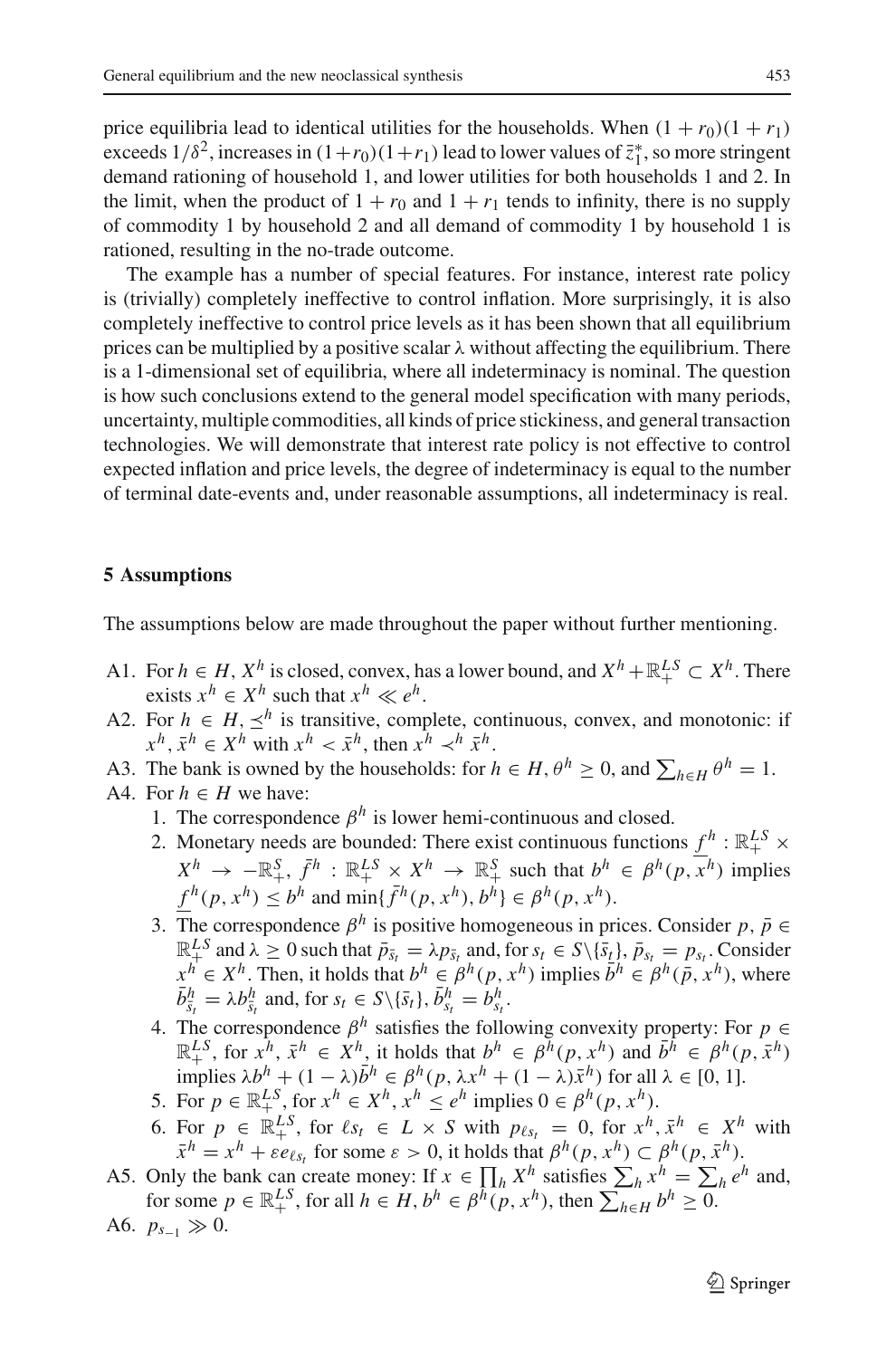price equilibria lead to identical utilities for the households. When $(1 + r_0)(1 + r_1)$ exceeds $1/\delta^2$, increases in $(1+r_0)(1+r_1)$ lead to lower values of $\bar{z}_1^*$, so more stringent demand rationing of household 1, and lower utilities for both households 1 and 2. In the limit, when the product of $1 + r_0$ and $1 + r_1$ tends to infinity, there is no supply of commodity 1 by household 2 and all demand of commodity 1 by household 1 is rationed, resulting in the no-trade outcome.

The example has a number of special features. For instance, interest rate policy is (trivially) completely ineffective to control inflation. More surprisingly, it is also completely ineffective to control price levels as it has been shown that all equilibrium prices can be multiplied by a positive scalar $\lambda$ without affecting the equilibrium. There is a 1-dimensional set of equilibria, where all indeterminacy is nominal. The question is how such conclusions extend to the general model specification with many periods, uncertainty, multiple commodities, all kinds of price stickiness, and general transaction technologies. We will demonstrate that interest rate policy is not effective to control expected inflation and price levels, the degree of indeterminacy is equal to the number of terminal date-events and, under reasonable assumptions, all indeterminacy is real.

## 5 Assumptions

The assumptions below are made throughout the paper without further mentioning.

- A1. For $h \in H$, $X^h$ is closed, convex, has a lower bound, and $X^h + \mathbb{R}_+^{LS} \subset X^h$. There exists $x^h \in X^h$ such that $x^h \ll e^h$.
- A2. For $h \in H$, $\preceq^h$ is transitive, complete, continuous, convex, and monotonic: if $x^h, \bar{x}^h \in X^h$ with $x^h < \bar{x}^h$, then $x^h \prec^h \bar{x}^h$.
- A3. The bank is owned by the households: for $h \in H$, $\theta^h \geq 0$, and $\sum_{h \in H} \theta^h = 1$.
- A4. For $h \in H$ we have:
  1. The correspondence $\beta^h$ is lower hemi-continuous and closed.
  2. Monetary needs are bounded: There exist continuous functions $\underline{f}^h : \mathbb{R}_+^{LS} \times X^h \rightarrow -\mathbb{R}_+^S$, $\bar{f}^h : \mathbb{R}_+^{LS} \times X^h \rightarrow \mathbb{R}_+^S$ such that $b^h \in \beta^h(p, x^h)$ implies $\underline{f}^h(p, x^h) \leq b^h$ and $\min\{\bar{f}^h(p, x^h), b^h\} \in \beta^h(p, x^h)$.
  3. The correspondence $\beta^h$ is positive homogeneous in prices. Consider $p, \bar{p} \in \mathbb{R}_+^{LS}$ and $\lambda \geq 0$ such that $\bar{p}_{\bar{s}_t} = \lambda p_{\bar{s}_t}$ and, for $s_t \in S \backslash \{\bar{s}_t\}$, $\bar{p}_{s_t} = p_{s_t}$. Consider $x^h \in X^h$. Then, it holds that $b^h \in \beta^h(p, x^h)$ implies $\bar{b}^h \in \beta^h(\bar{p}, x^h)$, where $\bar{b}^h_{\bar{s}_t} = \lambda b^h_{\bar{s}_t}$ and, for $s_t \in S \backslash \{\bar{s}_t\}$, $\bar{b}^h_{s_t} = b^h_{s_t}$.
  4. The correspondence $\beta^h$ satisfies the following convexity property: For $p \in \mathbb{R}_+^{LS}$, for $x^h, \bar{x}^h \in X^h$, it holds that $b^h \in \beta^h(p, x^h)$ and $\bar{b}^h \in \beta^h(p, \bar{x}^h)$ implies $\lambda b^h + (1 - \lambda)\bar{b}^h \in \beta^h(p, \lambda x^h + (1 - \lambda)\bar{x}^h)$ for all $\lambda \in [0, 1]$.
  5. For $p \in \mathbb{R}_+^{LS}$, for $x^h \in X^h$, $x^h \leq e^h$ implies $0 \in \beta^h(p, x^h)$.
  6. For $p \in \mathbb{R}_+^{LS}$, for $\ell s_t \in L \times S$ with $p_{\ell s_t} = 0$, for $x^h, \bar{x}^h \in X^h$ with $\bar{x}^h = x^h + \varepsilon e_{\ell s_t}$ for some $\varepsilon > 0$, it holds that $\beta^h(p, x^h) \subset \beta^h(p, \bar{x}^h)$.
- A5. Only the bank can create money: If $x \in \prod_h X^h$ satisfies $\sum_h x^h = \sum_h e^h$ and, for some $p \in \mathbb{R}_+^{LS}$, for all $h \in H$, $b^h \in \beta^h(p, x^h)$, then $\sum_{h \in H} b^h \geq 0$.
- A6. $p_{s_{-1}} \gg 0$.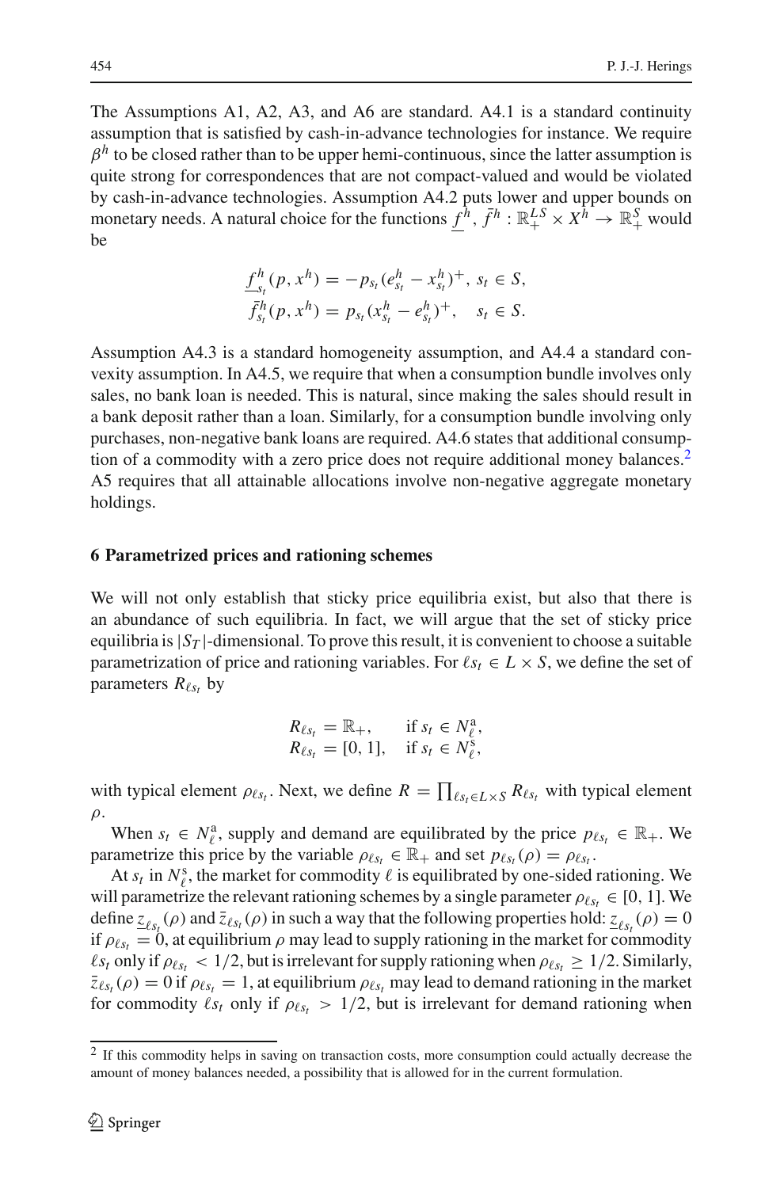The Assumptions A1, A2, A3, and A6 are standard. A4.1 is a standard continuity assumption that is satisfied by cash-in-advance technologies for instance. We require $\beta^h$ to be closed rather than to be upper hemi-continuous, since the latter assumption is quite strong for correspondences that are not compact-valued and would be violated by cash-in-advance technologies. Assumption A4.2 puts lower and upper bounds on monetary needs. A natural choice for the functions $\underline{f}^h, \bar{f}^h : \mathbb{R}_+^{LS} \times X^h \to \mathbb{R}_+^S$ would be

$$
\begin{aligned}
\underline{f}^h_{s_t}(p, x^h) &= -p_{s_t}(e^h_{s_t} - x^h_{s_t})^+, \; s_t \in S, \\
\bar{f}^h_{s_t}(p, x^h) &= p_{s_t}(x^h_{s_t} - e^h_{s_t})^+, \quad s_t \in S.
\end{aligned}
$$

Assumption A4.3 is a standard homogeneity assumption, and A4.4 a standard convexity assumption. In A4.5, we require that when a consumption bundle involves only sales, no bank loan is needed. This is natural, since making the sales should result in a bank deposit rather than a loan. Similarly, for a consumption bundle involving only purchases, non-negative bank loans are required. A4.6 states that additional consumption of a commodity with a zero price does not require additional money balances.[2] A5 requires that all attainable allocations involve non-negative aggregate monetary holdings.

## 6 Parametrized prices and rationing schemes

We will not only establish that sticky price equilibria exist, but also that there is an abundance of such equilibria. In fact, we will argue that the set of sticky price equilibria is $|S_T|$-dimensional. To prove this result, it is convenient to choose a suitable parametrization of price and rationing variables. For $\ell s_t \in L \times S$, we define the set of parameters $R_{\ell s_t}$ by

$$
\begin{aligned}
R_{\ell s_t} &= \mathbb{R}_+, \qquad \text{if } s_t \in N^{\mathrm{a}}_\ell, \\
R_{\ell s_t} &= [0, 1], \quad \text{if } s_t \in N^{\mathrm{s}}_\ell,
\end{aligned}
$$

with typical element $\rho_{\ell s_t}$. Next, we define $R = \prod_{\ell s_t \in L \times S} R_{\ell s_t}$ with typical element $\rho$.

When $s_t \in N^{\mathrm{a}}_\ell$, supply and demand are equilibrated by the price $p_{\ell s_t} \in \mathbb{R}_+$. We parametrize this price by the variable $\rho_{\ell s_t} \in \mathbb{R}_+$ and set $p_{\ell s_t}(\rho) = \rho_{\ell s_t}$.

At $s_t$ in $N^{\mathrm{s}}_\ell$, the market for commodity $\ell$ is equilibrated by one-sided rationing. We will parametrize the relevant rationing schemes by a single parameter $\rho_{\ell s_t} \in [0, 1]$. We define $\underline{z}_{\ell s_t}(\rho)$ and $\bar{z}_{\ell s_t}(\rho)$ in such a way that the following properties hold: $\underline{z}_{\ell s_t}(\rho) = 0$ if $\rho_{\ell s_t} = 0$, at equilibrium $\rho$ may lead to supply rationing in the market for commodity $\ell s_t$ only if $\rho_{\ell s_t} < 1/2$, but is irrelevant for supply rationing when $\rho_{\ell s_t} \geq 1/2$. Similarly, $\bar{z}_{\ell s_t}(\rho) = 0$ if $\rho_{\ell s_t} = 1$, at equilibrium $\rho_{\ell s_t}$ may lead to demand rationing in the market for commodity $\ell s_t$ only if $\rho_{\ell s_t} > 1/2$, but is irrelevant for demand rationing when

[2] If this commodity helps in saving on transaction costs, more consumption could actually decrease the amount of money balances needed, a possibility that is allowed for in the current formulation.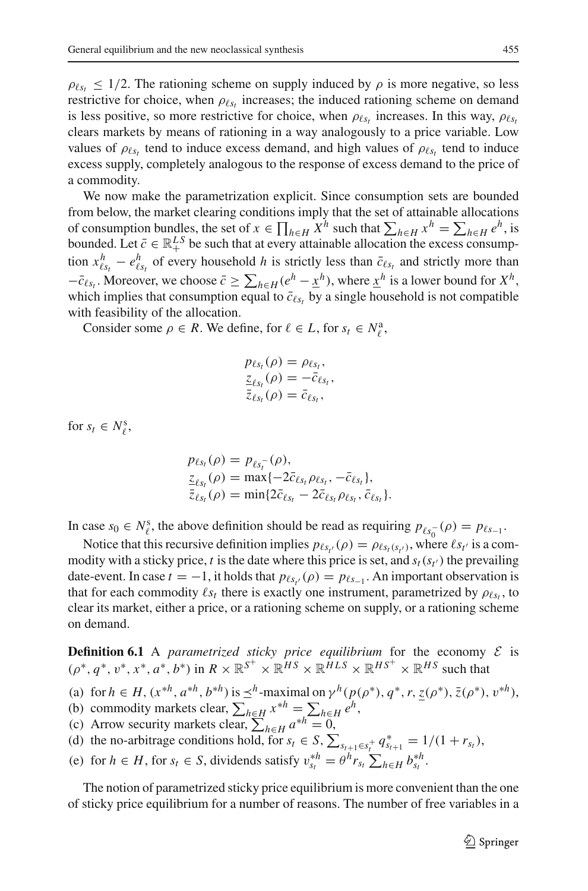$\rho_{\ell s_t} \leq 1/2$. The rationing scheme on supply induced by $\rho$ is more negative, so less restrictive for choice, when $\rho_{\ell s_t}$ increases; the induced rationing scheme on demand is less positive, so more restrictive for choice, when $\rho_{\ell s_t}$ increases. In this way, $\rho_{\ell s_t}$ clears markets by means of rationing in a way analogously to a price variable. Low values of $\rho_{\ell s_t}$ tend to induce excess demand, and high values of $\rho_{\ell s_t}$ tend to induce excess supply, completely analogous to the response of excess demand to the price of a commodity.

We now make the parametrization explicit. Since consumption sets are bounded from below, the market clearing conditions imply that the set of attainable allocations of consumption bundles, the set of $x \in \prod_{h \in H} X^h$ such that $\sum_{h \in H} x^h = \sum_{h \in H} e^h$, is bounded. Let $\bar{c} \in \mathbb{R}_+^{LS}$ be such that at every attainable allocation the excess consumption $x^h_{\ell s_t} - e^h_{\ell s_t}$ of every household $h$ is strictly less than $\bar{c}_{\ell s_t}$ and strictly more than $-\bar{c}_{\ell s_t}$. Moreover, we choose $\bar{c} \geq \sum_{h \in H}(e^h - \underline{x}^h)$, where $\underline{x}^h$ is a lower bound for $X^h$, which implies that consumption equal to $\bar{c}_{\ell s_t}$ by a single household is not compatible with feasibility of the allocation.

Consider some $\rho \in R$. We define, for $\ell \in L$, for $s_t \in N^{\mathrm{a}}_\ell$,

$$
\begin{aligned}
p_{\ell s_t}(\rho) &= \rho_{\ell s_t}, \\
\underline{z}_{\ell s_t}(\rho) &= -\bar{c}_{\ell s_t}, \\
\bar{z}_{\ell s_t}(\rho) &= \bar{c}_{\ell s_t},
\end{aligned}
$$

for $s_t \in N^{\mathrm{s}}_\ell$,

$$
\begin{aligned}
p_{\ell s_t}(\rho) &= p_{\ell s_t^-}(\rho), \\
\underline{z}_{\ell s_t}(\rho) &= \max\{-2\bar{c}_{\ell s_t}\rho_{\ell s_t}, -\bar{c}_{\ell s_t}\}, \\
\bar{z}_{\ell s_t}(\rho) &= \min\{2\bar{c}_{\ell s_t} - 2\bar{c}_{\ell s_t}\rho_{\ell s_t}, \bar{c}_{\ell s_t}\}.
\end{aligned}
$$

In case $s_0 \in N^{\mathrm{s}}_\ell$, the above definition should be read as requiring $p_{\ell s_0^-}(\rho) = p_{\ell s_{-1}}$.

Notice that this recursive definition implies $p_{\ell s_{t'}}(\rho) = \rho_{\ell s_t(s_{t'})}$, where $\ell s_{t'}$ is a commodity with a sticky price, $t$ is the date where this price is set, and $s_t(s_{t'})$ the prevailing date-event. In case $t = -1$, it holds that $p_{\ell s_{t'}}(\rho) = p_{\ell s_{-1}}$. An important observation is that for each commodity $\ell s_t$ there is exactly one instrument, parametrized by $\rho_{\ell s_t}$, to clear its market, either a price, or a rationing scheme on supply, or a rationing scheme on demand.

**Definition 6.1** A *parametrized sticky price equilibrium* for the economy $\mathcal{E}$ is $(\rho^*, q^*, v^*, x^*, a^*, b^*)$ in $R \times \mathbb{R}^{S^+} \times \mathbb{R}^{HS} \times \mathbb{R}^{HLS} \times \mathbb{R}^{HS^+} \times \mathbb{R}^{HS}$ such that

(a) for $h \in H$, $(x^{*h}, a^{*h}, b^{*h})$ is $\preceq^h$-maximal on $\gamma^h(p(\rho^*), q^*, r, \underline{z}(\rho^*), \bar{z}(\rho^*), v^{*h})$,
(b) commodity markets clear, $\sum_{h \in H} x^{*h} = \sum_{h \in H} e^h$,
(c) Arrow security markets clear, $\sum_{h \in H} a^{*h} = 0$,
(d) the no-arbitrage conditions hold, for $s_t \in S$, $\sum_{s_{t+1} \in s_t^+} q^*_{s_{t+1}} = 1/(1 + r_{s_t})$,
(e) for $h \in H$, for $s_t \in S$, dividends satisfy $v^{*h}_{s_t} = \theta^h r_{s_t} \sum_{h \in H} b^{*h}_{s_t}$.

The notion of parametrized sticky price equilibrium is more convenient than the one of sticky price equilibrium for a number of reasons. The number of free variables in a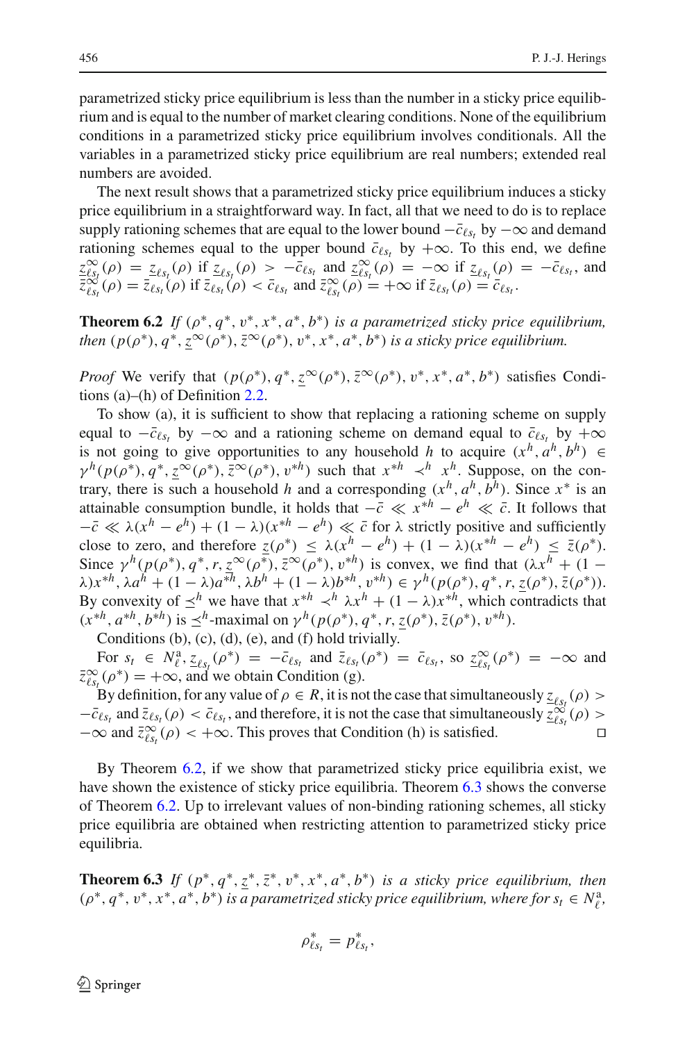parametrized sticky price equilibrium is less than the number in a sticky price equilibrium and is equal to the number of market clearing conditions. None of the equilibrium conditions in a parametrized sticky price equilibrium involves conditionals. All the variables in a parametrized sticky price equilibrium are real numbers; extended real numbers are avoided.

The next result shows that a parametrized sticky price equilibrium induces a sticky price equilibrium in a straightforward way. In fact, all that we need to do is to replace supply rationing schemes that are equal to the lower bound $-\bar{c}_{\ell s_t}$ by $-\infty$ and demand rationing schemes equal to the upper bound $\bar{c}_{\ell s_t}$ by $+\infty$. To this end, we define $\underline{z}^{\infty}_{\ell s_t}(\rho) = \underline{z}_{\ell s_t}(\rho)$ if $\underline{z}_{\ell s_t}(\rho) > -\bar{c}_{\ell s_t}$ and $\underline{z}^{\infty}_{\ell s_t}(\rho) = -\infty$ if $\underline{z}_{\ell s_t}(\rho) = -\bar{c}_{\ell s_t}$, and $\bar{z}^{\infty}_{\ell s_t}(\rho) = \bar{z}_{\ell s_t}(\rho)$ if $\bar{z}_{\ell s_t}(\rho) < \bar{c}_{\ell s_t}$ and $\bar{z}^{\infty}_{\ell s_t}(\rho) = +\infty$ if $\bar{z}_{\ell s_t}(\rho) = \bar{c}_{\ell s_t}$.

**Theorem 6.2** *If $(\rho^*, q^*, v^*, x^*, a^*, b^*)$ is a parametrized sticky price equilibrium, then $(p(\rho^*), q^*, \underline{z}^{\infty}(\rho^*), \bar{z}^{\infty}(\rho^*), v^*, x^*, a^*, b^*)$ is a sticky price equilibrium.*

*Proof* We verify that $(p(\rho^*), q^*, \underline{z}^{\infty}(\rho^*), \bar{z}^{\infty}(\rho^*), v^*, x^*, a^*, b^*)$ satisfies Conditions (a)–(h) of Definition 2.2.

To show (a), it is sufficient to show that replacing a rationing scheme on supply equal to $-\bar{c}_{\ell s_t}$ by $-\infty$ and a rationing scheme on demand equal to $\bar{c}_{\ell s_t}$ by $+\infty$ is not going to give opportunities to any household $h$ to acquire $(x^h, a^h, b^h) \in \gamma^h(p(\rho^*), q^*, \underline{z}^{\infty}(\rho^*), \bar{z}^{\infty}(\rho^*), v^{*h})$ such that $x^{*h} \prec^h x^h$. Suppose, on the contrary, there is such a household $h$ and a corresponding $(x^h, a^h, b^h)$. Since $x^*$ is an attainable consumption bundle, it holds that $-\bar{c} \ll x^{*h} - e^h \ll \bar{c}$. It follows that $-\bar{c} \ll \lambda(x^h - e^h) + (1-\lambda)(x^{*h} - e^h) \ll \bar{c}$ for $\lambda$ strictly positive and sufficiently close to zero, and therefore $\underline{z}(\rho^*) \leq \lambda(x^h - e^h) + (1-\lambda)(x^{*h} - e^h) \leq \bar{z}(\rho^*)$. Since $\gamma^h(p(\rho^*), q^*, r, \underline{z}^{\infty}(\rho^*), \bar{z}^{\infty}(\rho^*), v^{*h})$ is convex, we find that $(\lambda x^h + (1-\lambda)x^{*h}, \lambda a^h + (1-\lambda)a^{*h}, \lambda b^h + (1-\lambda)b^{*h}, v^{*h}) \in \gamma^h(p(\rho^*), q^*, r, \underline{z}(\rho^*), \bar{z}(\rho^*))$. By convexity of $\preceq^h$ we have that $x^{*h} \prec^h \lambda x^h + (1-\lambda)x^{*h}$, which contradicts that $(x^{*h}, a^{*h}, b^{*h})$ is $\preceq^h$-maximal on $\gamma^h(p(\rho^*), q^*, r, \underline{z}(\rho^*), \bar{z}(\rho^*), v^{*h})$.

Conditions (b), (c), (d), (e), and (f) hold trivially.

For $s_t \in N^{\mathrm{a}}_{\ell}$, $\underline{z}_{\ell s_t}(\rho^*) = -\bar{c}_{\ell s_t}$ and $\bar{z}_{\ell s_t}(\rho^*) = \bar{c}_{\ell s_t}$, so $\underline{z}^{\infty}_{\ell s_t}(\rho^*) = -\infty$ and $\bar{z}^{\infty}_{\ell s_t}(\rho^*) = +\infty$, and we obtain Condition (g).

By definition, for any value of $\rho \in R$, it is not the case that simultaneously $\underline{z}_{\ell s_t}(\rho) > -\bar{c}_{\ell s_t}$ and $\bar{z}_{\ell s_t}(\rho) < \bar{c}_{\ell s_t}$, and therefore, it is not the case that simultaneously $\underline{z}^{\infty}_{\ell s_t}(\rho) > -\infty$ and $\bar{z}^{\infty}_{\ell s_t}(\rho) < +\infty$. This proves that Condition (h) is satisfied. □

By Theorem 6.2, if we show that parametrized sticky price equilibria exist, we have shown the existence of sticky price equilibria. Theorem 6.3 shows the converse of Theorem 6.2. Up to irrelevant values of non-binding rationing schemes, all sticky price equilibria are obtained when restricting attention to parametrized sticky price equilibria.

**Theorem 6.3** *If $(p^*, q^*, \underline{z}^*, \bar{z}^*, v^*, x^*, a^*, b^*)$ is a sticky price equilibrium, then $(\rho^*, q^*, v^*, x^*, a^*, b^*)$ is a parametrized sticky price equilibrium, where for $s_t \in N^{\mathrm{a}}_{\ell}$,*

$$\rho^*_{\ell s_t} = p^*_{\ell s_t},$$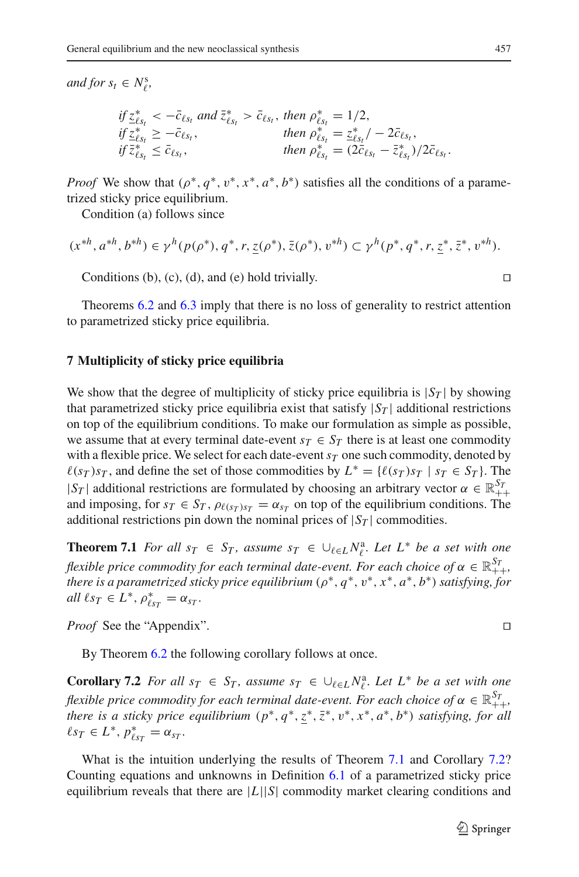*and for* $s_t \in N^{\mathrm{s}}_{\ell}$,

$$
\begin{array}{lll}
\text{if } \underline{z}^*_{\ell s_t} < -\bar{c}_{\ell s_t} \text{ and } \bar{z}^*_{\ell s_t} > \bar{c}_{\ell s_t}, & \text{then } \rho^*_{\ell s_t} = 1/2, \\
\text{if } \underline{z}^*_{\ell s_t} \geq -\bar{c}_{\ell s_t}, & \text{then } \rho^*_{\ell s_t} = \underline{z}^*_{\ell s_t}/-2\bar{c}_{\ell s_t}, \\
\text{if } \bar{z}^*_{\ell s_t} \leq \bar{c}_{\ell s_t}, & \text{then } \rho^*_{\ell s_t} = (2\bar{c}_{\ell s_t} - \bar{z}^*_{\ell s_t})/2\bar{c}_{\ell s_t}.
\end{array}
$$

*Proof* We show that $(\rho^*, q^*, \upsilon^*, x^*, a^*, b^*)$ satisfies all the conditions of a parametrized sticky price equilibrium.

Condition (a) follows since

$$
(x^{*h}, a^{*h}, b^{*h}) \in \gamma^h(p(\rho^*), q^*, r, \underline{z}(\rho^*), \bar{z}(\rho^*), \upsilon^{*h}) \subset \gamma^h(p^*, q^*, r, \underline{z}^*, \bar{z}^*, \upsilon^{*h}).
$$

Conditions (b), (c), (d), and (e) hold trivially. $\square$

Theorems 6.2 and 6.3 imply that there is no loss of generality to restrict attention to parametrized sticky price equilibria.

## 7 Multiplicity of sticky price equilibria

We show that the degree of multiplicity of sticky price equilibria is $|S_T|$ by showing that parametrized sticky price equilibria exist that satisfy $|S_T|$ additional restrictions on top of the equilibrium conditions. To make our formulation as simple as possible, we assume that at every terminal date-event $s_T \in S_T$ there is at least one commodity with a flexible price. We select for each date-event $s_T$ one such commodity, denoted by $\ell(s_T)s_T$, and define the set of those commodities by $L^* = \{\ell(s_T)s_T \mid s_T \in S_T\}$. The $|S_T|$ additional restrictions are formulated by choosing an arbitrary vector $\alpha \in \mathbb{R}^{S_T}_{++}$ and imposing, for $s_T \in S_T$, $\rho_{\ell(s_T)s_T} = \alpha_{s_T}$ on top of the equilibrium conditions. The additional restrictions pin down the nominal prices of $|S_T|$ commodities.

**Theorem 7.1** *For all* $s_T \in S_T$*, assume* $s_T \in \cup_{\ell \in L} N^{\mathrm{a}}_{\ell}$*. Let* $L^*$ *be a set with one flexible price commodity for each terminal date-event. For each choice of* $\alpha \in \mathbb{R}^{S_T}_{++}$*, there is a parametrized sticky price equilibrium* $(\rho^*, q^*, \upsilon^*, x^*, a^*, b^*)$ *satisfying, for all* $\ell s_T \in L^*$, $\rho^*_{\ell s_T} = \alpha_{s_T}$.

*Proof* See the "Appendix". $\square$

By Theorem 6.2 the following corollary follows at once.

**Corollary 7.2** *For all* $s_T \in S_T$*, assume* $s_T \in \cup_{\ell \in L} N^{\mathrm{a}}_{\ell}$*. Let* $L^*$ *be a set with one flexible price commodity for each terminal date-event. For each choice of* $\alpha \in \mathbb{R}^{S_T}_{++}$*, there is a sticky price equilibrium* $(p^*, q^*, \underline{z}^*, \bar{z}^*, \upsilon^*, x^*, a^*, b^*)$ *satisfying, for all* $\ell s_T \in L^*$, $p^*_{\ell s_T} = \alpha_{s_T}$.

What is the intuition underlying the results of Theorem 7.1 and Corollary 7.2? Counting equations and unknowns in Definition 6.1 of a parametrized sticky price equilibrium reveals that there are $|L||S|$ commodity market clearing conditions and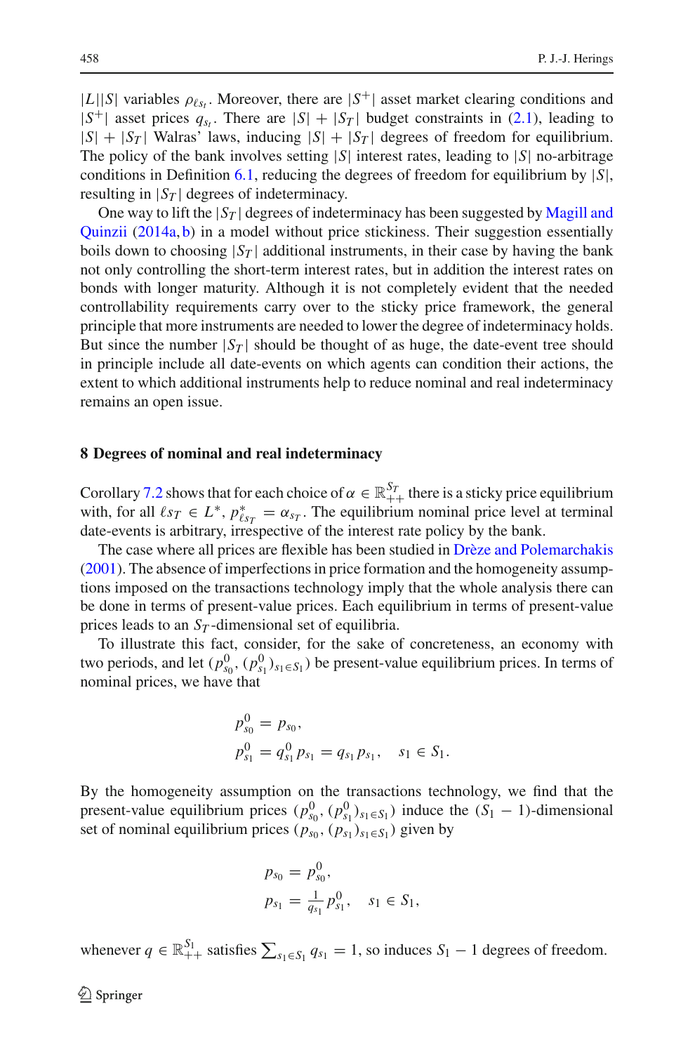$|L||S|$ variables $\rho_{\ell s_t}$. Moreover, there are $|S^+|$ asset market clearing conditions and $|S^+|$ asset prices $q_{s_t}$. There are $|S| + |S_T|$ budget constraints in (2.1), leading to $|S| + |S_T|$ Walras' laws, inducing $|S| + |S_T|$ degrees of freedom for equilibrium. The policy of the bank involves setting $|S|$ interest rates, leading to $|S|$ no-arbitrage conditions in Definition 6.1, reducing the degrees of freedom for equilibrium by $|S|$, resulting in $|S_T|$ degrees of indeterminacy.

One way to lift the $|S_T|$ degrees of indeterminacy has been suggested by Magill and Quinzii (2014a, b) in a model without price stickiness. Their suggestion essentially boils down to choosing $|S_T|$ additional instruments, in their case by having the bank not only controlling the short-term interest rates, but in addition the interest rates on bonds with longer maturity. Although it is not completely evident that the needed controllability requirements carry over to the sticky price framework, the general principle that more instruments are needed to lower the degree of indeterminacy holds. But since the number $|S_T|$ should be thought of as huge, the date-event tree should in principle include all date-events on which agents can condition their actions, the extent to which additional instruments help to reduce nominal and real indeterminacy remains an open issue.

## 8 Degrees of nominal and real indeterminacy

Corollary 7.2 shows that for each choice of $\alpha \in \mathbb{R}^{S_T}_{++}$ there is a sticky price equilibrium with, for all $\ell s_T \in L^*$, $p^*_{\ell s_T} = \alpha_{s_T}$. The equilibrium nominal price level at terminal date-events is arbitrary, irrespective of the interest rate policy by the bank.

The case where all prices are flexible has been studied in Drèze and Polemarchakis (2001). The absence of imperfections in price formation and the homogeneity assumptions imposed on the transactions technology imply that the whole analysis there can be done in terms of present-value prices. Each equilibrium in terms of present-value prices leads to an $S_T$-dimensional set of equilibria.

To illustrate this fact, consider, for the sake of concreteness, an economy with two periods, and let $(p^0_{s_0}, (p^0_{s_1})_{s_1 \in S_1})$ be present-value equilibrium prices. In terms of nominal prices, we have that

$$
\begin{aligned}
p^0_{s_0} &= p_{s_0},\\
p^0_{s_1} &= q^0_{s_1} p_{s_1} = q_{s_1} p_{s_1}, \quad s_1 \in S_1.
\end{aligned}
$$

By the homogeneity assumption on the transactions technology, we find that the present-value equilibrium prices $(p^0_{s_0}, (p^0_{s_1})_{s_1 \in S_1})$ induce the $(S_1 - 1)$-dimensional set of nominal equilibrium prices $(p_{s_0}, (p_{s_1})_{s_1 \in S_1})$ given by

$$
\begin{aligned}
p_{s_0} &= p^0_{s_0},\\
p_{s_1} &= \tfrac{1}{q_{s_1}} p^0_{s_1}, \quad s_1 \in S_1,
\end{aligned}
$$

whenever $q \in \mathbb{R}^{S_1}_{++}$ satisfies $\sum_{s_1 \in S_1} q_{s_1} = 1$, so induces $S_1 - 1$ degrees of freedom.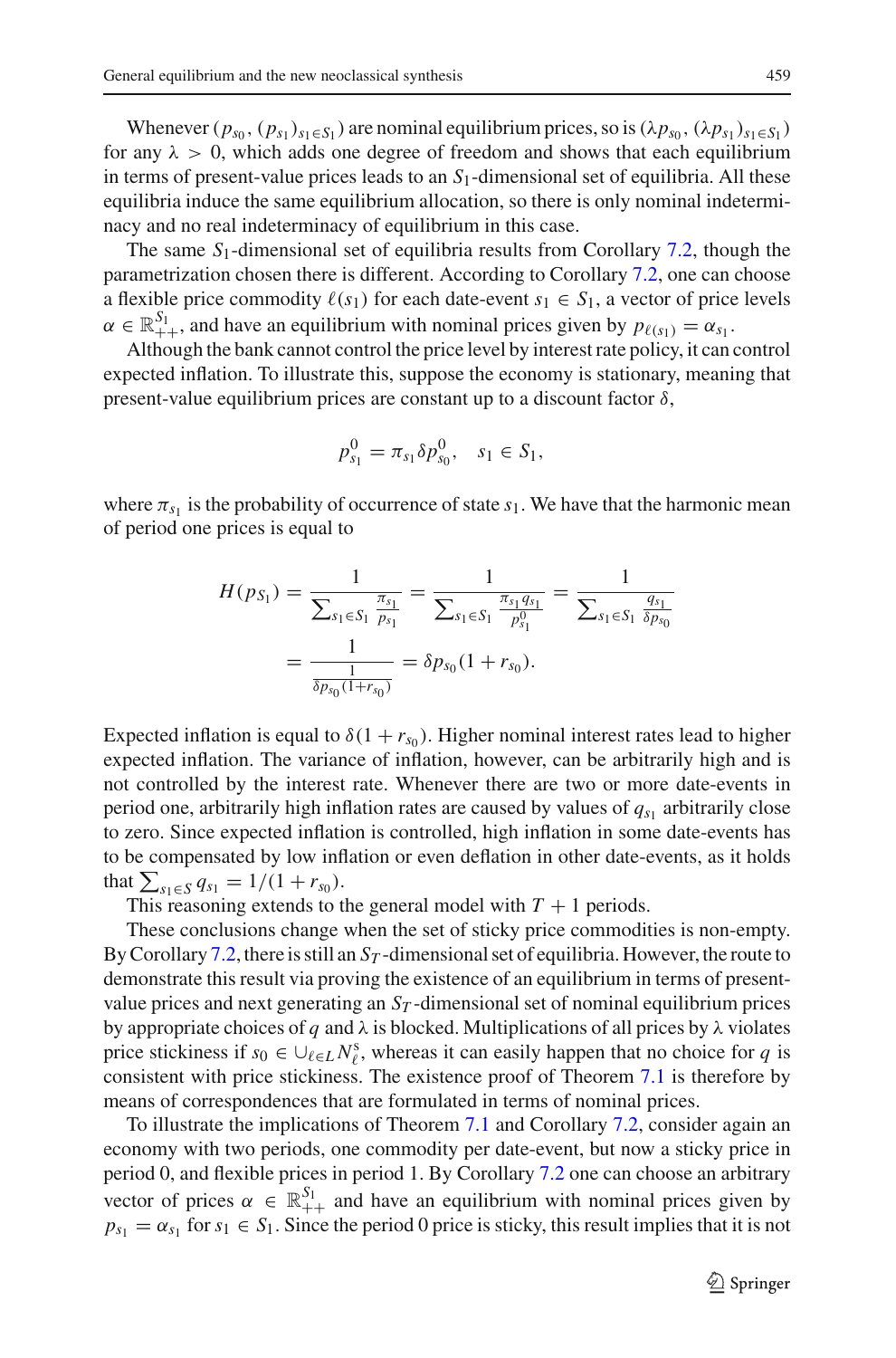Whenever $(p_{s_0}, (p_{s_1})_{s_1 \in S_1})$ are nominal equilibrium prices, so is $(\lambda p_{s_0}, (\lambda p_{s_1})_{s_1 \in S_1})$ for any $\lambda > 0$, which adds one degree of freedom and shows that each equilibrium in terms of present-value prices leads to an $S_1$-dimensional set of equilibria. All these equilibria induce the same equilibrium allocation, so there is only nominal indeterminacy and no real indeterminacy of equilibrium in this case.

The same $S_1$-dimensional set of equilibria results from Corollary 7.2, though the parametrization chosen there is different. According to Corollary 7.2, one can choose a flexible price commodity $\ell(s_1)$ for each date-event $s_1 \in S_1$, a vector of price levels $\alpha \in \mathbb{R}^{S_1}_{++}$, and have an equilibrium with nominal prices given by $p_{\ell(s_1)} = \alpha_{s_1}$.

Although the bank cannot control the price level by interest rate policy, it can control expected inflation. To illustrate this, suppose the economy is stationary, meaning that present-value equilibrium prices are constant up to a discount factor $\delta$,

$$p^0_{s_1} = \pi_{s_1} \delta p^0_{s_0}, \quad s_1 \in S_1,$$

where $\pi_{s_1}$ is the probability of occurrence of state $s_1$. We have that the harmonic mean of period one prices is equal to

$$\begin{aligned} H(p_{S_1}) &= \frac{1}{\sum_{s_1 \in S_1} \frac{\pi_{s_1}}{p_{s_1}}} = \frac{1}{\sum_{s_1 \in S_1} \frac{\pi_{s_1} q_{s_1}}{p^0_{s_1}}} = \frac{1}{\sum_{s_1 \in S_1} \frac{q_{s_1}}{\delta p_{s_0}}} \\ &= \frac{1}{\frac{1}{\delta p_{s_0}(1+r_{s_0})}} = \delta p_{s_0}(1 + r_{s_0}). \end{aligned}$$

Expected inflation is equal to $\delta(1 + r_{s_0})$. Higher nominal interest rates lead to higher expected inflation. The variance of inflation, however, can be arbitrarily high and is not controlled by the interest rate. Whenever there are two or more date-events in period one, arbitrarily high inflation rates are caused by values of $q_{s_1}$ arbitrarily close to zero. Since expected inflation is controlled, high inflation in some date-events has to be compensated by low inflation or even deflation in other date-events, as it holds that $\sum_{s_1 \in S} q_{s_1} = 1/(1 + r_{s_0})$.

This reasoning extends to the general model with $T + 1$ periods.

These conclusions change when the set of sticky price commodities is non-empty. By Corollary 7.2, there is still an $S_T$-dimensional set of equilibria. However, the route to demonstrate this result via proving the existence of an equilibrium in terms of present-value prices and next generating an $S_T$-dimensional set of nominal equilibrium prices by appropriate choices of $q$ and $\lambda$ is blocked. Multiplications of all prices by $\lambda$ violates price stickiness if $s_0 \in \cup_{\ell \in L} N^s_\ell$, whereas it can easily happen that no choice for $q$ is consistent with price stickiness. The existence proof of Theorem 7.1 is therefore by means of correspondences that are formulated in terms of nominal prices.

To illustrate the implications of Theorem 7.1 and Corollary 7.2, consider again an economy with two periods, one commodity per date-event, but now a sticky price in period 0, and flexible prices in period 1. By Corollary 7.2 one can choose an arbitrary vector of prices $\alpha \in \mathbb{R}^{S_1}_{++}$ and have an equilibrium with nominal prices given by $p_{s_1} = \alpha_{s_1}$ for $s_1 \in S_1$. Since the period 0 price is sticky, this result implies that it is not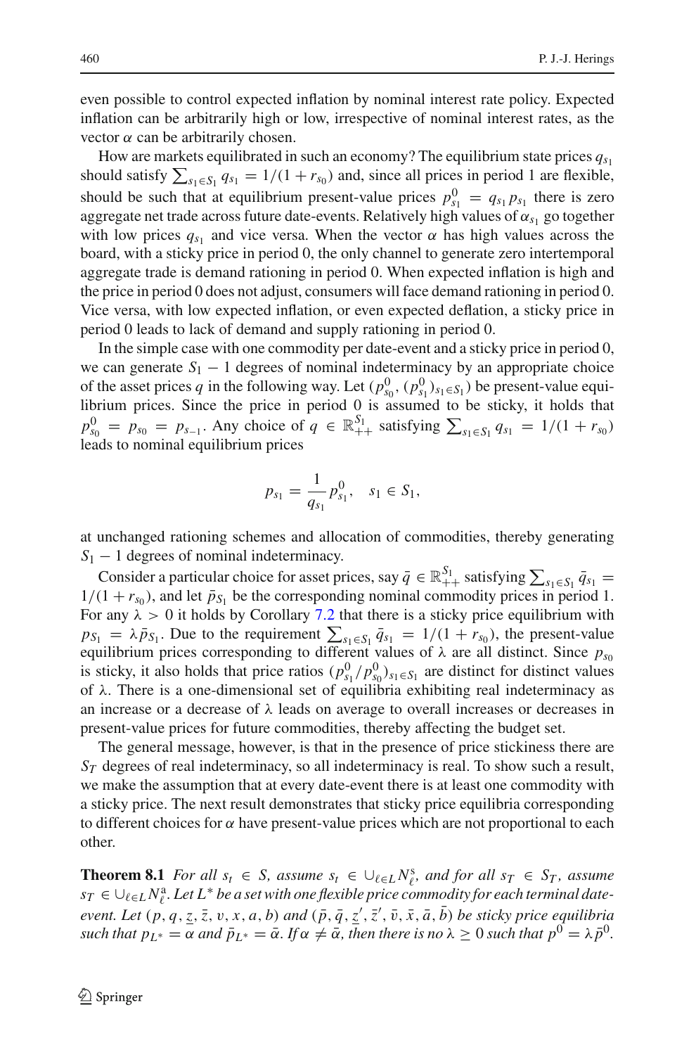even possible to control expected inflation by nominal interest rate policy. Expected inflation can be arbitrarily high or low, irrespective of nominal interest rates, as the vector $\alpha$ can be arbitrarily chosen.

How are markets equilibrated in such an economy? The equilibrium state prices $q_{s_1}$ should satisfy $\sum_{s_1 \in S_1} q_{s_1} = 1/(1 + r_{s_0})$ and, since all prices in period 1 are flexible, should be such that at equilibrium present-value prices $p^0_{s_1} = q_{s_1} p_{s_1}$ there is zero aggregate net trade across future date-events. Relatively high values of $\alpha_{s_1}$ go together with low prices $q_{s_1}$ and vice versa. When the vector $\alpha$ has high values across the board, with a sticky price in period 0, the only channel to generate zero intertemporal aggregate trade is demand rationing in period 0. When expected inflation is high and the price in period 0 does not adjust, consumers will face demand rationing in period 0. Vice versa, with low expected inflation, or even expected deflation, a sticky price in period 0 leads to lack of demand and supply rationing in period 0.

In the simple case with one commodity per date-event and a sticky price in period 0, we can generate $S_1 - 1$ degrees of nominal indeterminacy by an appropriate choice of the asset prices $q$ in the following way. Let $(p^0_{s_0}, (p^0_{s_1})_{s_1 \in S_1})$ be present-value equilibrium prices. Since the price in period 0 is assumed to be sticky, it holds that $p^0_{s_0} = p_{s_0} = p_{s_{-1}}$. Any choice of $q \in \mathbb{R}^{S_1}_{++}$ satisfying $\sum_{s_1 \in S_1} q_{s_1} = 1/(1 + r_{s_0})$ leads to nominal equilibrium prices

$$p_{s_1} = \frac{1}{q_{s_1}} p^0_{s_1}, \quad s_1 \in S_1,$$

at unchanged rationing schemes and allocation of commodities, thereby generating $S_1 - 1$ degrees of nominal indeterminacy.

Consider a particular choice for asset prices, say $\bar{q} \in \mathbb{R}^{S_1}_{++}$ satisfying $\sum_{s_1 \in S_1} \bar{q}_{s_1} = 1/(1 + r_{s_0})$, and let $\bar{p}_{S_1}$ be the corresponding nominal commodity prices in period 1. For any $\lambda > 0$ it holds by Corollary 7.2 that there is a sticky price equilibrium with $p_{S_1} = \lambda \bar{p}_{S_1}$. Due to the requirement $\sum_{s_1 \in S_1} \bar{q}_{s_1} = 1/(1 + r_{s_0})$, the present-value equilibrium prices corresponding to different values of $\lambda$ are all distinct. Since $p_{s_0}$ is sticky, it also holds that price ratios $(p^0_{s_1}/p^0_{s_0})_{s_1 \in S_1}$ are distinct for distinct values of $\lambda$. There is a one-dimensional set of equilibria exhibiting real indeterminacy as an increase or a decrease of $\lambda$ leads on average to overall increases or decreases in present-value prices for future commodities, thereby affecting the budget set.

The general message, however, is that in the presence of price stickiness there are $S_T$ degrees of real indeterminacy, so all indeterminacy is real. To show such a result, we make the assumption that at every date-event there is at least one commodity with a sticky price. The next result demonstrates that sticky price equilibria corresponding to different choices for $\alpha$ have present-value prices which are not proportional to each other.

**Theorem 8.1** *For all $s_t \in S$, assume $s_t \in \cup_{\ell \in L} N^{\mathrm{s}}_\ell$, and for all $s_T \in S_T$, assume $s_T \in \cup_{\ell \in L} N^{\mathrm{a}}_\ell$. Let $L^*$ be a set with one flexible price commodity for each terminal date-event. Let $(p, q, \underline{z}, \bar{z}, v, x, a, b)$ and $(\bar{p}, \bar{q}, \underline{z}', \bar{z}', \bar{v}, \bar{x}, \bar{a}, \bar{b})$ be sticky price equilibria such that $p_{L^*} = \alpha$ and $\bar{p}_{L^*} = \bar{\alpha}$. If $\alpha \neq \bar{\alpha}$, then there is no $\lambda \geq 0$ such that $p^0 = \lambda \bar{p}^0$.*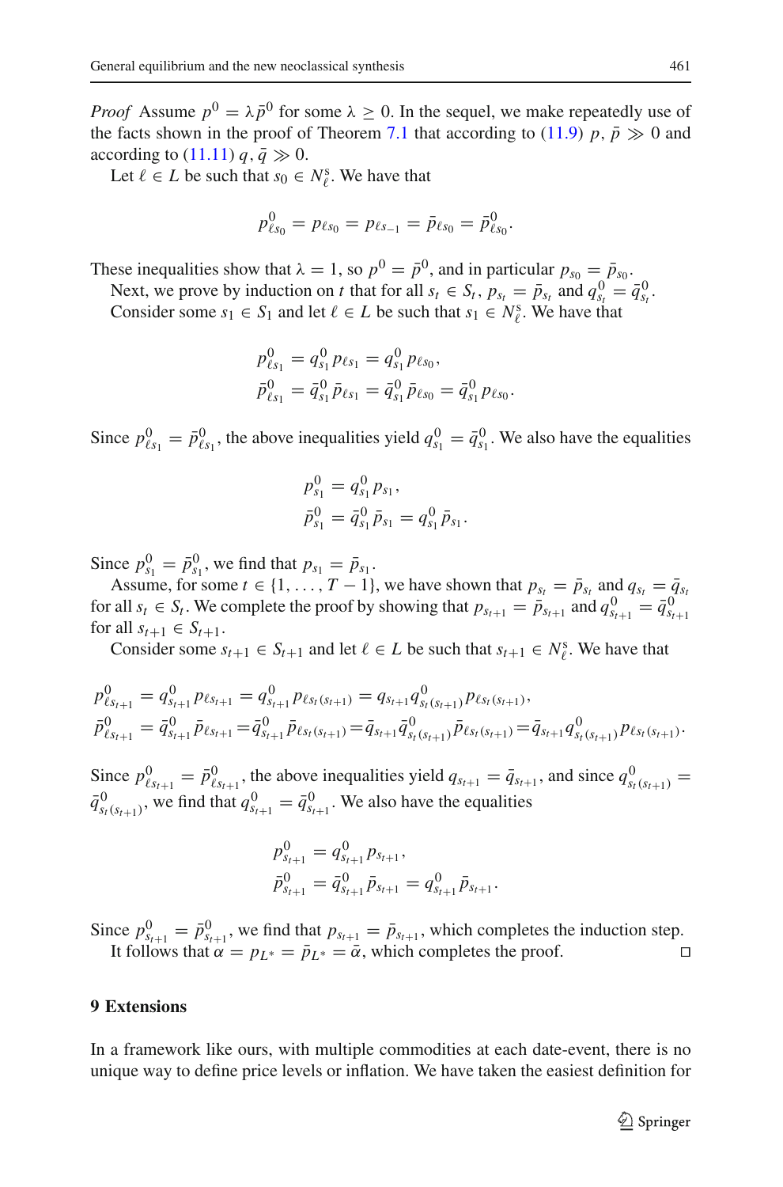*Proof* Assume $p^0 = \lambda \bar{p}^0$ for some $\lambda \geq 0$. In the sequel, we make repeatedly use of the facts shown in the proof of Theorem 7.1 that according to (11.9) $p, \bar{p} \gg 0$ and according to (11.11) $q, \bar{q} \gg 0$.

Let $\ell \in L$ be such that $s_0 \in N^{\mathrm{s}}_\ell$. We have that

$$p^0_{\ell s_0} = p_{\ell s_0} = p_{\ell s_{-1}} = \bar{p}_{\ell s_0} = \bar{p}^0_{\ell s_0}.$$

These inequalities show that $\lambda = 1$, so $p^0 = \bar{p}^0$, and in particular $p_{s_0} = \bar{p}_{s_0}$.

Next, we prove by induction on $t$ that for all $s_t \in S_t$, $p_{s_t} = \bar{p}_{s_t}$ and $q^0_{s_t} = \bar{q}^0_{s_t}$.

Consider some $s_1 \in S_1$ and let $\ell \in L$ be such that $s_1 \in N^{\mathrm{s}}_\ell$. We have that

$$p^0_{\ell s_1} = q^0_{s_1} p_{\ell s_1} = q^0_{s_1} p_{\ell s_0},$$
$$\bar{p}^0_{\ell s_1} = \bar{q}^0_{s_1} \bar{p}_{\ell s_1} = \bar{q}^0_{s_1} \bar{p}_{\ell s_0} = \bar{q}^0_{s_1} p_{\ell s_0}.$$

Since $p^0_{\ell s_1} = \bar{p}^0_{\ell s_1}$, the above inequalities yield $q^0_{s_1} = \bar{q}^0_{s_1}$. We also have the equalities

$$p^0_{s_1} = q^0_{s_1} p_{s_1},$$
$$\bar{p}^0_{s_1} = \bar{q}^0_{s_1} \bar{p}_{s_1} = q^0_{s_1} \bar{p}_{s_1}.$$

Since $p^0_{s_1} = \bar{p}^0_{s_1}$, we find that $p_{s_1} = \bar{p}_{s_1}$.

Assume, for some $t \in \{1, \ldots, T-1\}$, we have shown that $p_{s_t} = \bar{p}_{s_t}$ and $q_{s_t} = \bar{q}_{s_t}$ for all $s_t \in S_t$. We complete the proof by showing that $p_{s_{t+1}} = \bar{p}_{s_{t+1}}$ and $q^0_{s_{t+1}} = \bar{q}^0_{s_{t+1}}$ for all $s_{t+1} \in S_{t+1}$.

Consider some $s_{t+1} \in S_{t+1}$ and let $\ell \in L$ be such that $s_{t+1} \in N^{\mathrm{s}}_\ell$. We have that

$$p^0_{\ell s_{t+1}} = q^0_{s_{t+1}} p_{\ell s_{t+1}} = q^0_{s_{t+1}} p_{\ell s_t(s_{t+1})} = q_{s_{t+1}} q^0_{s_t(s_{t+1})} p_{\ell s_t(s_{t+1})},$$
$$\bar{p}^0_{\ell s_{t+1}} = \bar{q}^0_{s_{t+1}} \bar{p}_{\ell s_{t+1}} = \bar{q}^0_{s_{t+1}} \bar{p}_{\ell s_t(s_{t+1})} = \bar{q}_{s_{t+1}} \bar{q}^0_{s_t(s_{t+1})} \bar{p}_{\ell s_t(s_{t+1})} = \bar{q}_{s_{t+1}} q^0_{s_t(s_{t+1})} p_{\ell s_t(s_{t+1})}.$$

Since $p^0_{\ell s_{t+1}} = \bar{p}^0_{\ell s_{t+1}}$, the above inequalities yield $q_{s_{t+1}} = \bar{q}_{s_{t+1}}$, and since $q^0_{s_t(s_{t+1})} = \bar{q}^0_{s_t(s_{t+1})}$, we find that $q^0_{s_{t+1}} = \bar{q}^0_{s_{t+1}}$. We also have the equalities

$$p^0_{s_{t+1}} = q^0_{s_{t+1}} p_{s_{t+1}},$$
$$\bar{p}^0_{s_{t+1}} = \bar{q}^0_{s_{t+1}} \bar{p}_{s_{t+1}} = q^0_{s_{t+1}} \bar{p}_{s_{t+1}}.$$

Since $p^0_{s_{t+1}} = \bar{p}^0_{s_{t+1}}$, we find that $p_{s_{t+1}} = \bar{p}_{s_{t+1}}$, which completes the induction step.

It follows that $\alpha = p_{L^*} = \bar{p}_{L^*} = \bar{\alpha}$, which completes the proof. □

## 9 Extensions

In a framework like ours, with multiple commodities at each date-event, there is no unique way to define price levels or inflation. We have taken the easiest definition for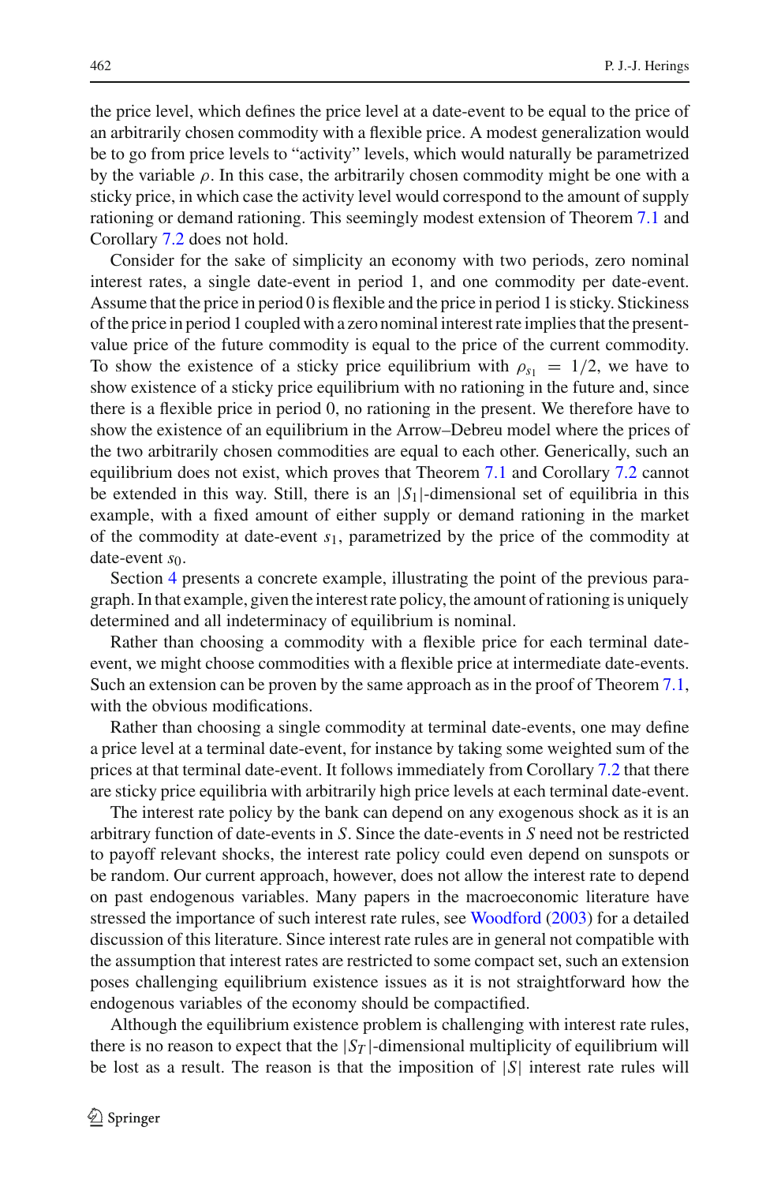the price level, which defines the price level at a date-event to be equal to the price of an arbitrarily chosen commodity with a flexible price. A modest generalization would be to go from price levels to "activity" levels, which would naturally be parametrized by the variable $\rho$. In this case, the arbitrarily chosen commodity might be one with a sticky price, in which case the activity level would correspond to the amount of supply rationing or demand rationing. This seemingly modest extension of Theorem 7.1 and Corollary 7.2 does not hold.

Consider for the sake of simplicity an economy with two periods, zero nominal interest rates, a single date-event in period 1, and one commodity per date-event. Assume that the price in period 0 is flexible and the price in period 1 is sticky. Stickiness of the price in period 1 coupled with a zero nominal interest rate implies that the present-value price of the future commodity is equal to the price of the current commodity. To show the existence of a sticky price equilibrium with $\rho_{s_1} = 1/2$, we have to show existence of a sticky price equilibrium with no rationing in the future and, since there is a flexible price in period 0, no rationing in the present. We therefore have to show the existence of an equilibrium in the Arrow–Debreu model where the prices of the two arbitrarily chosen commodities are equal to each other. Generically, such an equilibrium does not exist, which proves that Theorem 7.1 and Corollary 7.2 cannot be extended in this way. Still, there is an $|S_1|$-dimensional set of equilibria in this example, with a fixed amount of either supply or demand rationing in the market of the commodity at date-event $s_1$, parametrized by the price of the commodity at date-event $s_0$.

Section 4 presents a concrete example, illustrating the point of the previous paragraph. In that example, given the interest rate policy, the amount of rationing is uniquely determined and all indeterminacy of equilibrium is nominal.

Rather than choosing a commodity with a flexible price for each terminal date-event, we might choose commodities with a flexible price at intermediate date-events. Such an extension can be proven by the same approach as in the proof of Theorem 7.1, with the obvious modifications.

Rather than choosing a single commodity at terminal date-events, one may define a price level at a terminal date-event, for instance by taking some weighted sum of the prices at that terminal date-event. It follows immediately from Corollary 7.2 that there are sticky price equilibria with arbitrarily high price levels at each terminal date-event.

The interest rate policy by the bank can depend on any exogenous shock as it is an arbitrary function of date-events in $S$. Since the date-events in $S$ need not be restricted to payoff relevant shocks, the interest rate policy could even depend on sunspots or be random. Our current approach, however, does not allow the interest rate to depend on past endogenous variables. Many papers in the macroeconomic literature have stressed the importance of such interest rate rules, see Woodford (2003) for a detailed discussion of this literature. Since interest rate rules are in general not compatible with the assumption that interest rates are restricted to some compact set, such an extension poses challenging equilibrium existence issues as it is not straightforward how the endogenous variables of the economy should be compactified.

Although the equilibrium existence problem is challenging with interest rate rules, there is no reason to expect that the $|S_T|$-dimensional multiplicity of equilibrium will be lost as a result. The reason is that the imposition of $|S|$ interest rate rules will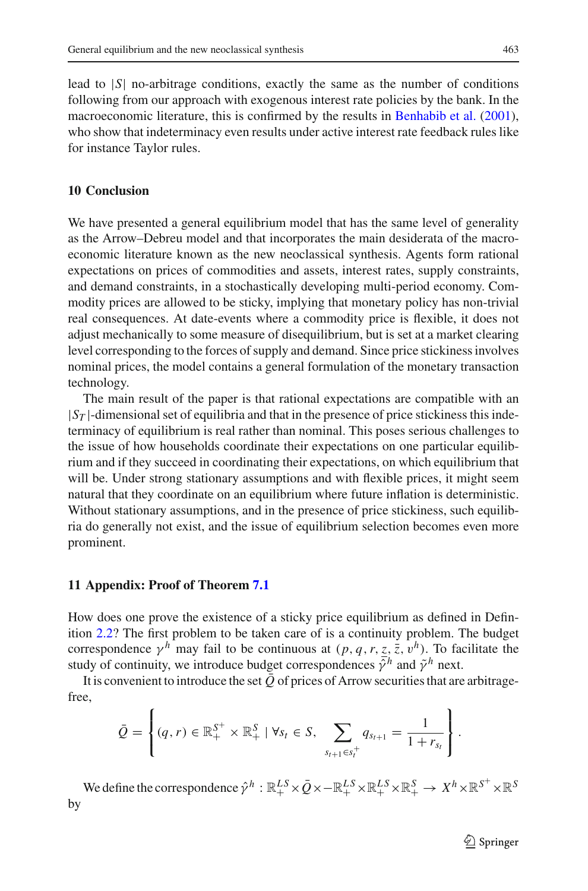lead to $|S|$ no-arbitrage conditions, exactly the same as the number of conditions following from our approach with exogenous interest rate policies by the bank. In the macroeconomic literature, this is confirmed by the results in Benhabib et al. (2001), who show that indeterminacy even results under active interest rate feedback rules like for instance Taylor rules.

## 10 Conclusion

We have presented a general equilibrium model that has the same level of generality as the Arrow–Debreu model and that incorporates the main desiderata of the macroeconomic literature known as the new neoclassical synthesis. Agents form rational expectations on prices of commodities and assets, interest rates, supply constraints, and demand constraints, in a stochastically developing multi-period economy. Commodity prices are allowed to be sticky, implying that monetary policy has non-trivial real consequences. At date-events where a commodity price is flexible, it does not adjust mechanically to some measure of disequilibrium, but is set at a market clearing level corresponding to the forces of supply and demand. Since price stickiness involves nominal prices, the model contains a general formulation of the monetary transaction technology.

The main result of the paper is that rational expectations are compatible with an $|S_T|$-dimensional set of equilibria and that in the presence of price stickiness this indeterminacy of equilibrium is real rather than nominal. This poses serious challenges to the issue of how households coordinate their expectations on one particular equilibrium and if they succeed in coordinating their expectations, on which equilibrium that will be. Under strong stationary assumptions and with flexible prices, it might seem natural that they coordinate on an equilibrium where future inflation is deterministic. Without stationary assumptions, and in the presence of price stickiness, such equilibria do generally not exist, and the issue of equilibrium selection becomes even more prominent.

## 11 Appendix: Proof of Theorem 7.1

How does one prove the existence of a sticky price equilibrium as defined in Definition 2.2? The first problem to be taken care of is a continuity problem. The budget correspondence $\gamma^h$ may fail to be continuous at $(p, q, r, \underline{z}, \bar{z}, v^h)$. To facilitate the study of continuity, we introduce budget correspondences $\bar{\gamma}^h$ and $\tilde{\gamma}^h$ next.

It is convenient to introduce the set $\bar{Q}$ of prices of Arrow securities that are arbitrage-free,

$$\bar{Q} = \left\{ (q, r) \in \mathbb{R}_+^{S^+} \times \mathbb{R}_+^S \mid \forall s_t \in S, \sum_{s_{t+1} \in s_t^+} q_{s_{t+1}} = \frac{1}{1 + r_{s_t}} \right\}.$$

We define the correspondence $\hat{\gamma}^h : \mathbb{R}_+^{LS} \times \bar{Q} \times -\mathbb{R}_+^{LS} \times \mathbb{R}_+^{LS} \times \mathbb{R}_+^S \rightarrow X^h \times \mathbb{R}^{S^+} \times \mathbb{R}^S$ by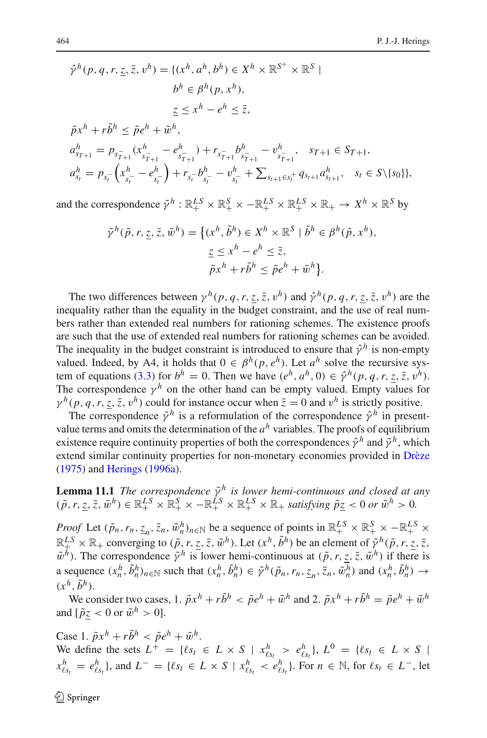$$
\begin{aligned}
\hat{\gamma}^h(p, q, r, \underline{z}, \bar{z}, v^h) = \{(x^h, a^h, b^h) \in X^h \times \mathbb{R}^{S^+} \times \mathbb{R}^S \mid \\
& b^h \in \beta^h(p, x^h), \\
& \underline{z} \leq x^h - e^h \leq \bar{z}, \\
\tilde{p}x^h + r\tilde{b}^h \leq \tilde{p}e^h + \tilde{w}^h, & \\
a^h_{s_{T+1}} = p_{s^-_{T+1}}(x^h_{s^-_{T+1}} - e^h_{s^-_{T+1}}) + r_{s^-_{T+1}} b^h_{s^-_{T+1}} - v^h_{s^-_{T+1}}, & \quad s_{T+1} \in S_{T+1}, \\
a^h_{s_t} = p_{s^-_t}\left(x^h_{s^-_t} - e^h_{s^-_t}\right) + r_{s^-_t} b^h_{s^-_t} - v^h_{s^-_t} + \textstyle\sum_{s_{t+1} \in s^+_t} q_{s_{t+1}} a^h_{s_{t+1}}, & \quad s_t \in S \backslash \{s_0\}\},
\end{aligned}
$$

and the correspondence $\tilde{\gamma}^h : \mathbb{R}^{LS}_+ \times \mathbb{R}^S_+ \times -\mathbb{R}^{LS}_+ \times \mathbb{R}^{LS}_+ \times \mathbb{R}_+ \to X^h \times \mathbb{R}^S$ by

$$
\begin{aligned}
\tilde{\gamma}^h(\tilde{p}, r, \underline{z}, \bar{z}, \tilde{w}^h) = \big\{(x^h, \tilde{b}^h) \in X^h \times \mathbb{R}^S \mid & \tilde{b}^h \in \beta^h(\tilde{p}, x^h), \\
& \underline{z} \leq x^h - e^h \leq \bar{z}, \\
& \tilde{p}x^h + r\tilde{b}^h \leq \tilde{p}e^h + \tilde{w}^h\big\}.
\end{aligned}
$$

The two differences between $\gamma^h(p, q, r, \underline{z}, \bar{z}, v^h)$ and $\hat{\gamma}^h(p, q, r, \underline{z}, \bar{z}, v^h)$ are the inequality rather than the equality in the budget constraint, and the use of real numbers rather than extended real numbers for rationing schemes. The existence proofs are such that the use of extended real numbers for rationing schemes can be avoided. The inequality in the budget constraint is introduced to ensure that $\hat{\gamma}^h$ is non-empty valued. Indeed, by A4, it holds that $0 \in \beta^h(p, e^h)$. Let $a^h$ solve the recursive system of equations (3.3) for $b^h = 0$. Then we have $(e^h, a^h, 0) \in \hat{\gamma}^h(p, q, r, \underline{z}, \bar{z}, v^h)$. The correspondence $\gamma^h$ on the other hand can be empty valued. Empty values for $\gamma^h(p, q, r, \underline{z}, \bar{z}, v^h)$ could for instance occur when $\bar{z} = 0$ and $v^h$ is strictly positive.

The correspondence $\tilde{\gamma}^h$ is a reformulation of the correspondence $\hat{\gamma}^h$ in present-value terms and omits the determination of the $a^h$ variables. The proofs of equilibrium existence require continuity properties of both the correspondences $\hat{\gamma}^h$ and $\tilde{\gamma}^h$, which extend similar continuity properties for non-monetary economies provided in Drèze (1975) and Herings (1996a).

**Lemma 11.1** *The correspondence $\tilde{\gamma}^h$ is lower hemi-continuous and closed at any $(\tilde{p}, r, \underline{z}, \bar{z}, \tilde{w}^h) \in \mathbb{R}^{LS}_+ \times \mathbb{R}^S_+ \times -\mathbb{R}^{LS}_+ \times \mathbb{R}^{LS}_+ \times \mathbb{R}_+$ satisfying $\tilde{p}\underline{z} < 0$ or $\tilde{w}^h > 0$.*

*Proof* Let $(\tilde{p}_n, r_n, \underline{z}_n, \bar{z}_n, \tilde{w}^h_n)_{n \in \mathbb{N}}$ be a sequence of points in $\mathbb{R}^{LS}_+ \times \mathbb{R}^S_+ \times -\mathbb{R}^{LS}_+ \times \mathbb{R}^{LS}_+ \times \mathbb{R}_+$ converging to $(\tilde{p}, r, \underline{z}, \bar{z}, \tilde{w}^h)$. Let $(x^h, \tilde{b}^h)$ be an element of $\tilde{\gamma}^h(\tilde{p}, r, \underline{z}, \bar{z}, \tilde{w}^h)$. The correspondence $\tilde{\gamma}^h$ is lower hemi-continuous at $(\tilde{p}, r, \underline{z}, \bar{z}, \tilde{w}^h)$ if there is a sequence $(x^h_n, \tilde{b}^h_n)_{n \in \mathbb{N}}$ such that $(x^h_n, \tilde{b}^h_n) \in \tilde{\gamma}^h(\tilde{p}_n, r_n, \underline{z}_n, \bar{z}_n, \tilde{w}^h_n)$ and $(x^h_n, \tilde{b}^h_n) \to (x^h, \tilde{b}^h)$.

We consider two cases, 1. $\tilde{p}x^h + r\tilde{b}^h < \tilde{p}e^h + \tilde{w}^h$ and 2. $\tilde{p}x^h + r\tilde{b}^h = \tilde{p}e^h + \tilde{w}^h$ and [$\tilde{p}\underline{z} < 0$ or $\tilde{w}^h > 0$].

Case 1. $\tilde{p}x^h + r\tilde{b}^h < \tilde{p}e^h + \tilde{w}^h$.
We define the sets $L^+ = \{\ell s_t \in L \times S \mid x^h_{\ell s_t} > e^h_{\ell s_t}\}$, $L^0 = \{\ell s_t \in L \times S \mid x^h_{\ell s_t} = e^h_{\ell s_t}\}$, and $L^- = \{\ell s_t \in L \times S \mid x^h_{\ell s_t} < e^h_{\ell s_t}\}$. For $n \in \mathbb{N}$, for $\ell s_t \in L^-$, let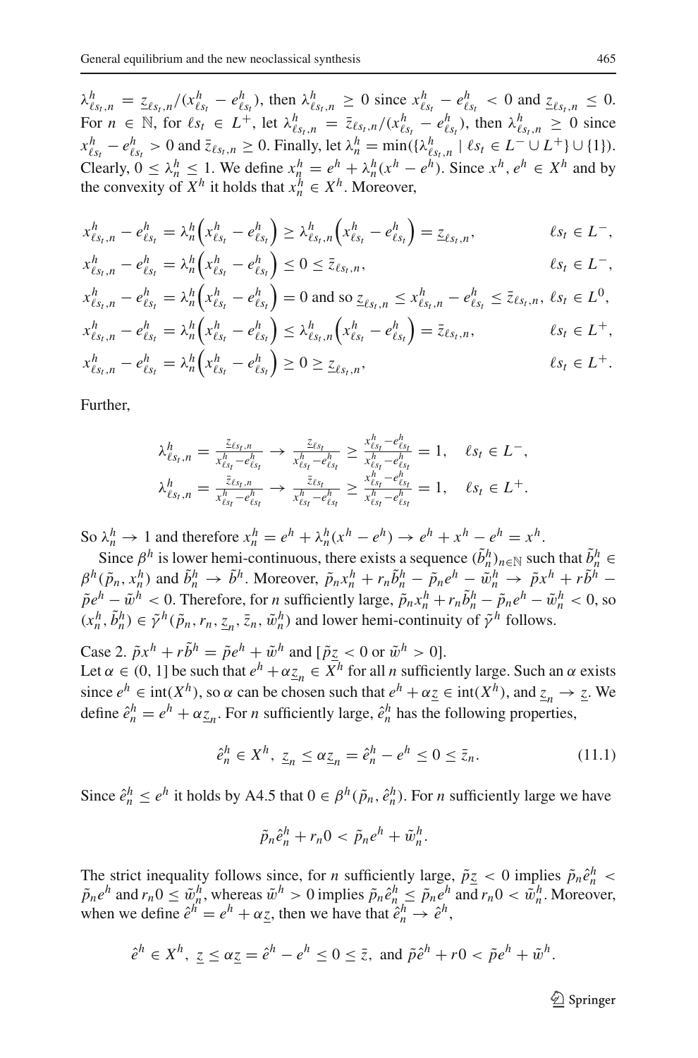$\lambda^h_{\ell s_t,n} = \underline{z}_{\ell s_t,n}/(x^h_{\ell s_t} - e^h_{\ell s_t})$, then $\lambda^h_{\ell s_t,n} \geq 0$ since $x^h_{\ell s_t} - e^h_{\ell s_t} < 0$ and $\underline{z}_{\ell s_t,n} \leq 0$. For $n \in \mathbb{N}$, for $\ell s_t \in L^+$, let $\lambda^h_{\ell s_t,n} = \bar{z}_{\ell s_t,n}/(x^h_{\ell s_t} - e^h_{\ell s_t})$, then $\lambda^h_{\ell s_t,n} \geq 0$ since $x^h_{\ell s_t} - e^h_{\ell s_t} > 0$ and $\bar{z}_{\ell s_t,n} \geq 0$. Finally, let $\lambda^h_n = \min(\{\lambda^h_{\ell s_t,n} \mid \ell s_t \in L^- \cup L^+\} \cup \{1\})$. Clearly, $0 \leq \lambda^h_n \leq 1$. We define $x^h_n = e^h + \lambda^h_n(x^h - e^h)$. Since $x^h, e^h \in X^h$ and by the convexity of $X^h$ it holds that $x^h_n \in X^h$. Moreover,

$$
\begin{aligned}
&x^h_{\ell s_t,n} - e^h_{\ell s_t} = \lambda^h_n\left(x^h_{\ell s_t} - e^h_{\ell s_t}\right) \geq \lambda^h_{\ell s_t,n}\left(x^h_{\ell s_t} - e^h_{\ell s_t}\right) = \underline{z}_{\ell s_t,n}, && \ell s_t \in L^-,\\
&x^h_{\ell s_t,n} - e^h_{\ell s_t} = \lambda^h_n\left(x^h_{\ell s_t} - e^h_{\ell s_t}\right) \leq 0 \leq \bar{z}_{\ell s_t,n}, && \ell s_t \in L^-,\\
&x^h_{\ell s_t,n} - e^h_{\ell s_t} = \lambda^h_n\left(x^h_{\ell s_t} - e^h_{\ell s_t}\right) = 0 \text{ and so } \underline{z}_{\ell s_t,n} \leq x^h_{\ell s_t,n} - e^h_{\ell s_t} \leq \bar{z}_{\ell s_t,n}, && \ell s_t \in L^0,\\
&x^h_{\ell s_t,n} - e^h_{\ell s_t} = \lambda^h_n\left(x^h_{\ell s_t} - e^h_{\ell s_t}\right) \leq \lambda^h_{\ell s_t,n}\left(x^h_{\ell s_t} - e^h_{\ell s_t}\right) = \bar{z}_{\ell s_t,n}, && \ell s_t \in L^+,\\
&x^h_{\ell s_t,n} - e^h_{\ell s_t} = \lambda^h_n\left(x^h_{\ell s_t} - e^h_{\ell s_t}\right) \geq 0 \geq \underline{z}_{\ell s_t,n}, && \ell s_t \in L^+.
\end{aligned}
$$

Further,

$$
\begin{aligned}
\lambda^h_{\ell s_t,n} &= \frac{\underline{z}_{\ell s_t,n}}{x^h_{\ell s_t} - e^h_{\ell s_t}} \to \frac{\underline{z}_{\ell s_t}}{x^h_{\ell s_t} - e^h_{\ell s_t}} \geq \frac{x^h_{\ell s_t} - e^h_{\ell s_t}}{x^h_{\ell s_t} - e^h_{\ell s_t}} = 1, \quad \ell s_t \in L^-,\\
\lambda^h_{\ell s_t,n} &= \frac{\bar{z}_{\ell s_t,n}}{x^h_{\ell s_t} - e^h_{\ell s_t}} \to \frac{\bar{z}_{\ell s_t}}{x^h_{\ell s_t} - e^h_{\ell s_t}} \geq \frac{x^h_{\ell s_t} - e^h_{\ell s_t}}{x^h_{\ell s_t} - e^h_{\ell s_t}} = 1, \quad \ell s_t \in L^+.
\end{aligned}
$$

So $\lambda^h_n \to 1$ and therefore $x^h_n = e^h + \lambda^h_n(x^h - e^h) \to e^h + x^h - e^h = x^h$.

Since $\beta^h$ is lower hemi-continuous, there exists a sequence $(\tilde{b}^h_n)_{n\in\mathbb{N}}$ such that $\tilde{b}^h_n \in \beta^h(\tilde{p}_n, x^h_n)$ and $\tilde{b}^h_n \to \tilde{b}^h$. Moreover, $\tilde{p}_n x^h_n + r_n \tilde{b}^h_n - \tilde{p}_n e^h - \tilde{w}^h_n \to \tilde{p} x^h + r\tilde{b}^h - \tilde{p} e^h - \tilde{w}^h < 0$. Therefore, for $n$ sufficiently large, $\tilde{p}_n x^h_n + r_n \tilde{b}^h_n - \tilde{p}_n e^h - \tilde{w}^h_n < 0$, so $(x^h_n, \tilde{b}^h_n) \in \tilde{\gamma}^h(\tilde{p}_n, r_n, \underline{z}_n, \bar{z}_n, \tilde{w}^h_n)$ and lower hemi-continuity of $\tilde{\gamma}^h$ follows.

Case 2. $\tilde{p}x^h + r\tilde{b}^h = \tilde{p}e^h + \tilde{w}^h$ and $[\tilde{p}\underline{z} < 0$ or $\tilde{w}^h > 0]$.
Let $\alpha \in (0, 1]$ be such that $e^h + \alpha \underline{z}_n \in X^h$ for all $n$ sufficiently large. Such an $\alpha$ exists since $e^h \in \mathrm{int}(X^h)$, so $\alpha$ can be chosen such that $e^h + \alpha \underline{z} \in \mathrm{int}(X^h)$, and $\underline{z}_n \to \underline{z}$. We define $\hat{e}^h_n = e^h + \alpha \underline{z}_n$. For $n$ sufficiently large, $\hat{e}^h_n$ has the following properties,

$$
\hat{e}^h_n \in X^h,\ \underline{z}_n \leq \alpha \underline{z}_n = \hat{e}^h_n - e^h \leq 0 \leq \bar{z}_n. \tag{11.1}
$$

Since $\hat{e}^h_n \leq e^h$ it holds by A4.5 that $0 \in \beta^h(\tilde{p}_n, \hat{e}^h_n)$. For $n$ sufficiently large we have

$$
\tilde{p}_n \hat{e}^h_n + r_n 0 < \tilde{p}_n e^h + \tilde{w}^h_n.
$$

The strict inequality follows since, for $n$ sufficiently large, $\tilde{p}\underline{z} < 0$ implies $\tilde{p}_n \hat{e}^h_n < \tilde{p}_n e^h$ and $r_n 0 \leq \tilde{w}^h_n$, whereas $\tilde{w}^h > 0$ implies $\tilde{p}_n \hat{e}^h_n \leq \tilde{p}_n e^h$ and $r_n 0 < \tilde{w}^h_n$. Moreover, when we define $\hat{e}^h = e^h + \alpha \underline{z}$, then we have that $\hat{e}^h_n \to \hat{e}^h$,

$$
\hat{e}^h \in X^h,\ \underline{z} \leq \alpha \underline{z} = \hat{e}^h - e^h \leq 0 \leq \bar{z},\ \text{and}\ \tilde{p}\hat{e}^h + r0 < \tilde{p}e^h + \tilde{w}^h.
$$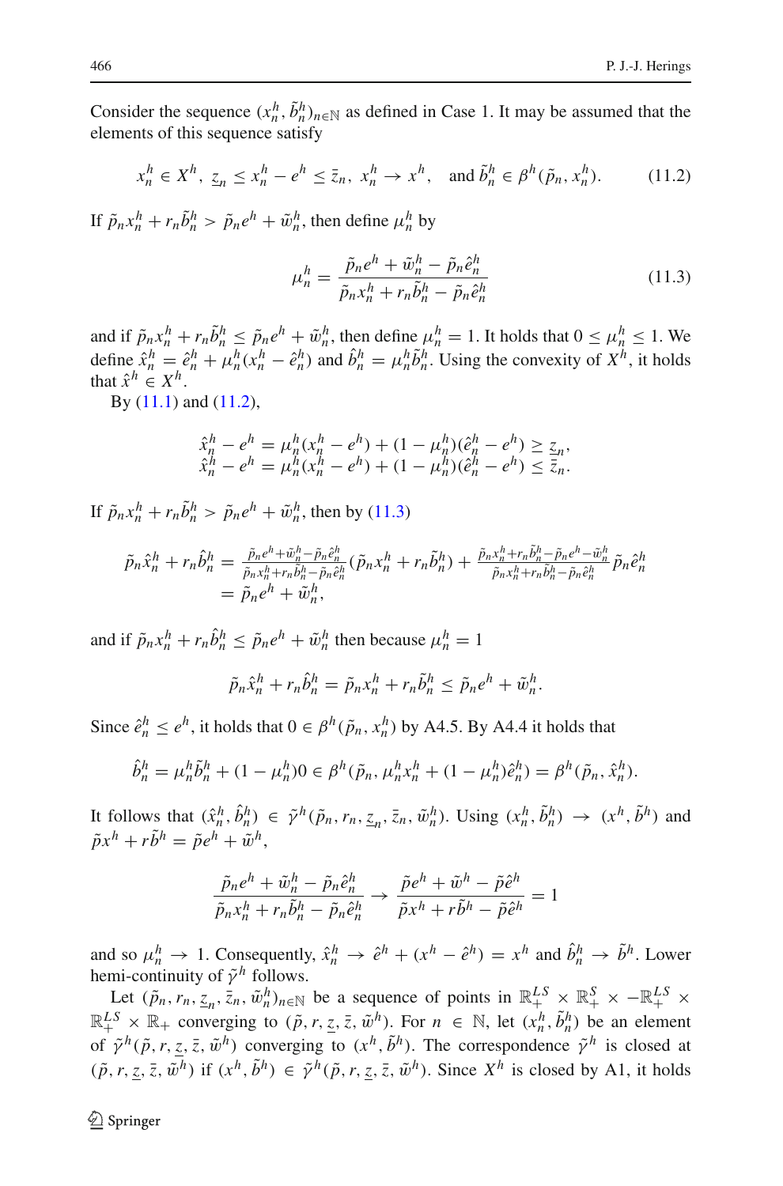Consider the sequence $(x_n^h, \tilde{b}_n^h)_{n \in \mathbb{N}}$ as defined in Case 1. It may be assumed that the elements of this sequence satisfy

$$x_n^h \in X^h, \ \underline{z}_n \leq x_n^h - e^h \leq \bar{z}_n, \ x_n^h \to x^h, \quad \text{and } \tilde{b}_n^h \in \beta^h(\tilde{p}_n, x_n^h). \tag{11.2}$$

If $\tilde{p}_n x_n^h + r_n \tilde{b}_n^h > \tilde{p}_n e^h + \tilde{w}_n^h$, then define $\mu_n^h$ by

$$\mu_n^h = \frac{\tilde{p}_n e^h + \tilde{w}_n^h - \tilde{p}_n \hat{e}_n^h}{\tilde{p}_n x_n^h + r_n \tilde{b}_n^h - \tilde{p}_n \hat{e}_n^h} \tag{11.3}$$

and if $\tilde{p}_n x_n^h + r_n \tilde{b}_n^h \leq \tilde{p}_n e^h + \tilde{w}_n^h$, then define $\mu_n^h = 1$. It holds that $0 \leq \mu_n^h \leq 1$. We define $\hat{x}_n^h = \hat{e}_n^h + \mu_n^h(x_n^h - \hat{e}_n^h)$ and $\hat{b}_n^h = \mu_n^h \tilde{b}_n^h$. Using the convexity of $X^h$, it holds that $\hat{x}^h \in X^h$.

By (11.1) and (11.2),

$$\begin{aligned}
\hat{x}_n^h - e^h &= \mu_n^h(x_n^h - e^h) + (1 - \mu_n^h)(\hat{e}_n^h - e^h) \geq \underline{z}_n, \\
\hat{x}_n^h - e^h &= \mu_n^h(x_n^h - e^h) + (1 - \mu_n^h)(\hat{e}_n^h - e^h) \leq \bar{z}_n.
\end{aligned}$$

If $\tilde{p}_n x_n^h + r_n \tilde{b}_n^h > \tilde{p}_n e^h + \tilde{w}_n^h$, then by (11.3)

$$\begin{aligned}
\tilde{p}_n \hat{x}_n^h + r_n \hat{b}_n^h &= \tfrac{\tilde{p}_n e^h + \tilde{w}_n^h - \tilde{p}_n \hat{e}_n^h}{\tilde{p}_n x_n^h + r_n \tilde{b}_n^h - \tilde{p}_n \hat{e}_n^h}(\tilde{p}_n x_n^h + r_n \tilde{b}_n^h) + \tfrac{\tilde{p}_n x_n^h + r_n \tilde{b}_n^h - \tilde{p}_n e^h - \tilde{w}_n^h}{\tilde{p}_n x_n^h + r_n \tilde{b}_n^h - \tilde{p}_n \hat{e}_n^h} \tilde{p}_n \hat{e}_n^h \\
&= \tilde{p}_n e^h + \tilde{w}_n^h,
\end{aligned}$$

and if $\tilde{p}_n x_n^h + r_n \hat{b}_n^h \leq \tilde{p}_n e^h + \tilde{w}_n^h$ then because $\mu_n^h = 1$

$$\tilde{p}_n \hat{x}_n^h + r_n \hat{b}_n^h = \tilde{p}_n x_n^h + r_n \tilde{b}_n^h \leq \tilde{p}_n e^h + \tilde{w}_n^h.$$

Since $\hat{e}_n^h \leq e^h$, it holds that $0 \in \beta^h(\tilde{p}_n, x_n^h)$ by A4.5. By A4.4 it holds that

$$\hat{b}_n^h = \mu_n^h \tilde{b}_n^h + (1 - \mu_n^h)0 \in \beta^h(\tilde{p}_n, \mu_n^h x_n^h + (1 - \mu_n^h)\hat{e}_n^h) = \beta^h(\tilde{p}_n, \hat{x}_n^h).$$

It follows that $(\hat{x}_n^h, \hat{b}_n^h) \in \tilde{\gamma}^h(\tilde{p}_n, r_n, \underline{z}_n, \bar{z}_n, \tilde{w}_n^h)$. Using $(x_n^h, \tilde{b}_n^h) \to (x^h, \tilde{b}^h)$ and $\tilde{p} x^h + r \tilde{b}^h = \tilde{p} e^h + \tilde{w}^h$,

$$\frac{\tilde{p}_n e^h + \tilde{w}_n^h - \tilde{p}_n \hat{e}_n^h}{\tilde{p}_n x_n^h + r_n \tilde{b}_n^h - \tilde{p}_n \hat{e}_n^h} \to \frac{\tilde{p} e^h + \tilde{w}^h - \tilde{p} \hat{e}^h}{\tilde{p} x^h + r \tilde{b}^h - \tilde{p} \hat{e}^h} = 1$$

and so $\mu_n^h \to 1$. Consequently, $\hat{x}_n^h \to \hat{e}^h + (x^h - \hat{e}^h) = x^h$ and $\hat{b}_n^h \to \tilde{b}^h$. Lower hemi-continuity of $\tilde{\gamma}^h$ follows.

Let $(\tilde{p}_n, r_n, \underline{z}_n, \bar{z}_n, \tilde{w}_n^h)_{n \in \mathbb{N}}$ be a sequence of points in $\mathbb{R}_+^{LS} \times \mathbb{R}_+^S \times -\mathbb{R}_+^{LS} \times \mathbb{R}_+^{LS} \times \mathbb{R}_+$ converging to $(\tilde{p}, r, \underline{z}, \bar{z}, \tilde{w}^h)$. For $n \in \mathbb{N}$, let $(x_n^h, \tilde{b}_n^h)$ be an element of $\tilde{\gamma}^h(\tilde{p}, r, \underline{z}, \bar{z}, \tilde{w}^h)$ converging to $(x^h, \tilde{b}^h)$. The correspondence $\tilde{\gamma}^h$ is closed at $(\tilde{p}, r, \underline{z}, \bar{z}, \tilde{w}^h)$ if $(x^h, \tilde{b}^h) \in \tilde{\gamma}^h(\tilde{p}, r, \underline{z}, \bar{z}, \tilde{w}^h)$. Since $X^h$ is closed by A1, it holds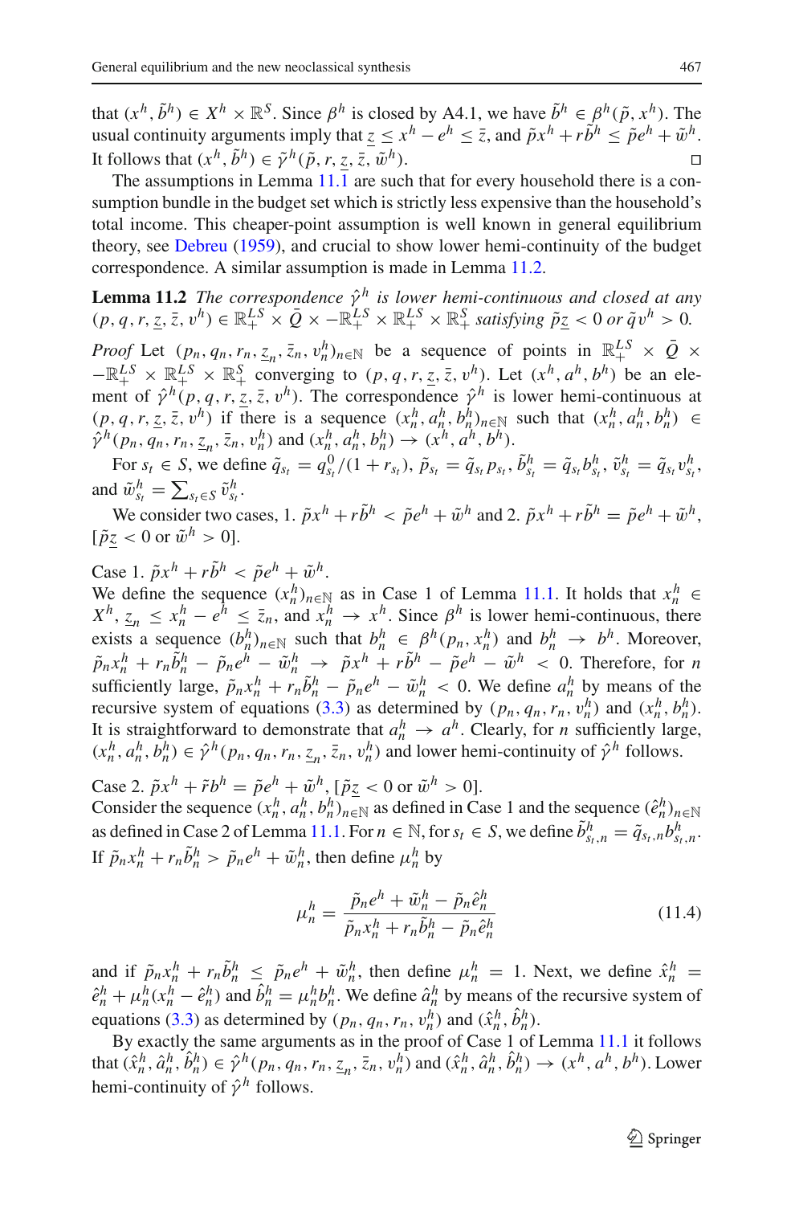that $(x^h, \tilde{b}^h) \in X^h \times \mathbb{R}^S$. Since $\beta^h$ is closed by A4.1, we have $\tilde{b}^h \in \beta^h(\tilde{p}, x^h)$. The usual continuity arguments imply that $\underline{z} \leq x^h - e^h \leq \bar{z}$, and $\tilde{p}x^h + r\tilde{b}^h \leq \tilde{p}e^h + \tilde{w}^h$. It follows that $(x^h, \tilde{b}^h) \in \tilde{\gamma}^h(\tilde{p}, r, \underline{z}, \bar{z}, \tilde{w}^h)$. □

The assumptions in Lemma 11.1 are such that for every household there is a consumption bundle in the budget set which is strictly less expensive than the household's total income. This cheaper-point assumption is well known in general equilibrium theory, see Debreu (1959), and crucial to show lower hemi-continuity of the budget correspondence. A similar assumption is made in Lemma 11.2.

**Lemma 11.2** *The correspondence $\hat{\gamma}^h$ is lower hemi-continuous and closed at any $(p, q, r, \underline{z}, \bar{z}, v^h) \in \mathbb{R}_+^{LS} \times \bar{Q} \times -\mathbb{R}_+^{LS} \times \mathbb{R}_+^{LS} \times \mathbb{R}_+^S$ satisfying $\tilde{p}\underline{z} < 0$ or $\tilde{q}v^h > 0$.*

*Proof* Let $(p_n, q_n, r_n, \underline{z}_n, \bar{z}_n, v_n^h)_{n \in \mathbb{N}}$ be a sequence of points in $\mathbb{R}_+^{LS} \times \bar{Q} \times -\mathbb{R}_+^{LS} \times \mathbb{R}_+^{LS} \times \mathbb{R}_+^S$ converging to $(p, q, r, \underline{z}, \bar{z}, v^h)$. Let $(x^h, a^h, b^h)$ be an element of $\hat{\gamma}^h(p, q, r, \underline{z}, \bar{z}, v^h)$. The correspondence $\hat{\gamma}^h$ is lower hemi-continuous at $(p, q, r, \underline{z}, \bar{z}, v^h)$ if there is a sequence $(x_n^h, a_n^h, b_n^h)_{n \in \mathbb{N}}$ such that $(x_n^h, a_n^h, b_n^h) \in \hat{\gamma}^h(p_n, q_n, r_n, \underline{z}_n, \bar{z}_n, v_n^h)$ and $(x_n^h, a_n^h, b_n^h) \to (x^h, a^h, b^h)$.

For $s_t \in S$, we define $\tilde{q}_{s_t} = q_{s_t}^0/(1 + r_{s_t})$, $\tilde{p}_{s_t} = \tilde{q}_{s_t} p_{s_t}$, $\tilde{b}_{s_t}^h = \tilde{q}_{s_t} b_{s_t}^h$, $\tilde{v}_{s_t}^h = \tilde{q}_{s_t} v_{s_t}^h$, and $\tilde{w}_{s_t}^h = \sum_{s_t \in S} \tilde{v}_{s_t}^h$.

We consider two cases, 1. $\tilde{p}x^h + r\tilde{b}^h < \tilde{p}e^h + \tilde{w}^h$ and 2. $\tilde{p}x^h + r\tilde{b}^h = \tilde{p}e^h + \tilde{w}^h$, $[\tilde{p}\underline{z} < 0$ or $\tilde{w}^h > 0]$.

Case 1. $\tilde{p}x^h + r\tilde{b}^h < \tilde{p}e^h + \tilde{w}^h$.
We define the sequence $(x_n^h)_{n \in \mathbb{N}}$ as in Case 1 of Lemma 11.1. It holds that $x_n^h \in X^h$, $\underline{z}_n \leq x_n^h - e^h \leq \bar{z}_n$, and $x_n^h \to x^h$. Since $\beta^h$ is lower hemi-continuous, there exists a sequence $(b_n^h)_{n \in \mathbb{N}}$ such that $b_n^h \in \beta^h(p_n, x_n^h)$ and $b_n^h \to b^h$. Moreover, $\tilde{p}_n x_n^h + r_n \tilde{b}_n^h - \tilde{p}_n e^h - \tilde{w}_n^h \to \tilde{p}x^h + r\tilde{b}^h - \tilde{p}e^h - \tilde{w}^h < 0$. Therefore, for $n$ sufficiently large, $\tilde{p}_n x_n^h + r_n \tilde{b}_n^h - \tilde{p}_n e^h - \tilde{w}_n^h < 0$. We define $a_n^h$ by means of the recursive system of equations (3.3) as determined by $(p_n, q_n, r_n, v_n^h)$ and $(x_n^h, b_n^h)$. It is straightforward to demonstrate that $a_n^h \to a^h$. Clearly, for $n$ sufficiently large, $(x_n^h, a_n^h, b_n^h) \in \hat{\gamma}^h(p_n, q_n, r_n, \underline{z}_n, \bar{z}_n, v_n^h)$ and lower hemi-continuity of $\hat{\gamma}^h$ follows.

Case 2. $\tilde{p}x^h + \tilde{r}b^h = \tilde{p}e^h + \tilde{w}^h$, $[\tilde{p}\underline{z} < 0$ or $\tilde{w}^h > 0]$.
Consider the sequence $(x_n^h, a_n^h, b_n^h)_{n \in \mathbb{N}}$ as defined in Case 1 and the sequence $(\hat{e}_n^h)_{n \in \mathbb{N}}$ as defined in Case 2 of Lemma 11.1. For $n \in \mathbb{N}$, for $s_t \in S$, we define $\tilde{b}_{s_t,n}^h = \tilde{q}_{s_t,n} b_{s_t,n}^h$. If $\tilde{p}_n x_n^h + r_n \tilde{b}_n^h > \tilde{p}_n e^h + \tilde{w}_n^h$, then define $\mu_n^h$ by

$$\mu_n^h = \frac{\tilde{p}_n e^h + \tilde{w}_n^h - \tilde{p}_n \hat{e}_n^h}{\tilde{p}_n x_n^h + r_n \tilde{b}_n^h - \tilde{p}_n \hat{e}_n^h} \tag{11.4}$$

and if $\tilde{p}_n x_n^h + r_n \tilde{b}_n^h \leq \tilde{p}_n e^h + \tilde{w}_n^h$, then define $\mu_n^h = 1$. Next, we define $\hat{x}_n^h = \hat{e}_n^h + \mu_n^h (x_n^h - \hat{e}_n^h)$ and $\hat{b}_n^h = \mu_n^h b_n^h$. We define $\hat{a}_n^h$ by means of the recursive system of equations (3.3) as determined by $(p_n, q_n, r_n, v_n^h)$ and $(\hat{x}_n^h, \hat{b}_n^h)$.

By exactly the same arguments as in the proof of Case 1 of Lemma 11.1 it follows that $(\hat{x}_n^h, \hat{a}_n^h, \hat{b}_n^h) \in \hat{\gamma}^h(p_n, q_n, r_n, \underline{z}_n, \bar{z}_n, v_n^h)$ and $(\hat{x}_n^h, \hat{a}_n^h, \hat{b}_n^h) \to (x^h, a^h, b^h)$. Lower hemi-continuity of $\hat{\gamma}^h$ follows.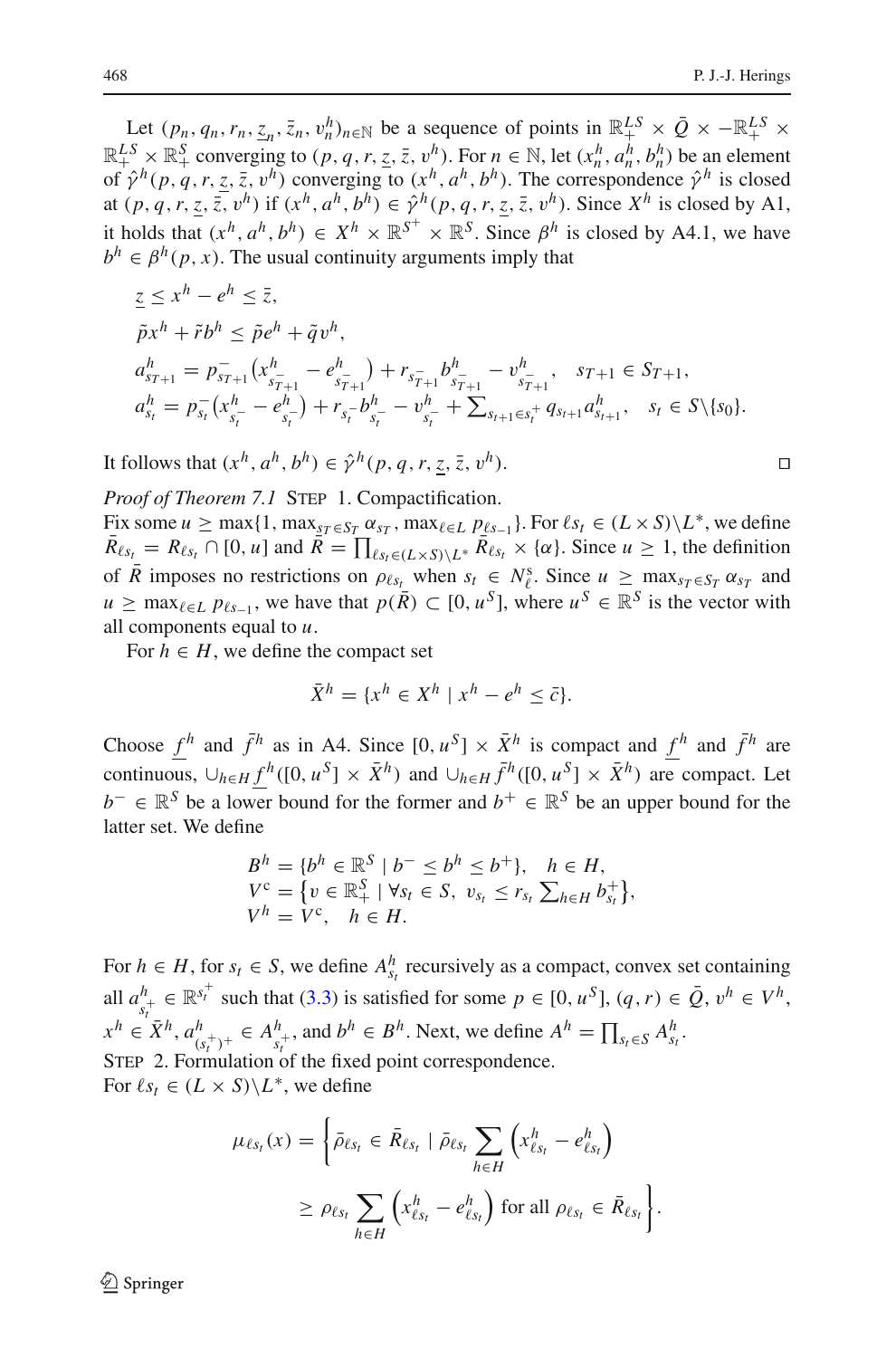Let $(p_n, q_n, r_n, \underline{z}_n, \bar{z}_n, v_n^h)_{n\in\mathbb{N}}$ be a sequence of points in $\mathbb{R}_+^{LS} \times \bar{Q} \times -\mathbb{R}_+^{LS} \times \mathbb{R}_+^{LS} \times \mathbb{R}_+^{S}$ converging to $(p, q, r, \underline{z}, \bar{z}, v^h)$. For $n \in \mathbb{N}$, let $(x_n^h, a_n^h, b_n^h)$ be an element of $\hat{\gamma}^h(p, q, r, \underline{z}, \bar{z}, v^h)$ converging to $(x^h, a^h, b^h)$. The correspondence $\hat{\gamma}^h$ is closed at $(p, q, r, \underline{z}, \bar{z}, v^h)$ if $(x^h, a^h, b^h) \in \hat{\gamma}^h(p, q, r, \underline{z}, \bar{z}, v^h)$. Since $X^h$ is closed by A1, it holds that $(x^h, a^h, b^h) \in X^h \times \mathbb{R}^{S^+} \times \mathbb{R}^S$. Since $\beta^h$ is closed by A4.1, we have $b^h \in \beta^h(p, x)$. The usual continuity arguments imply that

$$
\begin{aligned}
&\underline{z} \leq x^h - e^h \leq \bar{z},\\
&\tilde{p}x^h + \tilde{r}b^h \leq \tilde{p}e^h + \tilde{q}v^h,\\
&a^h_{s_{T+1}} = p_{s_{T+1}}^-\left(x^h_{s_{T+1}^-} - e^h_{s_{T+1}^-}\right) + r_{s_{T+1}^-} b^h_{s_{T+1}^-} - v^h_{s_{T+1}^-}, \quad s_{T+1} \in S_{T+1},\\
&a^h_{s_t} = p_{s_t}^-\left(x^h_{s_t^-} - e^h_{s_t^-}\right) + r_{s_t^-} b^h_{s_t^-} - v^h_{s_t^-} + \textstyle\sum_{s_{t+1}\in s_t^+} q_{s_{t+1}} a^h_{s_{t+1}}, \quad s_t \in S\backslash\{s_0\}.
\end{aligned}
$$

It follows that $(x^h, a^h, b^h) \in \hat{\gamma}^h(p, q, r, \underline{z}, \bar{z}, v^h)$. $\square$

*Proof of Theorem 7.1* Step 1. Compactification.
Fix some $u \geq \max\{1, \max_{s_T\in S_T}\alpha_{s_T}, \max_{\ell\in L} p_{\ell s_{-1}}\}$. For $\ell s_t \in (L \times S)\backslash L^*$, we define $\bar{R}_{\ell s_t} = R_{\ell s_t} \cap [0, u]$ and $\bar{R} = \prod_{\ell s_t \in (L\times S)\backslash L^*} \bar{R}_{\ell s_t} \times \{\alpha\}$. Since $u \geq 1$, the definition of $\bar{R}$ imposes no restrictions on $\rho_{\ell s_t}$ when $s_t \in N_\ell^S$. Since $u \geq \max_{s_T\in S_T}\alpha_{s_T}$ and $u \geq \max_{\ell\in L} p_{\ell s_{-1}}$, we have that $p(\bar{R}) \subset [0, u^S]$, where $u^S \in \mathbb{R}^S$ is the vector with all components equal to $u$.

For $h \in H$, we define the compact set

$$\bar{X}^h = \{x^h \in X^h \mid x^h - e^h \leq \bar{c}\}.$$

Choose $\underline{f}^h$ and $\bar{f}^h$ as in A4. Since $[0, u^S] \times \bar{X}^h$ is compact and $\underline{f}^h$ and $\bar{f}^h$ are continuous, $\cup_{h\in H}\underline{f}^h([0, u^S] \times \bar{X}^h)$ and $\cup_{h\in H}\bar{f}^h([0, u^S] \times \bar{X}^h)$ are compact. Let $b^- \in \mathbb{R}^S$ be a lower bound for the former and $b^+ \in \mathbb{R}^S$ be an upper bound for the latter set. We define

$$
\begin{aligned}
&B^h = \{b^h \in \mathbb{R}^S \mid b^- \leq b^h \leq b^+\}, \quad h \in H,\\
&V^{\mathrm{c}} = \left\{v \in \mathbb{R}_+^S \mid \forall s_t \in S,\ v_{s_t} \leq r_{s_t}\textstyle\sum_{h\in H} b^+_{s_t}\right\},\\
&V^h = V^{\mathrm{c}}, \quad h \in H.
\end{aligned}
$$

For $h \in H$, for $s_t \in S$, we define $A^h_{s_t}$ recursively as a compact, convex set containing all $a^h_{s_t^+} \in \mathbb{R}^{s_t^+}$ such that (3.3) is satisfied for some $p \in [0, u^S]$, $(q, r) \in \bar{Q}$, $v^h \in V^h$, $x^h \in \bar{X}^h$, $a^h_{(s_t^+)^+} \in A^h_{s_t^+}$, and $b^h \in B^h$. Next, we define $A^h = \prod_{s_t\in S} A^h_{s_t}$.
Step 2. Formulation of the fixed point correspondence.
For $\ell s_t \in (L \times S)\backslash L^*$, we define

$$
\begin{aligned}
\mu_{\ell s_t}(x) = \Bigg\{\bar{\rho}_{\ell s_t} \in \bar{R}_{\ell s_t} \mid \bar{\rho}_{\ell s_t} \sum_{h\in H}\left(x^h_{\ell s_t} - e^h_{\ell s_t}\right)\\
\geq \rho_{\ell s_t} \sum_{h\in H}\left(x^h_{\ell s_t} - e^h_{\ell s_t}\right) \text{ for all } \rho_{\ell s_t} \in \bar{R}_{\ell s_t}\Bigg\}.
\end{aligned}
$$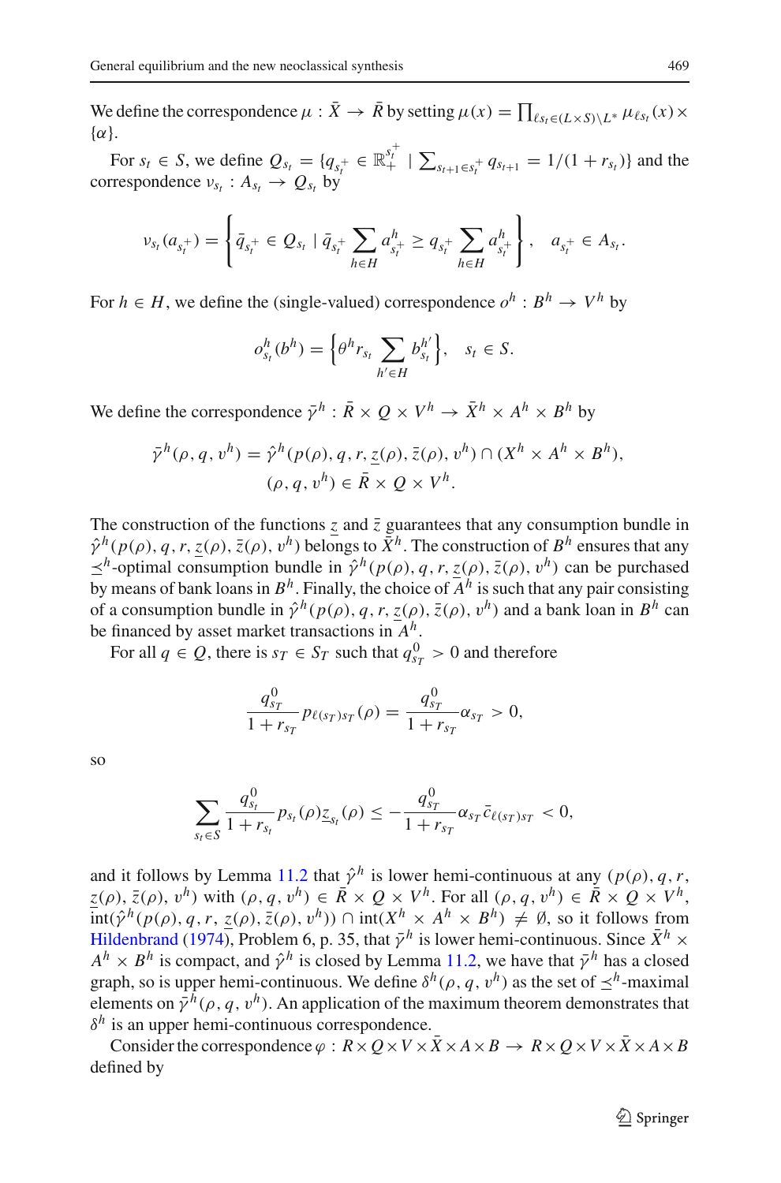We define the correspondence $\mu : \bar{X} \to \bar{R}$ by setting $\mu(x) = \prod_{\ell s_t \in (L \times S) \setminus L^*} \mu_{\ell s_t}(x) \times \{\alpha\}$.

For $s_t \in S$, we define $Q_{s_t} = \{q_{s_t^+} \in \mathbb{R}_+^{s_t^+} \mid \sum_{s_{t+1} \in s_t^+} q_{s_{t+1}} = 1/(1 + r_{s_t})\}$ and the correspondence $\nu_{s_t} : A_{s_t} \to Q_{s_t}$ by

$$\nu_{s_t}(a_{s_t^+}) = \left\{ \bar{q}_{s_t^+} \in Q_{s_t} \mid \bar{q}_{s_t^+} \sum_{h \in H} a_{s_t^+}^h \geq q_{s_t^+} \sum_{h \in H} a_{s_t^+}^h \right\}, \quad a_{s_t^+} \in A_{s_t}.$$

For $h \in H$, we define the (single-valued) correspondence $o^h : B^h \to V^h$ by

$$o_{s_t}^h(b^h) = \left\{ \theta^h r_{s_t} \sum_{h' \in H} b_{s_t}^{h'} \right\}, \quad s_t \in S.$$

We define the correspondence $\bar{\gamma}^h : \bar{R} \times Q \times V^h \to \bar{X}^h \times A^h \times B^h$ by

$$\bar{\gamma}^h(\rho, q, v^h) = \hat{\gamma}^h(p(\rho), q, r, \underline{z}(\rho), \bar{z}(\rho), v^h) \cap (X^h \times A^h \times B^h),$$
$$(\rho, q, v^h) \in \bar{R} \times Q \times V^h.$$

The construction of the functions $\underline{z}$ and $\bar{z}$ guarantees that any consumption bundle in $\hat{\gamma}^h(p(\rho), q, r, \underline{z}(\rho), \bar{z}(\rho), v^h)$ belongs to $\bar{X}^h$. The construction of $B^h$ ensures that any $\preceq^h$-optimal consumption bundle in $\hat{\gamma}^h(p(\rho), q, r, \underline{z}(\rho), \bar{z}(\rho), v^h)$ can be purchased by means of bank loans in $B^h$. Finally, the choice of $A^h$ is such that any pair consisting of a consumption bundle in $\hat{\gamma}^h(p(\rho), q, r, \underline{z}(\rho), \bar{z}(\rho), v^h)$ and a bank loan in $B^h$ can be financed by asset market transactions in $A^h$.

For all $q \in Q$, there is $s_T \in S_T$ such that $q_{s_T}^0 > 0$ and therefore

$$\frac{q_{s_T}^0}{1 + r_{s_T}} p_{\ell(s_T)s_T}(\rho) = \frac{q_{s_T}^0}{1 + r_{s_T}} \alpha_{s_T} > 0,$$

so

$$\sum_{s_t \in S} \frac{q_{s_t}^0}{1 + r_{s_t}} p_{s_t}(\rho) \underline{z}_{s_t}(\rho) \leq -\frac{q_{s_T}^0}{1 + r_{s_T}} \alpha_{s_T} \bar{c}_{\ell(s_T)s_T} < 0,$$

and it follows by Lemma 11.2 that $\hat{\gamma}^h$ is lower hemi-continuous at any $(p(\rho), q, r, \underline{z}(\rho), \bar{z}(\rho), v^h)$ with $(\rho, q, v^h) \in \bar{R} \times Q \times V^h$. For all $(\rho, q, v^h) \in \bar{R} \times Q \times V^h$, $\text{int}(\hat{\gamma}^h(p(\rho), q, r, \underline{z}(\rho), \bar{z}(\rho), v^h)) \cap \text{int}(X^h \times A^h \times B^h) \neq \emptyset$, so it follows from Hildenbrand (1974), Problem 6, p. 35, that $\bar{\gamma}^h$ is lower hemi-continuous. Since $\bar{X}^h \times A^h \times B^h$ is compact, and $\hat{\gamma}^h$ is closed by Lemma 11.2, we have that $\bar{\gamma}^h$ has a closed graph, so is upper hemi-continuous. We define $\delta^h(\rho, q, v^h)$ as the set of $\preceq^h$-maximal elements on $\bar{\gamma}^h(\rho, q, v^h)$. An application of the maximum theorem demonstrates that $\delta^h$ is an upper hemi-continuous correspondence.

Consider the correspondence $\varphi : R \times Q \times V \times \bar{X} \times A \times B \to R \times Q \times V \times \bar{X} \times A \times B$ defined by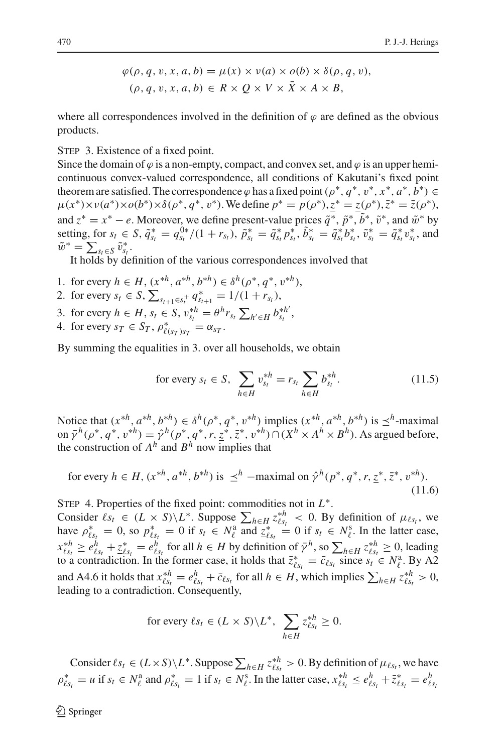$$\varphi(\rho, q, v, x, a, b) = \mu(x) \times \nu(a) \times o(b) \times \delta(\rho, q, v),$$
$$(\rho, q, v, x, a, b) \in R \times Q \times V \times \bar{X} \times A \times B,$$

where all correspondences involved in the definition of $\varphi$ are defined as the obvious products.

STEP 3. Existence of a fixed point.

Since the domain of $\varphi$ is a non-empty, compact, and convex set, and $\varphi$ is an upper hemi-continuous convex-valued correspondence, all conditions of Kakutani's fixed point theorem are satisfied. The correspondence $\varphi$ has a fixed point $(\rho^*, q^*, v^*, x^*, a^*, b^*) \in \mu(x^*) \times \nu(a^*) \times o(b^*) \times \delta(\rho^*, q^*, v^*)$. We define $p^* = p(\rho^*), \underline{z}^* = \underline{z}(\rho^*), \bar{z}^* = \bar{z}(\rho^*)$, and $z^* = x^* - e$. Moreover, we define present-value prices $\tilde{q}^*, \tilde{p}^*, \tilde{b}^*, \tilde{v}^*$, and $\tilde{w}^*$ by setting, for $s_t \in S$, $\tilde{q}^*_{s_t} = q^{0*}_{s_t}/(1 + r_{s_t})$, $\tilde{p}^*_{s_t} = \tilde{q}^*_{s_t} p^*_{s_t}$, $\tilde{b}^*_{s_t} = \tilde{q}^*_{s_t} b^*_{s_t}$, $\tilde{v}^*_{s_t} = \tilde{q}^*_{s_t} v^*_{s_t}$, and $\tilde{w}^* = \sum_{s_t \in S} \tilde{v}^*_{s_t}$.

It holds by definition of the various correspondences involved that

1. for every $h \in H$, $(x^{*h}, a^{*h}, b^{*h}) \in \delta^h(\rho^*, q^*, v^{*h})$,
2. for every $s_t \in S$, $\sum_{s_{t+1} \in s_t^+} q^*_{s_{t+1}} = 1/(1 + r_{s_t})$,
3. for every $h \in H$, $s_t \in S$, $v^{*h}_{s_t} = \theta^h r_{s_t} \sum_{h' \in H} b^{*h'}_{s_t}$,
4. for every $s_T \in S_T$, $\rho^*_{\ell(s_T)s_T} = \alpha_{s_T}$.

By summing the equalities in 3. over all households, we obtain

$$\text{for every } s_t \in S, \ \sum_{h \in H} v^{*h}_{s_t} = r_{s_t} \sum_{h \in H} b^{*h}_{s_t}. \tag{11.5}$$

Notice that $(x^{*h}, a^{*h}, b^{*h}) \in \delta^h(\rho^*, q^*, v^{*h})$ implies $(x^{*h}, a^{*h}, b^{*h})$ is $\preceq^h$-maximal on $\bar{\gamma}^h(\rho^*, q^*, v^{*h}) = \hat{\gamma}^h(p^*, q^*, r, \underline{z}^*, \bar{z}^*, v^{*h}) \cap (X^h \times A^h \times B^h)$. As argued before, the construction of $A^h$ and $B^h$ now implies that

$$\text{for every } h \in H, (x^{*h}, a^{*h}, b^{*h}) \text{ is } \preceq^h -\text{maximal on } \hat{\gamma}^h(p^*, q^*, r, \underline{z}^*, \bar{z}^*, v^{*h}). \tag{11.6}$$

STEP 4. Properties of the fixed point: commodities not in $L^*$.

Consider $\ell s_t \in (L \times S) \backslash L^*$. Suppose $\sum_{h \in H} z^{*h}_{\ell s_t} < 0$. By definition of $\mu_{\ell s_t}$, we have $\rho^*_{\ell s_t} = 0$, so $p^*_{\ell s_t} = 0$ if $s_t \in N^{\mathrm{a}}_\ell$ and $\underline{z}^*_{\ell s_t} = 0$ if $s_t \in N^{\mathrm{s}}_\ell$. In the latter case, $x^{*h}_{\ell s_t} \geq e^h_{\ell s_t} + \underline{z}^*_{\ell s_t} = e^h_{\ell s_t}$ for all $h \in H$ by definition of $\bar{\gamma}^h$, so $\sum_{h \in H} z^{*h}_{\ell s_t} \geq 0$, leading to a contradiction. In the former case, it holds that $\bar{z}^*_{\ell s_t} = \bar{c}_{\ell s_t}$ since $s_t \in N^{\mathrm{a}}_\ell$. By A2 and A4.6 it holds that $x^{*h}_{\ell s_t} = e^h_{\ell s_t} + \bar{c}_{\ell s_t}$ for all $h \in H$, which implies $\sum_{h \in H} z^{*h}_{\ell s_t} > 0$, leading to a contradiction. Consequently,

$$\text{for every } \ell s_t \in (L \times S) \backslash L^*, \ \sum_{h \in H} z^{*h}_{\ell s_t} \geq 0.$$

Consider $\ell s_t \in (L \times S) \backslash L^*$. Suppose $\sum_{h \in H} z^{*h}_{\ell s_t} > 0$. By definition of $\mu_{\ell s_t}$, we have $\rho^*_{\ell s_t} = u$ if $s_t \in N^{\mathrm{a}}_\ell$ and $\rho^*_{\ell s_t} = 1$ if $s_t \in N^{\mathrm{s}}_\ell$. In the latter case, $x^{*h}_{\ell s_t} \leq e^h_{\ell s_t} + \bar{z}^*_{\ell s_t} = e^h_{\ell s_t}$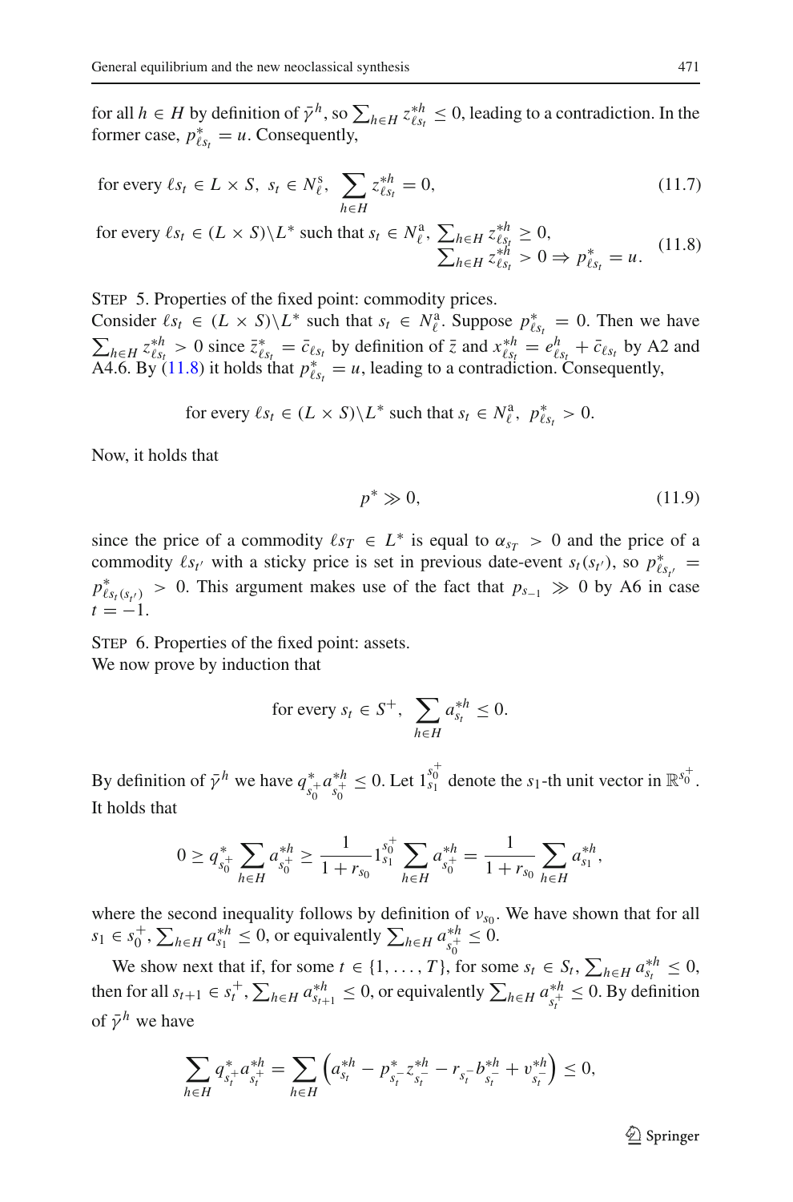for all $h \in H$ by definition of $\bar{\gamma}^h$, so $\sum_{h \in H} z^{*h}_{\ell s_t} \leq 0$, leading to a contradiction. In the former case, $p^*_{\ell s_t} = u$. Consequently,

$$\text{for every } \ell s_t \in L \times S,\ s_t \in N^{\mathrm{s}}_{\ell},\ \sum_{h \in H} z^{*h}_{\ell s_t} = 0, \tag{11.7}$$

$$\text{for every } \ell s_t \in (L \times S)\backslash L^* \text{ such that } s_t \in N^{\mathrm{a}}_{\ell},\ \begin{array}{l}\sum_{h \in H} z^{*h}_{\ell s_t} \geq 0, \\ \sum_{h \in H} z^{*h}_{\ell s_t} > 0 \Rightarrow p^*_{\ell s_t} = u.\end{array} \tag{11.8}$$

Step 5. Properties of the fixed point: commodity prices.
Consider $\ell s_t \in (L \times S)\backslash L^*$ such that $s_t \in N^{\mathrm{a}}_{\ell}$. Suppose $p^*_{\ell s_t} = 0$. Then we have $\sum_{h \in H} z^{*h}_{\ell s_t} > 0$ since $\bar{z}^*_{\ell s_t} = \bar{c}_{\ell s_t}$ by definition of $\bar{z}$ and $x^{*h}_{\ell s_t} = e^h_{\ell s_t} + \bar{c}_{\ell s_t}$ by A2 and A4.6. By (11.8) it holds that $p^*_{\ell s_t} = u$, leading to a contradiction. Consequently,

$$\text{for every } \ell s_t \in (L \times S)\backslash L^* \text{ such that } s_t \in N^{\mathrm{a}}_{\ell},\ p^*_{\ell s_t} > 0.$$

Now, it holds that

$$p^* \gg 0, \tag{11.9}$$

since the price of a commodity $\ell s_T \in L^*$ is equal to $\alpha_{s_T} > 0$ and the price of a commodity $\ell s_{t'}$ with a sticky price is set in previous date-event $s_t(s_{t'})$, so $p^*_{\ell s_{t'}} = p^*_{\ell s_t(s_{t'})} > 0$. This argument makes use of the fact that $p_{s_{-1}} \gg 0$ by A6 in case $t = -1$.

Step 6. Properties of the fixed point: assets.
We now prove by induction that

$$\text{for every } s_t \in S^+,\ \sum_{h \in H} a^{*h}_{s_t} \leq 0.$$

By definition of $\bar{\gamma}^h$ we have $q^*_{s_0^+} a^{*h}_{s_0^+} \leq 0$. Let $1^{s_0^+}_{s_1}$ denote the $s_1$-th unit vector in $\mathbb{R}^{s_0^+}$. It holds that

$$0 \geq q^*_{s_0^+} \sum_{h \in H} a^{*h}_{s_0^+} \geq \frac{1}{1 + r_{s_0}} 1^{s_0^+}_{s_1} \sum_{h \in H} a^{*h}_{s_0^+} = \frac{1}{1 + r_{s_0}} \sum_{h \in H} a^{*h}_{s_1},$$

where the second inequality follows by definition of $v_{s_0}$. We have shown that for all $s_1 \in s_0^+$, $\sum_{h \in H} a^{*h}_{s_1} \leq 0$, or equivalently $\sum_{h \in H} a^{*h}_{s_0^+} \leq 0$.

We show next that if, for some $t \in \{1, \ldots, T\}$, for some $s_t \in S_t$, $\sum_{h \in H} a^{*h}_{s_t} \leq 0$, then for all $s_{t+1} \in s_t^+$, $\sum_{h \in H} a^{*h}_{s_{t+1}} \leq 0$, or equivalently $\sum_{h \in H} a^{*h}_{s_t^+} \leq 0$. By definition of $\bar{\gamma}^h$ we have

$$\sum_{h \in H} q^*_{s_t^+} a^{*h}_{s_t^+} = \sum_{h \in H} \left( a^{*h}_{s_t} - p^*_{s_t^-} z^{*h}_{s_t^-} - r_{s_t^-} b^{*h}_{s_t^-} + v^{*h}_{s_t^-} \right) \leq 0,$$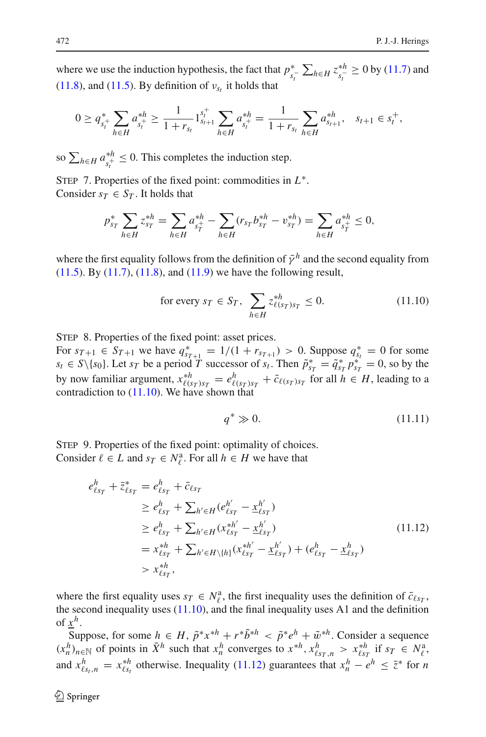where we use the induction hypothesis, the fact that $p^*_{s_t^-} \sum_{h \in H} z^{*h}_{s_t^-} \geq 0$ by (11.7) and (11.8), and (11.5). By definition of $\nu_{s_t}$ it holds that

$$0 \geq q^*_{s_t^+} \sum_{h \in H} a^{*h}_{s_t^+} \geq \frac{1}{1 + r_{s_t}} 1^{s_t^+}_{s_{t+1}} \sum_{h \in H} a^{*h}_{s_t^+} = \frac{1}{1 + r_{s_t}} \sum_{h \in H} a^{*h}_{s_{t+1}}, \quad s_{t+1} \in s_t^+,$$

so $\sum_{h \in H} a^{*h}_{s_t^+} \leq 0$. This completes the induction step.

STEP 7. Properties of the fixed point: commodities in $L^*$.
Consider $s_T \in S_T$. It holds that

$$p^*_{s_T} \sum_{h \in H} z^{*h}_{s_T} = \sum_{h \in H} a^{*h}_{s_T^+} - \sum_{h \in H} (r_{s_T} b^{*h}_{s_T} - \upsilon^{*h}_{s_T}) = \sum_{h \in H} a^{*h}_{s_T^+} \leq 0,$$

where the first equality follows from the definition of $\bar{\gamma}^h$ and the second equality from (11.5). By (11.7), (11.8), and (11.9) we have the following result,

$$\text{for every } s_T \in S_T, \ \sum_{h \in H} z^{*h}_{\ell(s_T)s_T} \leq 0. \tag{11.10}$$

STEP 8. Properties of the fixed point: asset prices.
For $s_{T+1} \in S_{T+1}$ we have $q^*_{s_{T+1}} = 1/(1 + r_{s_{T+1}}) > 0$. Suppose $q^*_{s_t} = 0$ for some $s_t \in S \backslash \{s_0\}$. Let $s_T$ be a period $T$ successor of $s_t$. Then $\tilde{p}^*_{s_T} = \tilde{q}^*_{s_T} p^*_{s_T} = 0$, so by the by now familiar argument, $x^{*h}_{\ell(s_T)s_T} = e^h_{\ell(s_T)s_T} + \bar{c}_{\ell(s_T)s_T}$ for all $h \in H$, leading to a contradiction to (11.10). We have shown that

$$q^* \gg 0. \tag{11.11}$$

STEP 9. Properties of the fixed point: optimality of choices.
Consider $\ell \in L$ and $s_T \in N^{\mathrm{a}}_\ell$. For all $h \in H$ we have that

$$\begin{aligned}
e^h_{\ell s_T} + \bar{z}^*_{\ell s_T} &= e^h_{\ell s_T} + \bar{c}_{\ell s_T} \\
&\geq e^h_{\ell s_T} + \textstyle\sum_{h' \in H} (e^{h'}_{\ell s_T} - \underline{x}^{h'}_{\ell s_T}) \\
&\geq e^h_{\ell s_T} + \textstyle\sum_{h' \in H} (x^{*h'}_{\ell s_T} - \underline{x}^{h'}_{\ell s_T}) \\
&= x^{*h}_{\ell s_T} + \textstyle\sum_{h' \in H \backslash \{h\}} (x^{*h'}_{\ell s_T} - \underline{x}^{h'}_{\ell s_T}) + (e^h_{\ell s_T} - \underline{x}^h_{\ell s_T}) \\
&> x^{*h}_{\ell s_T},
\end{aligned} \tag{11.12}$$

where the first equality uses $s_T \in N^{\mathrm{a}}_\ell$, the first inequality uses the definition of $\bar{c}_{\ell s_T}$, the second inequality uses (11.10), and the final inequality uses A1 and the definition of $\underline{x}^h$.

Suppose, for some $h \in H$, $\tilde{p}^* x^{*h} + r^* \tilde{b}^{*h} < \tilde{p}^* e^h + \tilde{w}^{*h}$. Consider a sequence $(x^h_n)_{n \in \mathbb{N}}$ of points in $\bar{X}^h$ such that $x^h_n$ converges to $x^{*h}$, $x^h_{\ell s_T, n} > x^{*h}_{\ell s_T}$ if $s_T \in N^{\mathrm{a}}_\ell$, and $x^h_{\ell s_t, n} = x^{*h}_{\ell s_t}$ otherwise. Inequality (11.12) guarantees that $x^h_n - e^h \leq \bar{z}^*$ for $n$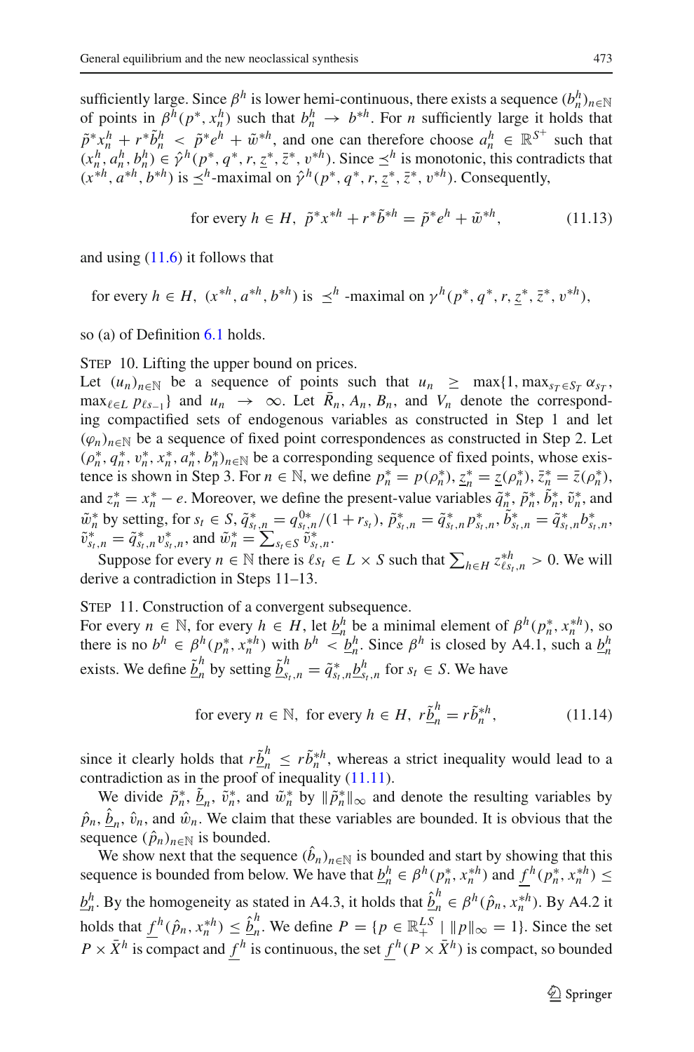sufficiently large. Since $\beta^h$ is lower hemi-continuous, there exists a sequence $(b_n^h)_{n\in\mathbb{N}}$ of points in $\beta^h(p^*, x_n^h)$ such that $b_n^h \to b^{*h}$. For $n$ sufficiently large it holds that $\tilde{p}^* x_n^h + r^* \tilde{b}_n^h < \tilde{p}^* e^h + \tilde{w}^{*h}$, and one can therefore choose $a_n^h \in \mathbb{R}^{S^+}$ such that $(x_n^h, a_n^h, b_n^h) \in \hat{\gamma}^h(p^*, q^*, r, \underline{z}^*, \bar{z}^*, v^{*h})$. Since $\preceq^h$ is monotonic, this contradicts that $(x^{*h}, a^{*h}, b^{*h})$ is $\preceq^h$-maximal on $\hat{\gamma}^h(p^*, q^*, r, \underline{z}^*, \bar{z}^*, v^{*h})$. Consequently,

$$\text{for every } h \in H,\ \tilde{p}^* x^{*h} + r^* \tilde{b}^{*h} = \tilde{p}^* e^h + \tilde{w}^{*h}, \tag{11.13}$$

and using (11.6) it follows that

$$\text{for every } h \in H,\ (x^{*h}, a^{*h}, b^{*h}) \text{ is } \preceq^h \text{-maximal on } \gamma^h(p^*, q^*, r, \underline{z}^*, \bar{z}^*, v^{*h}),$$

so (a) of Definition 6.1 holds.

Step 10. Lifting the upper bound on prices.
Let $(u_n)_{n\in\mathbb{N}}$ be a sequence of points such that $u_n \geq \max\{1, \max_{s_T\in S_T} \alpha_{s_T}, \max_{\ell\in L} p_{\ell s_{-1}}\}$ and $u_n \to \infty$. Let $\bar{R}_n$, $A_n$, $B_n$, and $V_n$ denote the corresponding compactified sets of endogenous variables as constructed in Step 1 and let $(\varphi_n)_{n\in\mathbb{N}}$ be a sequence of fixed point correspondences as constructed in Step 2. Let $(\rho_n^*, q_n^*, v_n^*, x_n^*, a_n^*, b_n^*)_{n\in\mathbb{N}}$ be a corresponding sequence of fixed points, whose existence is shown in Step 3. For $n \in \mathbb{N}$, we define $p_n^* = p(\rho_n^*)$, $\underline{z}_n^* = \underline{z}(\rho_n^*)$, $\bar{z}_n^* = \bar{z}(\rho_n^*)$, and $z_n^* = x_n^* - e$. Moreover, we define the present-value variables $\tilde{q}_n^*$, $\tilde{p}_n^*$, $\tilde{b}_n^*$, $\tilde{v}_n^*$, and $\tilde{w}_n^*$ by setting, for $s_t \in S$, $\tilde{q}_{s_t,n}^* = q_{s_t,n}^{0*}/(1 + r_{s_t})$, $\tilde{p}_{s_t,n}^* = \tilde{q}_{s_t,n}^* p_{s_t,n}^*$, $\tilde{b}_{s_t,n}^* = \tilde{q}_{s_t,n}^* b_{s_t,n}^*$, $\tilde{v}_{s_t,n}^* = \tilde{q}_{s_t,n}^* v_{s_t,n}^*$, and $\tilde{w}_n^* = \sum_{s_t\in S} \tilde{v}_{s_t,n}^*$.

Suppose for every $n \in \mathbb{N}$ there is $\ell s_t \in L \times S$ such that $\sum_{h\in H} z_{\ell s_t,n}^{*h} > 0$. We will derive a contradiction in Steps 11–13.

Step 11. Construction of a convergent subsequence.
For every $n \in \mathbb{N}$, for every $h \in H$, let $\underline{b}_n^h$ be a minimal element of $\beta^h(p_n^*, x_n^{*h})$, so there is no $b^h \in \beta^h(p_n^*, x_n^{*h})$ with $b^h < \underline{b}_n^h$. Since $\beta^h$ is closed by A4.1, such a $\underline{b}_n^h$ exists. We define $\tilde{\underline{b}}_n^h$ by setting $\tilde{\underline{b}}_{s_t,n}^h = \tilde{q}_{s_t,n}^* \underline{b}_{s_t,n}^h$ for $s_t \in S$. We have

$$\text{for every } n \in \mathbb{N},\ \text{for every } h \in H,\ r\tilde{\underline{b}}_n^h = r\tilde{b}_n^{*h}, \tag{11.14}$$

since it clearly holds that $r\tilde{\underline{b}}_n^h \leq r\tilde{b}_n^{*h}$, whereas a strict inequality would lead to a contradiction as in the proof of inequality (11.11).

We divide $\tilde{p}_n^*$, $\tilde{\underline{b}}_n$, $\tilde{v}_n^*$, and $\tilde{w}_n^*$ by $\|\tilde{p}_n^*\|_\infty$ and denote the resulting variables by $\hat{p}_n$, $\hat{\underline{b}}_n$, $\hat{v}_n$, and $\hat{w}_n$. We claim that these variables are bounded. It is obvious that the sequence $(\hat{p}_n)_{n\in\mathbb{N}}$ is bounded.

We show next that the sequence $(\hat{\underline{b}}_n)_{n\in\mathbb{N}}$ is bounded and start by showing that this sequence is bounded from below. We have that $\underline{b}_n^h \in \beta^h(p_n^*, x_n^{*h})$ and $\underline{f}^h(p_n^*, x_n^{*h}) \leq \underline{b}_n^h$. By the homogeneity as stated in A4.3, it holds that $\hat{\underline{b}}_n^h \in \beta^h(\hat{p}_n, x_n^{*h})$. By A4.2 it holds that $\underline{f}^h(\hat{p}_n, x_n^{*h}) \leq \hat{\underline{b}}_n^h$. We define $P = \{p \in \mathbb{R}_+^{LS} \mid \|p\|_\infty = 1\}$. Since the set $P \times \bar{X}^h$ is compact and $\underline{f}^h$ is continuous, the set $\underline{f}^h(P \times \bar{X}^h)$ is compact, so bounded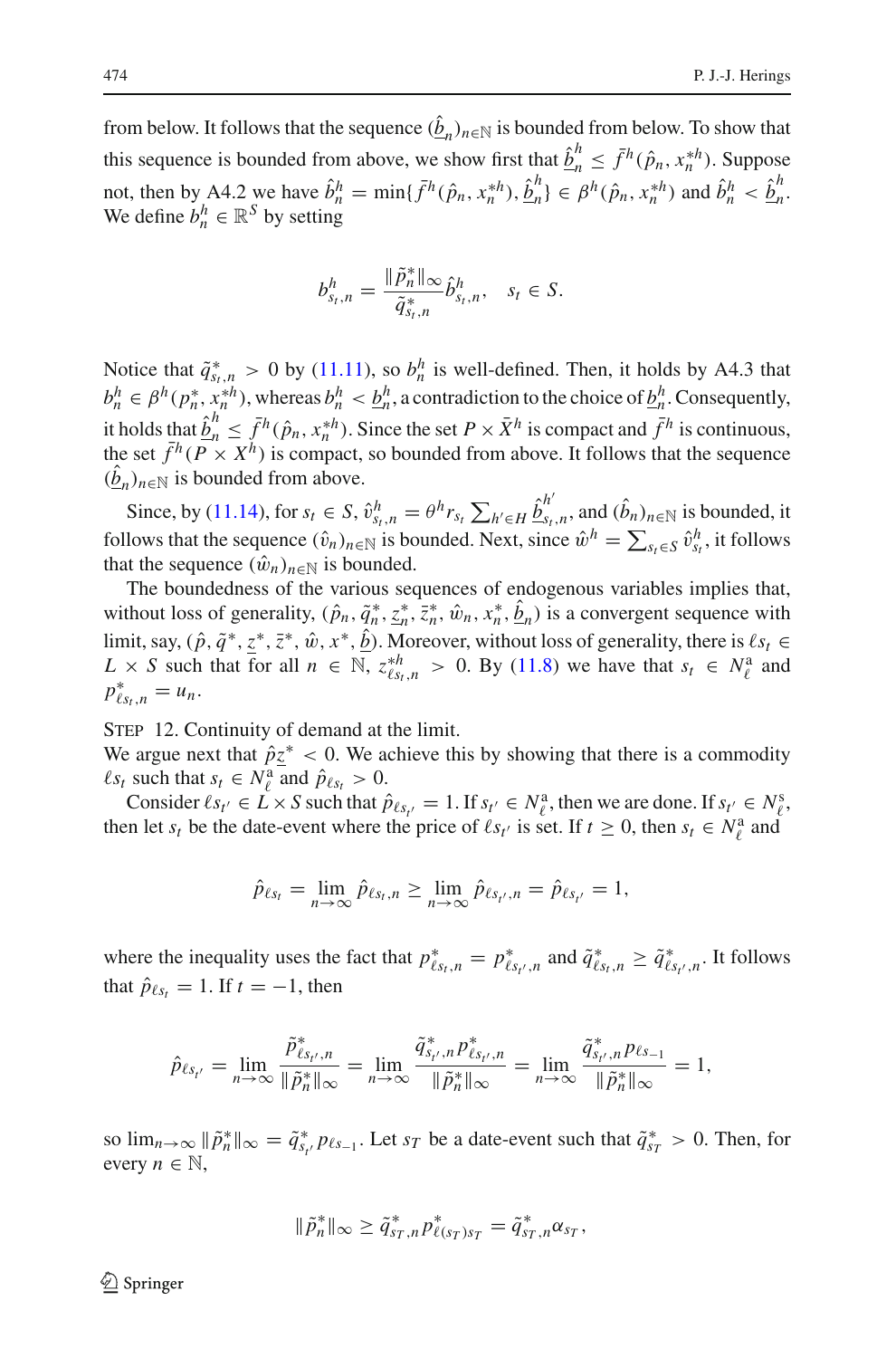from below. It follows that the sequence $(\hat{\underline{b}}_n)_{n\in\mathbb{N}}$ is bounded from below. To show that this sequence is bounded from above, we show first that $\hat{\underline{b}}_n^h \leq \bar{f}^h(\hat{p}_n, x_n^{*h})$. Suppose not, then by A4.2 we have $\hat{b}_n^h = \min\{\bar{f}^h(\hat{p}_n, x_n^{*h}), \hat{\underline{b}}_n^h\} \in \beta^h(\hat{p}_n, x_n^{*h})$ and $\hat{b}_n^h < \hat{\underline{b}}_n^h$. We define $b_n^h \in \mathbb{R}^S$ by setting

$$b_{s_t,n}^h = \frac{\|\tilde{p}_n^*\|_\infty}{\tilde{q}_{s_t,n}^*}\hat{b}_{s_t,n}^h, \quad s_t \in S.$$

Notice that $\tilde{q}_{s_t,n}^* > 0$ by (11.11), so $b_n^h$ is well-defined. Then, it holds by A4.3 that $b_n^h \in \beta^h(p_n^*, x_n^{*h})$, whereas $b_n^h < \underline{b}_n^h$, a contradiction to the choice of $\underline{b}_n^h$. Consequently, it holds that $\hat{\underline{b}}_n^h \leq \bar{f}^h(\hat{p}_n, x_n^{*h})$. Since the set $P \times \bar{X}^h$ is compact and $\bar{f}^h$ is continuous, the set $\bar{f}^h(P \times X^h)$ is compact, so bounded from above. It follows that the sequence $(\hat{\underline{b}}_n)_{n\in\mathbb{N}}$ is bounded from above.

Since, by (11.14), for $s_t \in S$, $\hat{v}_{s_t,n}^h = \theta^h r_{s_t} \sum_{h'\in H} \hat{\underline{b}}_{s_t,n}^{h'}$, and $(\hat{b}_n)_{n\in\mathbb{N}}$ is bounded, it follows that the sequence $(\hat{v}_n)_{n\in\mathbb{N}}$ is bounded. Next, since $\hat{w}^h = \sum_{s_t\in S} \hat{v}_{s_t}^h$, it follows that the sequence $(\hat{w}_n)_{n\in\mathbb{N}}$ is bounded.

The boundedness of the various sequences of endogenous variables implies that, without loss of generality, $(\hat{p}_n, \tilde{q}_n^*, \underline{z}_n^*, \bar{z}_n^*, \hat{w}_n, x_n^*, \hat{\underline{b}}_n)$ is a convergent sequence with limit, say, $(\hat{p}, \tilde{q}^*, \underline{z}^*, \bar{z}^*, \hat{w}, x^*, \hat{\underline{b}})$. Moreover, without loss of generality, there is $\ell s_t \in L \times S$ such that for all $n \in \mathbb{N}$, $z_{\ell s_t,n}^{*h} > 0$. By (11.8) we have that $s_t \in N_\ell^{\mathrm{a}}$ and $p_{\ell s_t,n}^* = u_n$.

Step 12. Continuity of demand at the limit.
We argue next that $\hat{p}\underline{z}^* < 0$. We achieve this by showing that there is a commodity $\ell s_t$ such that $s_t \in N_\ell^{\mathrm{a}}$ and $\hat{p}_{\ell s_t} > 0$.

Consider $\ell s_{t'} \in L \times S$ such that $\hat{p}_{\ell s_{t'}} = 1$. If $s_{t'} \in N_\ell^{\mathrm{a}}$, then we are done. If $s_{t'} \in N_\ell^{\mathrm{s}}$, then let $s_t$ be the date-event where the price of $\ell s_{t'}$ is set. If $t \geq 0$, then $s_t \in N_\ell^{\mathrm{a}}$ and

$$\hat{p}_{\ell s_t} = \lim_{n\to\infty} \hat{p}_{\ell s_t,n} \geq \lim_{n\to\infty} \hat{p}_{\ell s_{t'},n} = \hat{p}_{\ell s_{t'}} = 1,$$

where the inequality uses the fact that $p_{\ell s_t,n}^* = p_{\ell s_{t'},n}^*$ and $\tilde{q}_{s_t,n}^* \geq \tilde{q}_{s_{t'},n}^*$. It follows that $\hat{p}_{\ell s_t} = 1$. If $t = -1$, then

$$\hat{p}_{\ell s_{t'}} = \lim_{n\to\infty} \frac{\tilde{p}_{\ell s_{t'},n}^*}{\|\tilde{p}_n^*\|_\infty} = \lim_{n\to\infty} \frac{\tilde{q}_{s_{t'},n}^* p_{\ell s_{t'},n}^*}{\|\tilde{p}_n^*\|_\infty} = \lim_{n\to\infty} \frac{\tilde{q}_{s_{t'},n}^* p_{\ell s_{-1}}}{\|\tilde{p}_n^*\|_\infty} = 1,$$

so $\lim_{n\to\infty} \|\tilde{p}_n^*\|_\infty = \tilde{q}_{s_{t'}}^* p_{\ell s_{-1}}$. Let $s_T$ be a date-event such that $\tilde{q}_{s_T}^* > 0$. Then, for every $n \in \mathbb{N}$,

$$\|\tilde{p}_n^*\|_\infty \geq \tilde{q}_{s_T,n}^* p_{\ell(s_T)s_T}^* = \tilde{q}_{s_T,n}^* \alpha_{s_T},$$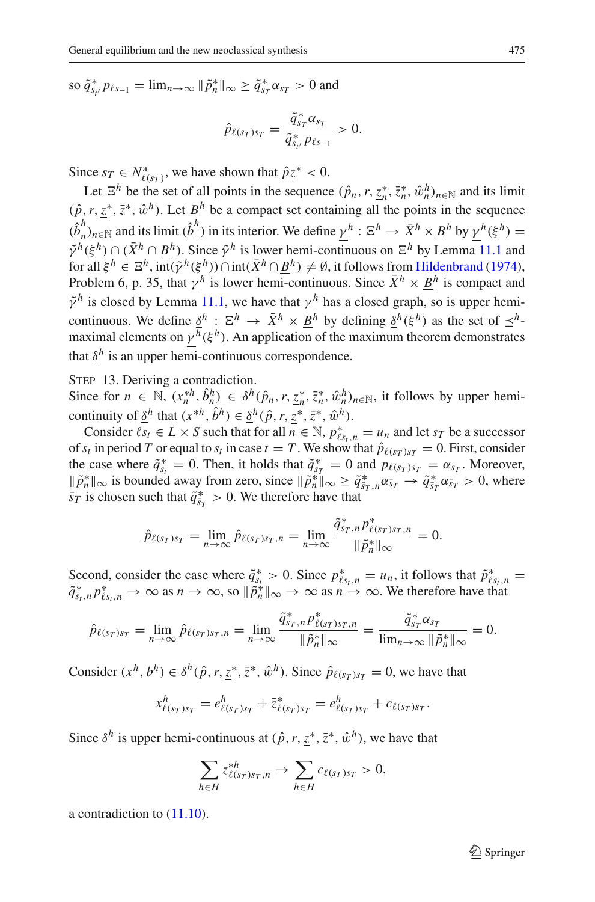so $\tilde{q}^*_{s_{t'}} p_{\ell s_{-1}} = \lim_{n\to\infty} \|\tilde{p}^*_n\|_\infty \geq \tilde{q}^*_{s_T} \alpha_{s_T} > 0$ and

$$\hat{p}_{\ell(s_T)s_T} = \frac{\tilde{q}^*_{s_T} \alpha_{s_T}}{\tilde{q}^*_{s_{t'}} p_{\ell s_{-1}}} > 0.$$

Since $s_T \in N^{\mathrm{a}}_{\ell(s_T)}$, we have shown that $\hat{p}\underline{z}^* < 0$.

Let $\Xi^h$ be the set of all points in the sequence $(\hat{p}_n, r, \underline{z}^*_n, \bar{z}^*_n, \hat{w}^h_n)_{n\in\mathbb{N}}$ and its limit $(\hat{p}, r, \underline{z}^*, \bar{z}^*, \hat{w}^h)$. Let $\underline{B}^h$ be a compact set containing all the points in the sequence $(\underline{\hat{b}}^h_n)_{n\in\mathbb{N}}$ and its limit $(\underline{\hat{b}}^h)$ in its interior. We define $\underline{\gamma}^h : \Xi^h \to \bar{X}^h \times \underline{B}^h$ by $\underline{\gamma}^h(\xi^h) = \tilde{\gamma}^h(\xi^h) \cap (\bar{X}^h \cap \underline{B}^h)$. Since $\tilde{\gamma}^h$ is lower hemi-continuous on $\Xi^h$ by Lemma 11.1 and for all $\xi^h \in \Xi^h$, $\mathrm{int}(\tilde{\gamma}^h(\xi^h)) \cap \mathrm{int}(\bar{X}^h \cap \underline{B}^h) \neq \emptyset$, it follows from Hildenbrand (1974), Problem 6, p. 35, that $\underline{\gamma}^h$ is lower hemi-continuous. Since $\bar{X}^h \times \underline{B}^h$ is compact and $\tilde{\gamma}^h$ is closed by Lemma 11.1, we have that $\underline{\gamma}^h$ has a closed graph, so is upper hemi-continuous. We define $\underline{\delta}^h : \Xi^h \to \bar{X}^h \times \underline{B}^h$ by defining $\underline{\delta}^h(\xi^h)$ as the set of $\preceq^h$-maximal elements on $\underline{\gamma}^h(\xi^h)$. An application of the maximum theorem demonstrates that $\underline{\delta}^h$ is an upper hemi-continuous correspondence.

Step 13. Deriving a contradiction.
Since for $n \in \mathbb{N}$, $(x^{*h}_n, \hat{b}^h_n) \in \underline{\delta}^h(\hat{p}_n, r, \underline{z}^*_n, \bar{z}^*_n, \hat{w}^h_n)_{n\in\mathbb{N}}$, it follows by upper hemi-continuity of $\underline{\delta}^h$ that $(x^{*h}, \hat{b}^h) \in \underline{\delta}^h(\hat{p}, r, \underline{z}^*, \bar{z}^*, \hat{w}^h)$.

Consider $\ell s_t \in L \times S$ such that for all $n \in \mathbb{N}$, $p^*_{\ell s_t, n} = u_n$ and let $s_T$ be a successor of $s_t$ in period $T$ or equal to $s_t$ in case $t = T$. We show that $\hat{p}_{\ell(s_T)s_T} = 0$. First, consider the case where $\tilde{q}^*_{s_t} = 0$. Then, it holds that $\tilde{q}^*_{s_T} = 0$ and $p_{\ell(s_T)s_T} = \alpha_{s_T}$. Moreover, $\|\tilde{p}^*_n\|_\infty$ is bounded away from zero, since $\|\tilde{p}^*_n\|_\infty \geq \tilde{q}^*_{\bar{s}_T, n} \alpha_{\bar{s}_T} \to \tilde{q}^*_{\bar{s}_T} \alpha_{\bar{s}_T} > 0$, where $\bar{s}_T$ is chosen such that $\tilde{q}^*_{\bar{s}_T} > 0$. We therefore have that

$$\hat{p}_{\ell(s_T)s_T} = \lim_{n\to\infty} \hat{p}_{\ell(s_T)s_T, n} = \lim_{n\to\infty} \frac{\tilde{q}^*_{s_T, n} p^*_{\ell(s_T)s_T, n}}{\|\tilde{p}^*_n\|_\infty} = 0.$$

Second, consider the case where $\tilde{q}^*_{s_t} > 0$. Since $p^*_{\ell s_t, n} = u_n$, it follows that $\tilde{p}^*_{\ell s_t, n} = \tilde{q}^*_{s_t, n} p^*_{\ell s_t, n} \to \infty$ as $n \to \infty$, so $\|\tilde{p}^*_n\|_\infty \to \infty$ as $n \to \infty$. We therefore have that

$$\hat{p}_{\ell(s_T)s_T} = \lim_{n\to\infty} \hat{p}_{\ell(s_T)s_T, n} = \lim_{n\to\infty} \frac{\tilde{q}^*_{s_T, n} p^*_{\ell(s_T)s_T, n}}{\|\tilde{p}^*_n\|_\infty} = \frac{\tilde{q}^*_{s_T} \alpha_{s_T}}{\lim_{n\to\infty} \|\tilde{p}^*_n\|_\infty} = 0.$$

Consider $(x^h, b^h) \in \underline{\delta}^h(\hat{p}, r, \underline{z}^*, \bar{z}^*, \hat{w}^h)$. Since $\hat{p}_{\ell(s_T)s_T} = 0$, we have that

$$x^h_{\ell(s_T)s_T} = e^h_{\ell(s_T)s_T} + \bar{z}^*_{\ell(s_T)s_T} = e^h_{\ell(s_T)s_T} + c_{\ell(s_T)s_T}.$$

Since $\underline{\delta}^h$ is upper hemi-continuous at $(\hat{p}, r, \underline{z}^*, \bar{z}^*, \hat{w}^h)$, we have that

$$\sum_{h\in H} z^{*h}_{\ell(s_T)s_T, n} \to \sum_{h\in H} c_{\ell(s_T)s_T} > 0,$$

a contradiction to (11.10).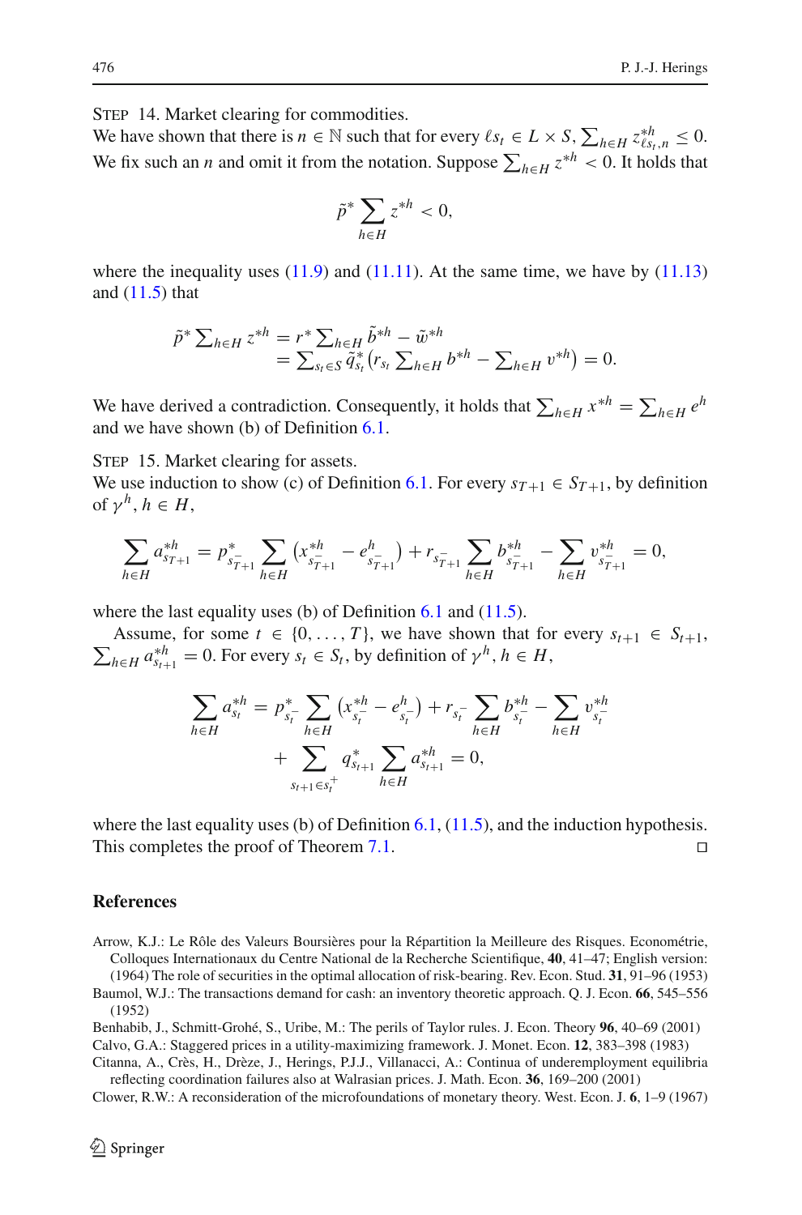STEP 14. Market clearing for commodities.
We have shown that there is $n \in \mathbb{N}$ such that for every $\ell s_t \in L \times S$, $\sum_{h \in H} z^{*h}_{\ell s_t, n} \leq 0$. We fix such an $n$ and omit it from the notation. Suppose $\sum_{h \in H} z^{*h} < 0$. It holds that

$$\tilde{p}^* \sum_{h \in H} z^{*h} < 0,$$

where the inequality uses (11.9) and (11.11). At the same time, we have by (11.13) and (11.5) that

$$\begin{aligned} \tilde{p}^* \textstyle\sum_{h \in H} z^{*h} &= r^* \textstyle\sum_{h \in H} \tilde{b}^{*h} - \tilde{w}^{*h} \\ &= \textstyle\sum_{s_t \in S} \tilde{q}^*_{s_t} \left( r_{s_t} \sum_{h \in H} b^{*h} - \sum_{h \in H} v^{*h} \right) = 0. \end{aligned}$$

We have derived a contradiction. Consequently, it holds that $\sum_{h \in H} x^{*h} = \sum_{h \in H} e^h$ and we have shown (b) of Definition 6.1.

STEP 15. Market clearing for assets.
We use induction to show (c) of Definition 6.1. For every $s_{T+1} \in S_{T+1}$, by definition of $\gamma^h$, $h \in H$,

$$\sum_{h \in H} a^{*h}_{s_{T+1}} = p^*_{s^-_{T+1}} \sum_{h \in H} \left( x^{*h}_{s^-_{T+1}} - e^h_{s^-_{T+1}} \right) + r_{s^-_{T+1}} \sum_{h \in H} b^{*h}_{s^-_{T+1}} - \sum_{h \in H} v^{*h}_{s^-_{T+1}} = 0,$$

where the last equality uses (b) of Definition 6.1 and (11.5).

Assume, for some $t \in \{0, \ldots, T\}$, we have shown that for every $s_{t+1} \in S_{t+1}$, $\sum_{h \in H} a^{*h}_{s_{t+1}} = 0$. For every $s_t \in S_t$, by definition of $\gamma^h$, $h \in H$,

$$\begin{aligned} \sum_{h \in H} a^{*h}_{s_t} &= p^*_{s^-_t} \sum_{h \in H} \left( x^{*h}_{s^-_t} - e^h_{s^-_t} \right) + r_{s^-_t} \sum_{h \in H} b^{*h}_{s^-_t} - \sum_{h \in H} v^{*h}_{s^-_t} \\ &\quad + \sum_{s_{t+1} \in s^+_t} q^*_{s_{t+1}} \sum_{h \in H} a^{*h}_{s_{t+1}} = 0, \end{aligned}$$

where the last equality uses (b) of Definition 6.1, (11.5), and the induction hypothesis. This completes the proof of Theorem 7.1. □

## References

Arrow, K.J.: Le Rôle des Valeurs Boursières pour la Répartition la Meilleure des Risques. Econométrie, Colloques Internationaux du Centre National de la Recherche Scientifique, **40**, 41–47; English version: (1964) The role of securities in the optimal allocation of risk-bearing. Rev. Econ. Stud. **31**, 91–96 (1953)

Baumol, W.J.: The transactions demand for cash: an inventory theoretic approach. Q. J. Econ. **66**, 545–556 (1952)

Benhabib, J., Schmitt-Grohé, S., Uribe, M.: The perils of Taylor rules. J. Econ. Theory **96**, 40–69 (2001)

Calvo, G.A.: Staggered prices in a utility-maximizing framework. J. Monet. Econ. **12**, 383–398 (1983)

Citanna, A., Crès, H., Drèze, J., Herings, P.J.J., Villanacci, A.: Continua of underemployment equilibria reflecting coordination failures also at Walrasian prices. J. Math. Econ. **36**, 169–200 (2001)

Clower, R.W.: A reconsideration of the microfoundations of monetary theory. West. Econ. J. **6**, 1–9 (1967)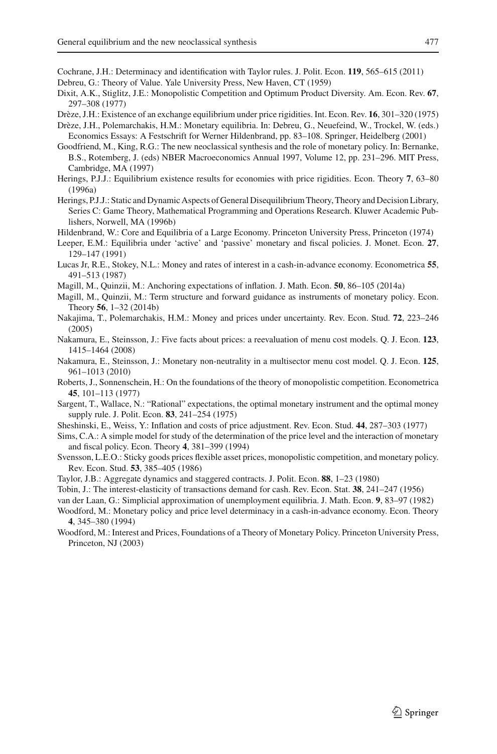Cochrane, J.H.: Determinacy and identification with Taylor rules. J. Polit. Econ. **119**, 565–615 (2011)

Debreu, G.: Theory of Value. Yale University Press, New Haven, CT (1959)

Dixit, A.K., Stiglitz, J.E.: Monopolistic Competition and Optimum Product Diversity. Am. Econ. Rev. **67**, 297–308 (1977)

Drèze, J.H.: Existence of an exchange equilibrium under price rigidities. Int. Econ. Rev. **16**, 301–320 (1975)

Drèze, J.H., Polemarchakis, H.M.: Monetary equilibria. In: Debreu, G., Neuefeind, W., Trockel, W. (eds.) Economics Essays: A Festschrift for Werner Hildenbrand, pp. 83–108. Springer, Heidelberg (2001)

Goodfriend, M., King, R.G.: The new neoclassical synthesis and the role of monetary policy. In: Bernanke, B.S., Rotemberg, J. (eds) NBER Macroeconomics Annual 1997, Volume 12, pp. 231–296. MIT Press, Cambridge, MA (1997)

Herings, P.J.J.: Equilibrium existence results for economies with price rigidities. Econ. Theory **7**, 63–80 (1996a)

Herings, P.J.J.: Static and Dynamic Aspects of General Disequilibrium Theory, Theory and Decision Library, Series C: Game Theory, Mathematical Programming and Operations Research. Kluwer Academic Publishers, Norwell, MA (1996b)

Hildenbrand, W.: Core and Equilibria of a Large Economy. Princeton University Press, Princeton (1974)

Leeper, E.M.: Equilibria under 'active' and 'passive' monetary and fiscal policies. J. Monet. Econ. **27**, 129–147 (1991)

Lucas Jr, R.E., Stokey, N.L.: Money and rates of interest in a cash-in-advance economy. Econometrica **55**, 491–513 (1987)

Magill, M., Quinzii, M.: Anchoring expectations of inflation. J. Math. Econ. **50**, 86–105 (2014a)

Magill, M., Quinzii, M.: Term structure and forward guidance as instruments of monetary policy. Econ. Theory **56**, 1–32 (2014b)

Nakajima, T., Polemarchakis, H.M.: Money and prices under uncertainty. Rev. Econ. Stud. **72**, 223–246 (2005)

Nakamura, E., Steinsson, J.: Five facts about prices: a reevaluation of menu cost models. Q. J. Econ. **123**, 1415–1464 (2008)

Nakamura, E., Steinsson, J.: Monetary non-neutrality in a multisector menu cost model. Q. J. Econ. **125**, 961–1013 (2010)

Roberts, J., Sonnenschein, H.: On the foundations of the theory of monopolistic competition. Econometrica **45**, 101–113 (1977)

Sargent, T., Wallace, N.: "Rational" expectations, the optimal monetary instrument and the optimal money supply rule. J. Polit. Econ. **83**, 241–254 (1975)

Sheshinski, E., Weiss, Y.: Inflation and costs of price adjustment. Rev. Econ. Stud. **44**, 287–303 (1977)

Sims, C.A.: A simple model for study of the determination of the price level and the interaction of monetary and fiscal policy. Econ. Theory **4**, 381–399 (1994)

Svensson, L.E.O.: Sticky goods prices flexible asset prices, monopolistic competition, and monetary policy. Rev. Econ. Stud. **53**, 385–405 (1986)

Taylor, J.B.: Aggregate dynamics and staggered contracts. J. Polit. Econ. **88**, 1–23 (1980)

Tobin, J.: The interest-elasticity of transactions demand for cash. Rev. Econ. Stat. **38**, 241–247 (1956)

van der Laan, G.: Simplicial approximation of unemployment equilibria. J. Math. Econ. **9**, 83–97 (1982)

Woodford, M.: Monetary policy and price level determinacy in a cash-in-advance economy. Econ. Theory **4**, 345–380 (1994)

Woodford, M.: Interest and Prices, Foundations of a Theory of Monetary Policy. Princeton University Press, Princeton, NJ (2003)